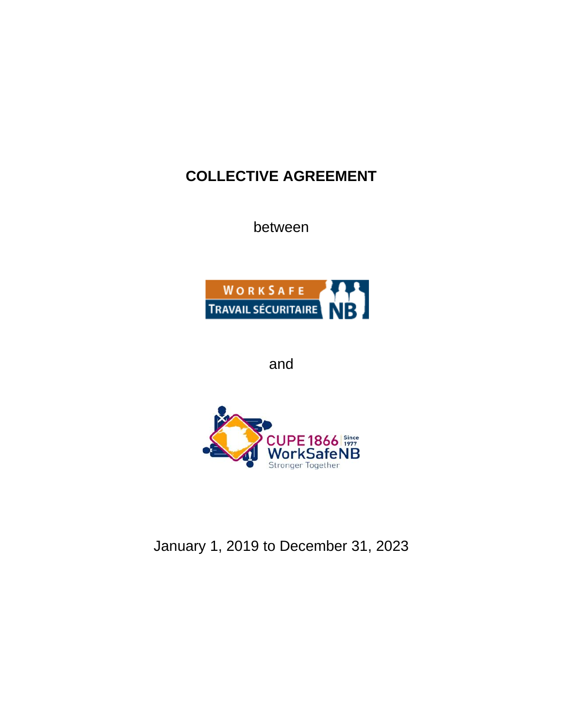# COLLECTIVE AGREEMENT

between

WORKSAFE TRAVAIL SÉCURITAIRE NB

and

CUPE 1866 Since 1977 WorkSafeNB Stronger Together

January 1, 2019 to December 31, 2023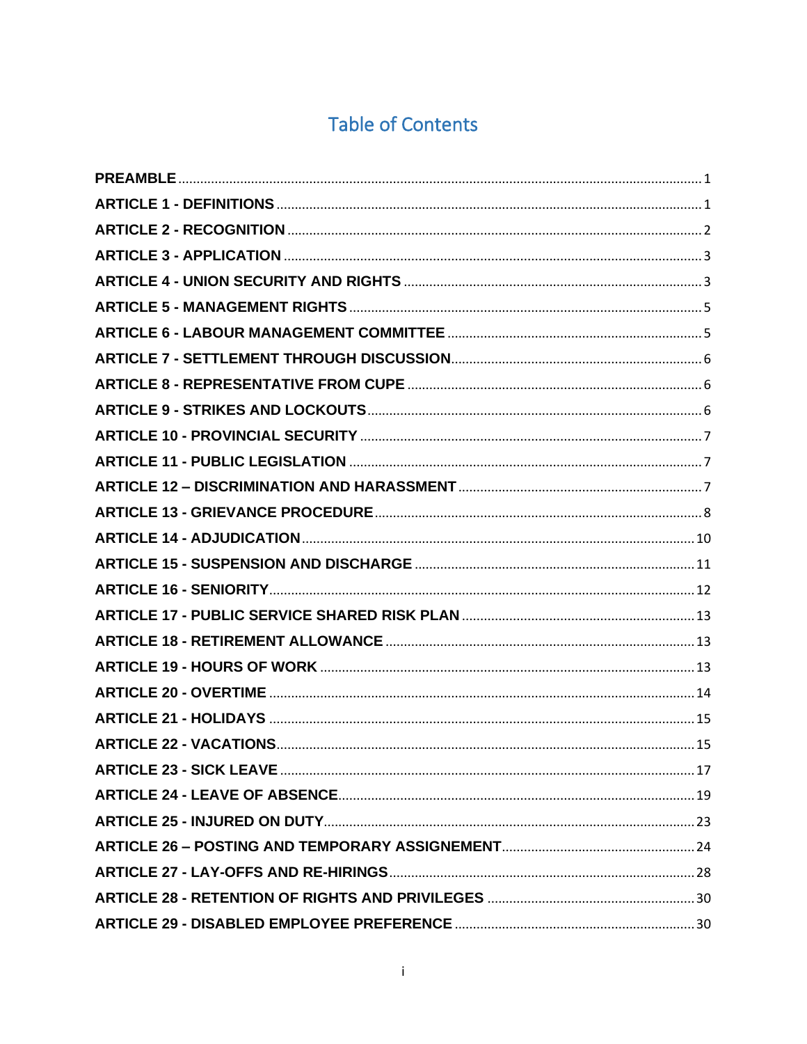# Table of Contents

| | |
|---|---|
| **PREAMBLE** | 1 |
| **ARTICLE 1 - DEFINITIONS** | 1 |
| **ARTICLE 2 - RECOGNITION** | 2 |
| **ARTICLE 3 - APPLICATION** | 3 |
| **ARTICLE 4 - UNION SECURITY AND RIGHTS** | 3 |
| **ARTICLE 5 - MANAGEMENT RIGHTS** | 5 |
| **ARTICLE 6 - LABOUR MANAGEMENT COMMITTEE** | 5 |
| **ARTICLE 7 - SETTLEMENT THROUGH DISCUSSION** | 6 |
| **ARTICLE 8 - REPRESENTATIVE FROM CUPE** | 6 |
| **ARTICLE 9 - STRIKES AND LOCKOUTS** | 6 |
| **ARTICLE 10 - PROVINCIAL SECURITY** | 7 |
| **ARTICLE 11 - PUBLIC LEGISLATION** | 7 |
| **ARTICLE 12 – DISCRIMINATION AND HARASSMENT** | 7 |
| **ARTICLE 13 - GRIEVANCE PROCEDURE** | 8 |
| **ARTICLE 14 - ADJUDICATION** | 10 |
| **ARTICLE 15 - SUSPENSION AND DISCHARGE** | 11 |
| **ARTICLE 16 - SENIORITY** | 12 |
| **ARTICLE 17 - PUBLIC SERVICE SHARED RISK PLAN** | 13 |
| **ARTICLE 18 - RETIREMENT ALLOWANCE** | 13 |
| **ARTICLE 19 - HOURS OF WORK** | 13 |
| **ARTICLE 20 - OVERTIME** | 14 |
| **ARTICLE 21 - HOLIDAYS** | 15 |
| **ARTICLE 22 - VACATIONS** | 15 |
| **ARTICLE 23 - SICK LEAVE** | 17 |
| **ARTICLE 24 - LEAVE OF ABSENCE** | 19 |
| **ARTICLE 25 - INJURED ON DUTY** | 23 |
| **ARTICLE 26 – POSTING AND TEMPORARY ASSIGENEMENT** | 24 |
| **ARTICLE 27 - LAY-OFFS AND RE-HIRINGS** | 28 |
| **ARTICLE 28 - RETENTION OF RIGHTS AND PRIVILEGES** | 30 |
| **ARTICLE 29 - DISABLED EMPLOYEE PREFERENCE** | 30 |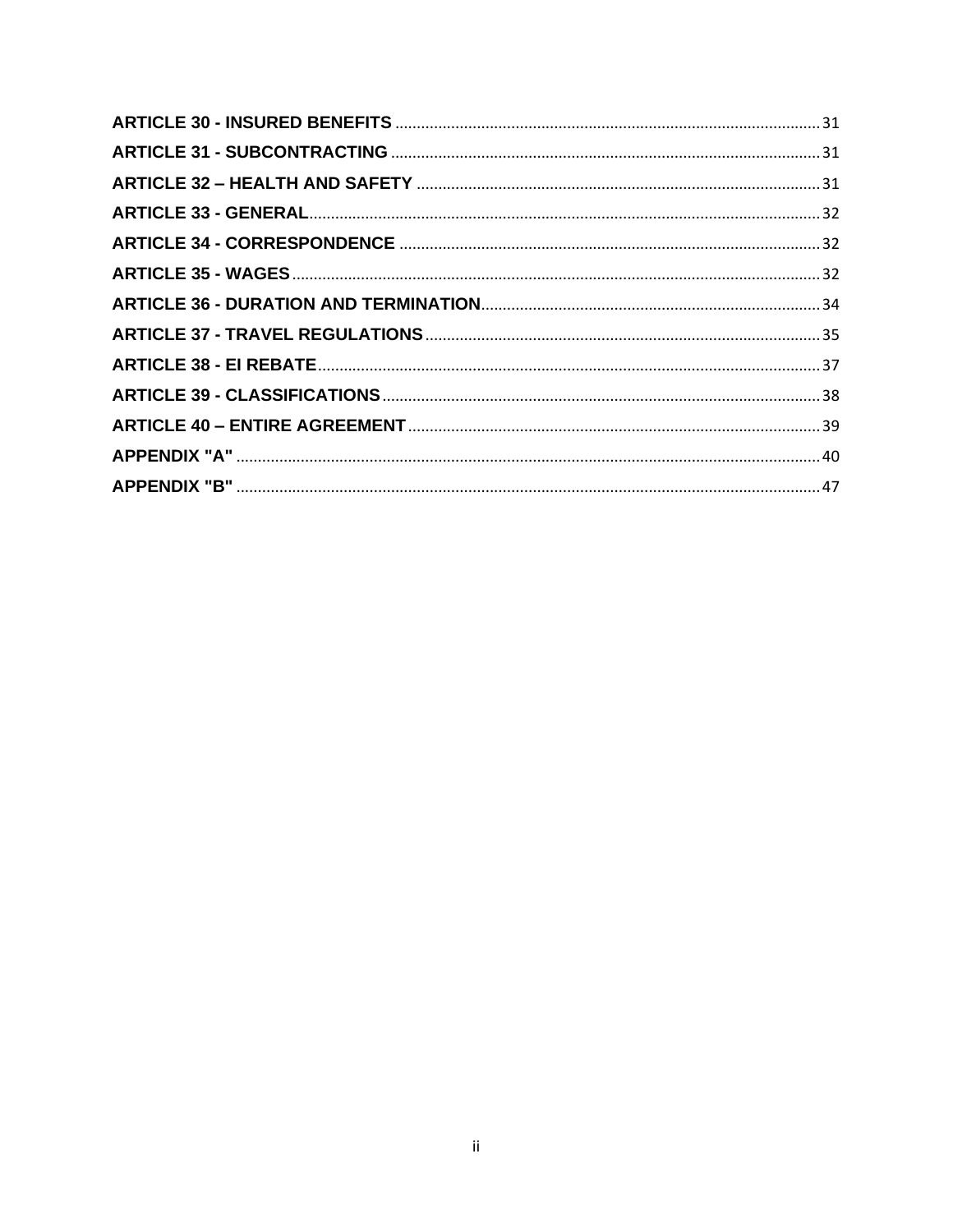**ARTICLE 30 - INSURED BENEFITS** ..... 31

**ARTICLE 31 - SUBCONTRACTING** ..... 31

**ARTICLE 32 – HEALTH AND SAFETY** ..... 31

**ARTICLE 33 - GENERAL** ..... 32

**ARTICLE 34 - CORRESPONDENCE** ..... 32

**ARTICLE 35 - WAGES** ..... 32

**ARTICLE 36 - DURATION AND TERMINATION** ..... 34

**ARTICLE 37 - TRAVEL REGULATIONS** ..... 35

**ARTICLE 38 - EI REBATE** ..... 37

**ARTICLE 39 - CLASSIFICATIONS** ..... 38

**ARTICLE 40 – ENTIRE AGREEMENT** ..... 39

**APPENDIX "A"** ..... 40

**APPENDIX "B"** ..... 47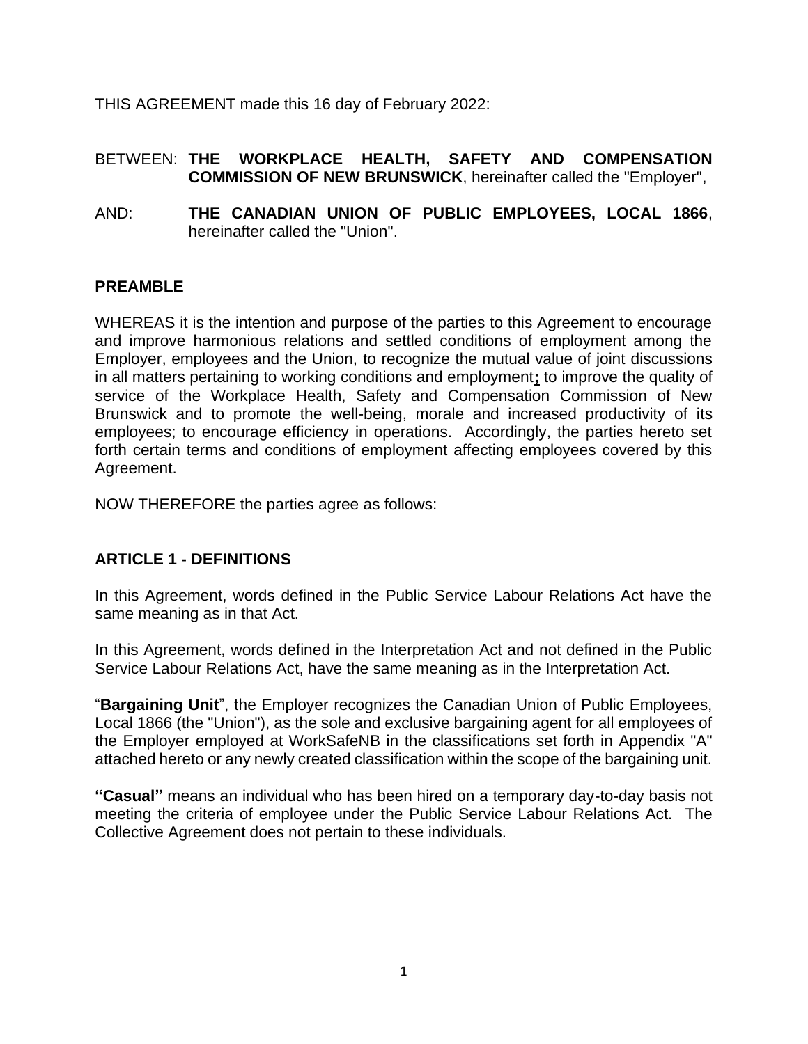THIS AGREEMENT made this 16 day of February 2022:

BETWEEN: **THE WORKPLACE HEALTH, SAFETY AND COMPENSATION COMMISSION OF NEW BRUNSWICK**, hereinafter called the "Employer",

AND: **THE CANADIAN UNION OF PUBLIC EMPLOYEES, LOCAL 1866**, hereinafter called the "Union".

## PREAMBLE

WHEREAS it is the intention and purpose of the parties to this Agreement to encourage and improve harmonious relations and settled conditions of employment among the Employer, employees and the Union, to recognize the mutual value of joint discussions in all matters pertaining to working conditions and employment**;** to improve the quality of service of the Workplace Health, Safety and Compensation Commission of New Brunswick and to promote the well-being, morale and increased productivity of its employees; to encourage efficiency in operations. Accordingly, the parties hereto set forth certain terms and conditions of employment affecting employees covered by this Agreement.

NOW THEREFORE the parties agree as follows:

## ARTICLE 1 - DEFINITIONS

In this Agreement, words defined in the Public Service Labour Relations Act have the same meaning as in that Act.

In this Agreement, words defined in the Interpretation Act and not defined in the Public Service Labour Relations Act, have the same meaning as in the Interpretation Act.

"**Bargaining Unit**", the Employer recognizes the Canadian Union of Public Employees, Local 1866 (the "Union"), as the sole and exclusive bargaining agent for all employees of the Employer employed at WorkSafeNB in the classifications set forth in Appendix "A" attached hereto or any newly created classification within the scope of the bargaining unit.

**"Casual"** means an individual who has been hired on a temporary day-to-day basis not meeting the criteria of employee under the Public Service Labour Relations Act. The Collective Agreement does not pertain to these individuals.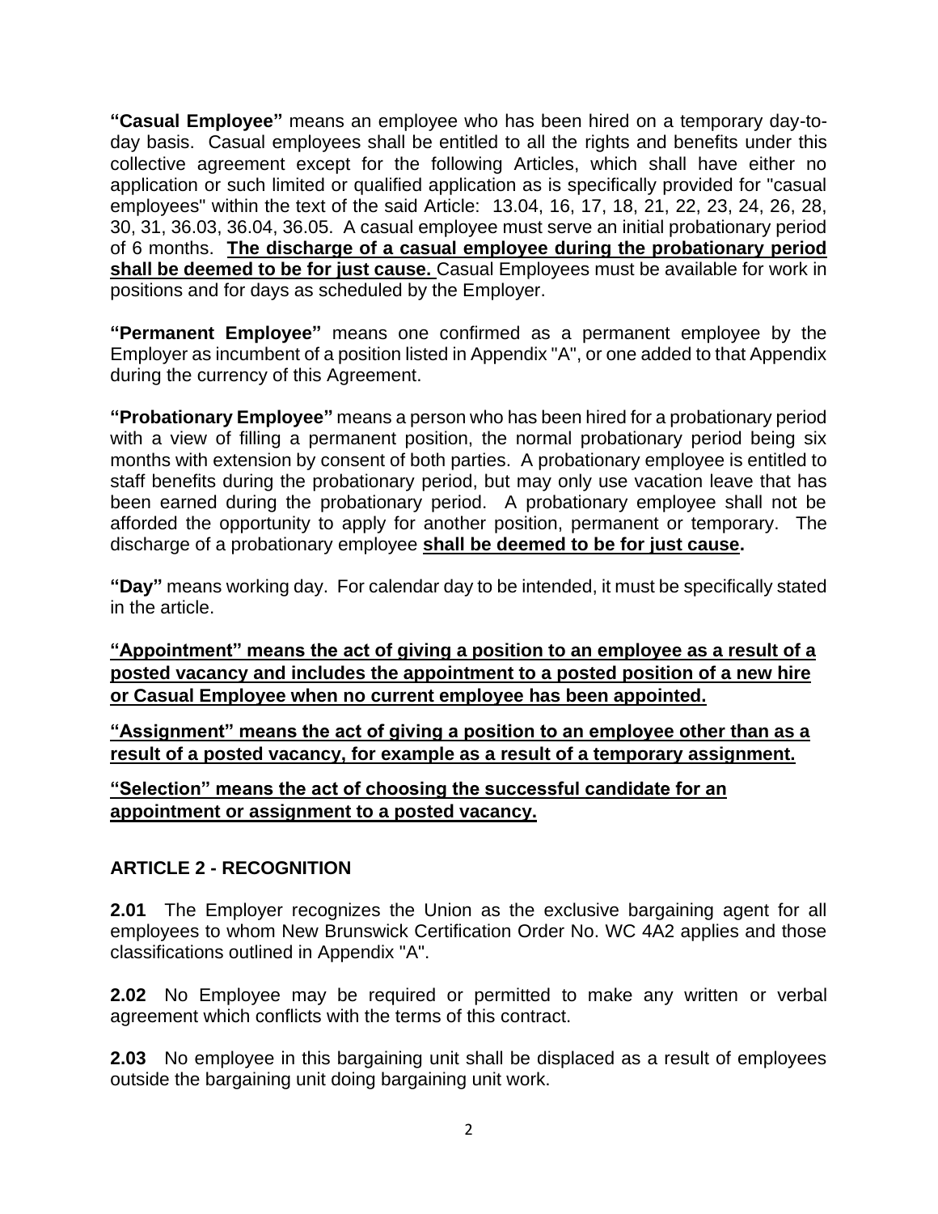**"Casual Employee"** means an employee who has been hired on a temporary day-to-day basis. Casual employees shall be entitled to all the rights and benefits under this collective agreement except for the following Articles, which shall have either no application or such limited or qualified application as is specifically provided for "casual employees" within the text of the said Article: 13.04, 16, 17, 18, 21, 22, 23, 24, 26, 28, 30, 31, 36.03, 36.04, 36.05. A casual employee must serve an initial probationary period of 6 months. **The discharge of a casual employee during the probationary period shall be deemed to be for just cause.** Casual Employees must be available for work in positions and for days as scheduled by the Employer.

**"Permanent Employee"** means one confirmed as a permanent employee by the Employer as incumbent of a position listed in Appendix "A", or one added to that Appendix during the currency of this Agreement.

**"Probationary Employee"** means a person who has been hired for a probationary period with a view of filling a permanent position, the normal probationary period being six months with extension by consent of both parties. A probationary employee is entitled to staff benefits during the probationary period, but may only use vacation leave that has been earned during the probationary period. A probationary employee shall not be afforded the opportunity to apply for another position, permanent or temporary. The discharge of a probationary employee **shall be deemed to be for just cause.**

**"Day"** means working day. For calendar day to be intended, it must be specifically stated in the article.

**"Appointment" means the act of giving a position to an employee as a result of a posted vacancy and includes the appointment to a posted position of a new hire or Casual Employee when no current employee has been appointed.**

**"Assignment" means the act of giving a position to an employee other than as a result of a posted vacancy, for example as a result of a temporary assignment.**

**"Selection" means the act of choosing the successful candidate for an appointment or assignment to a posted vacancy.**

## ARTICLE 2 - RECOGNITION

**2.01** The Employer recognizes the Union as the exclusive bargaining agent for all employees to whom New Brunswick Certification Order No. WC 4A2 applies and those classifications outlined in Appendix "A".

**2.02** No Employee may be required or permitted to make any written or verbal agreement which conflicts with the terms of this contract.

**2.03** No employee in this bargaining unit shall be displaced as a result of employees outside the bargaining unit doing bargaining unit work.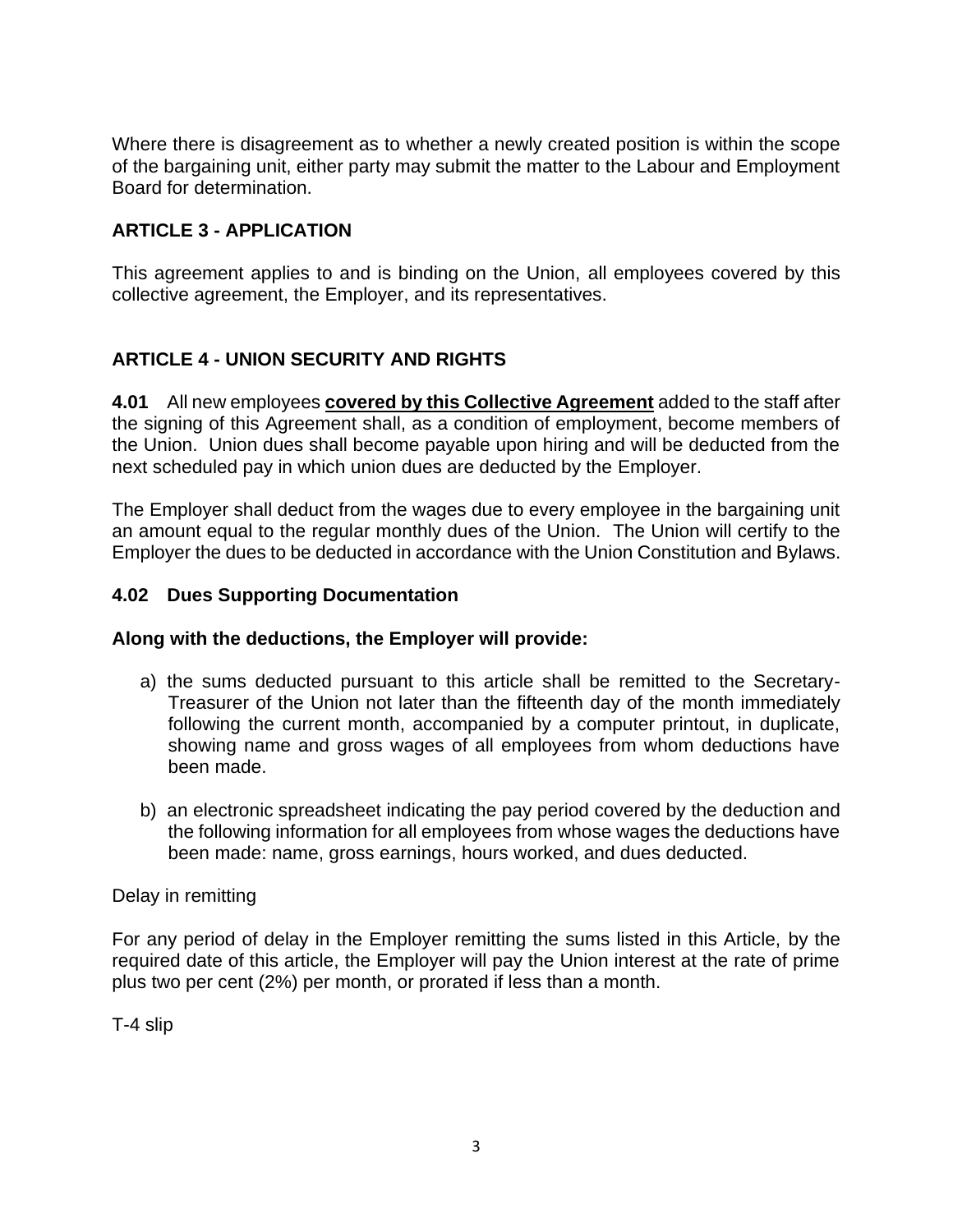Where there is disagreement as to whether a newly created position is within the scope of the bargaining unit, either party may submit the matter to the Labour and Employment Board for determination.

## ARTICLE 3 - APPLICATION

This agreement applies to and is binding on the Union, all employees covered by this collective agreement, the Employer, and its representatives.

## ARTICLE 4 - UNION SECURITY AND RIGHTS

**4.01** All new employees **covered by this Collective Agreement** added to the staff after the signing of this Agreement shall, as a condition of employment, become members of the Union. Union dues shall become payable upon hiring and will be deducted from the next scheduled pay in which union dues are deducted by the Employer.

The Employer shall deduct from the wages due to every employee in the bargaining unit an amount equal to the regular monthly dues of the Union. The Union will certify to the Employer the dues to be deducted in accordance with the Union Constitution and Bylaws.

### 4.02 Dues Supporting Documentation

**Along with the deductions, the Employer will provide:**

a) the sums deducted pursuant to this article shall be remitted to the Secretary-Treasurer of the Union not later than the fifteenth day of the month immediately following the current month, accompanied by a computer printout, in duplicate, showing name and gross wages of all employees from whom deductions have been made.

b) an electronic spreadsheet indicating the pay period covered by the deduction and the following information for all employees from whose wages the deductions have been made: name, gross earnings, hours worked, and dues deducted.

Delay in remitting

For any period of delay in the Employer remitting the sums listed in this Article, by the required date of this article, the Employer will pay the Union interest at the rate of prime plus two per cent (2%) per month, or prorated if less than a month.

T-4 slip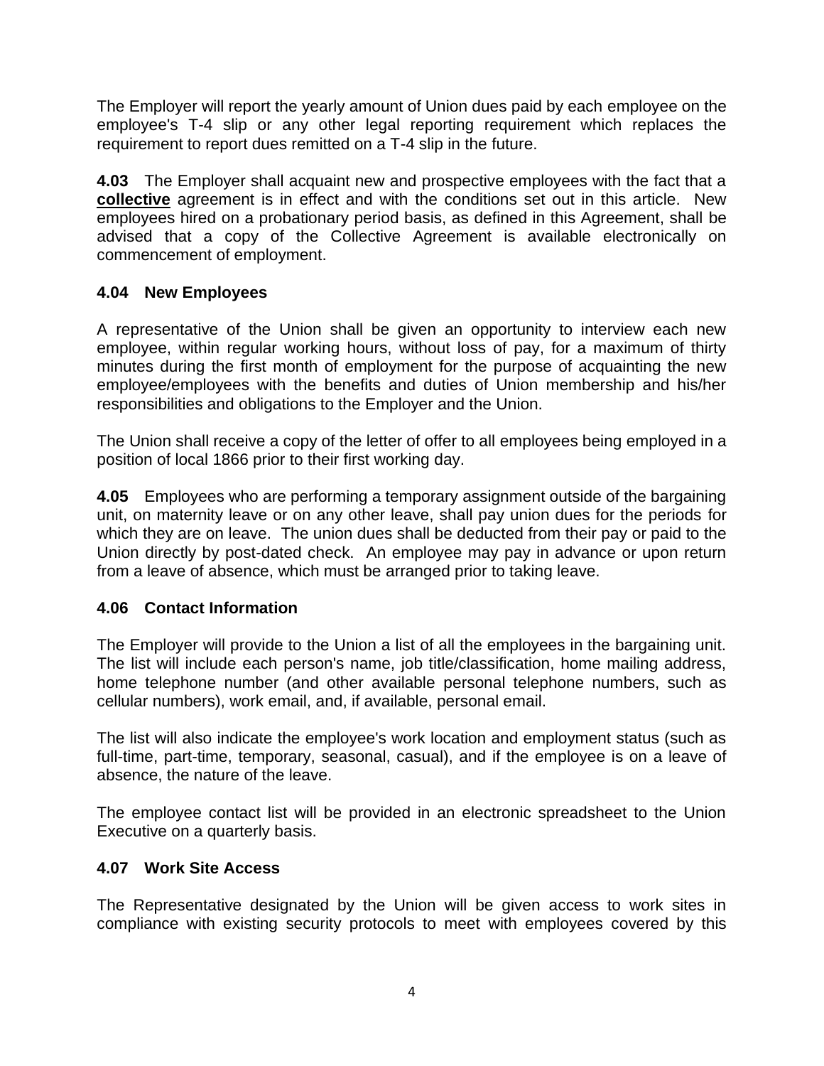The Employer will report the yearly amount of Union dues paid by each employee on the employee's T-4 slip or any other legal reporting requirement which replaces the requirement to report dues remitted on a T-4 slip in the future.

**4.03** The Employer shall acquaint new and prospective employees with the fact that a **collective** agreement is in effect and with the conditions set out in this article. New employees hired on a probationary period basis, as defined in this Agreement, shall be advised that a copy of the Collective Agreement is available electronically on commencement of employment.

**4.04 New Employees**

A representative of the Union shall be given an opportunity to interview each new employee, within regular working hours, without loss of pay, for a maximum of thirty minutes during the first month of employment for the purpose of acquainting the new employee/employees with the benefits and duties of Union membership and his/her responsibilities and obligations to the Employer and the Union.

The Union shall receive a copy of the letter of offer to all employees being employed in a position of local 1866 prior to their first working day.

**4.05** Employees who are performing a temporary assignment outside of the bargaining unit, on maternity leave or on any other leave, shall pay union dues for the periods for which they are on leave. The union dues shall be deducted from their pay or paid to the Union directly by post-dated check. An employee may pay in advance or upon return from a leave of absence, which must be arranged prior to taking leave.

**4.06 Contact Information**

The Employer will provide to the Union a list of all the employees in the bargaining unit. The list will include each person's name, job title/classification, home mailing address, home telephone number (and other available personal telephone numbers, such as cellular numbers), work email, and, if available, personal email.

The list will also indicate the employee's work location and employment status (such as full-time, part-time, temporary, seasonal, casual), and if the employee is on a leave of absence, the nature of the leave.

The employee contact list will be provided in an electronic spreadsheet to the Union Executive on a quarterly basis.

**4.07 Work Site Access**

The Representative designated by the Union will be given access to work sites in compliance with existing security protocols to meet with employees covered by this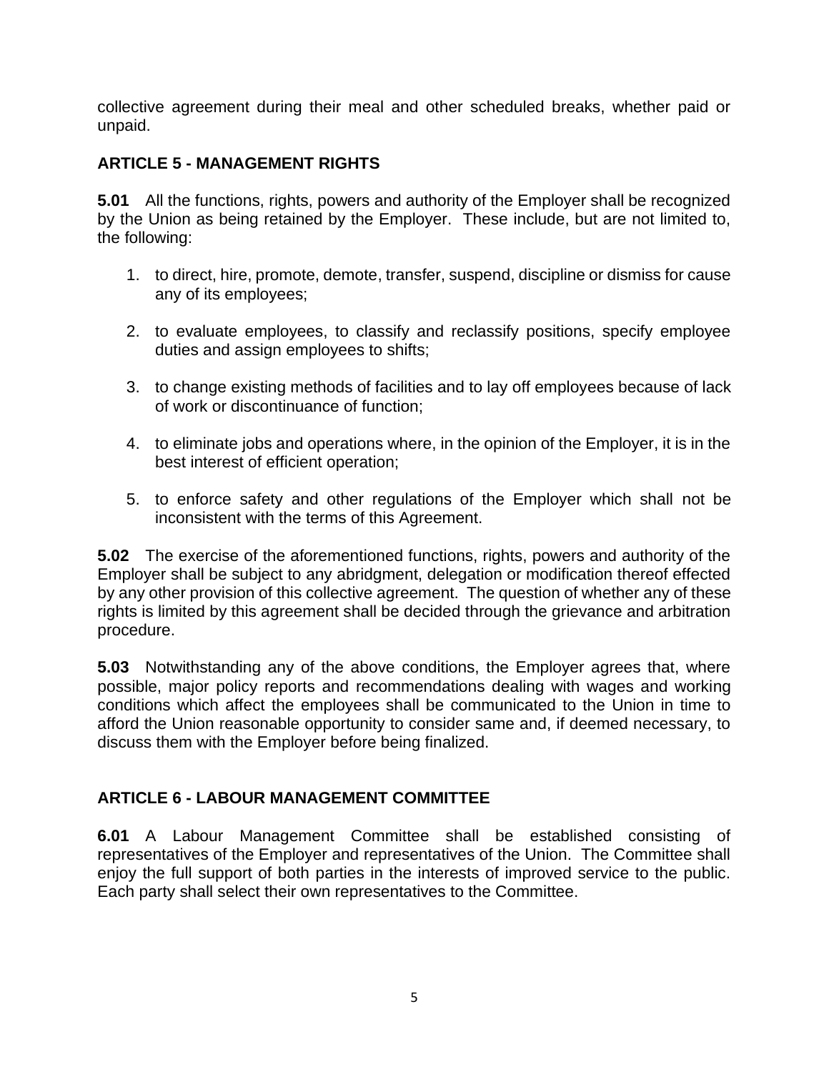collective agreement during their meal and other scheduled breaks, whether paid or unpaid.

## ARTICLE 5 - MANAGEMENT RIGHTS

**5.01** All the functions, rights, powers and authority of the Employer shall be recognized by the Union as being retained by the Employer. These include, but are not limited to, the following:

1. to direct, hire, promote, demote, transfer, suspend, discipline or dismiss for cause any of its employees;

2. to evaluate employees, to classify and reclassify positions, specify employee duties and assign employees to shifts;

3. to change existing methods of facilities and to lay off employees because of lack of work or discontinuance of function;

4. to eliminate jobs and operations where, in the opinion of the Employer, it is in the best interest of efficient operation;

5. to enforce safety and other regulations of the Employer which shall not be inconsistent with the terms of this Agreement.

**5.02** The exercise of the aforementioned functions, rights, powers and authority of the Employer shall be subject to any abridgment, delegation or modification thereof effected by any other provision of this collective agreement. The question of whether any of these rights is limited by this agreement shall be decided through the grievance and arbitration procedure.

**5.03** Notwithstanding any of the above conditions, the Employer agrees that, where possible, major policy reports and recommendations dealing with wages and working conditions which affect the employees shall be communicated to the Union in time to afford the Union reasonable opportunity to consider same and, if deemed necessary, to discuss them with the Employer before being finalized.

## ARTICLE 6 - LABOUR MANAGEMENT COMMITTEE

**6.01** A Labour Management Committee shall be established consisting of representatives of the Employer and representatives of the Union. The Committee shall enjoy the full support of both parties in the interests of improved service to the public. Each party shall select their own representatives to the Committee.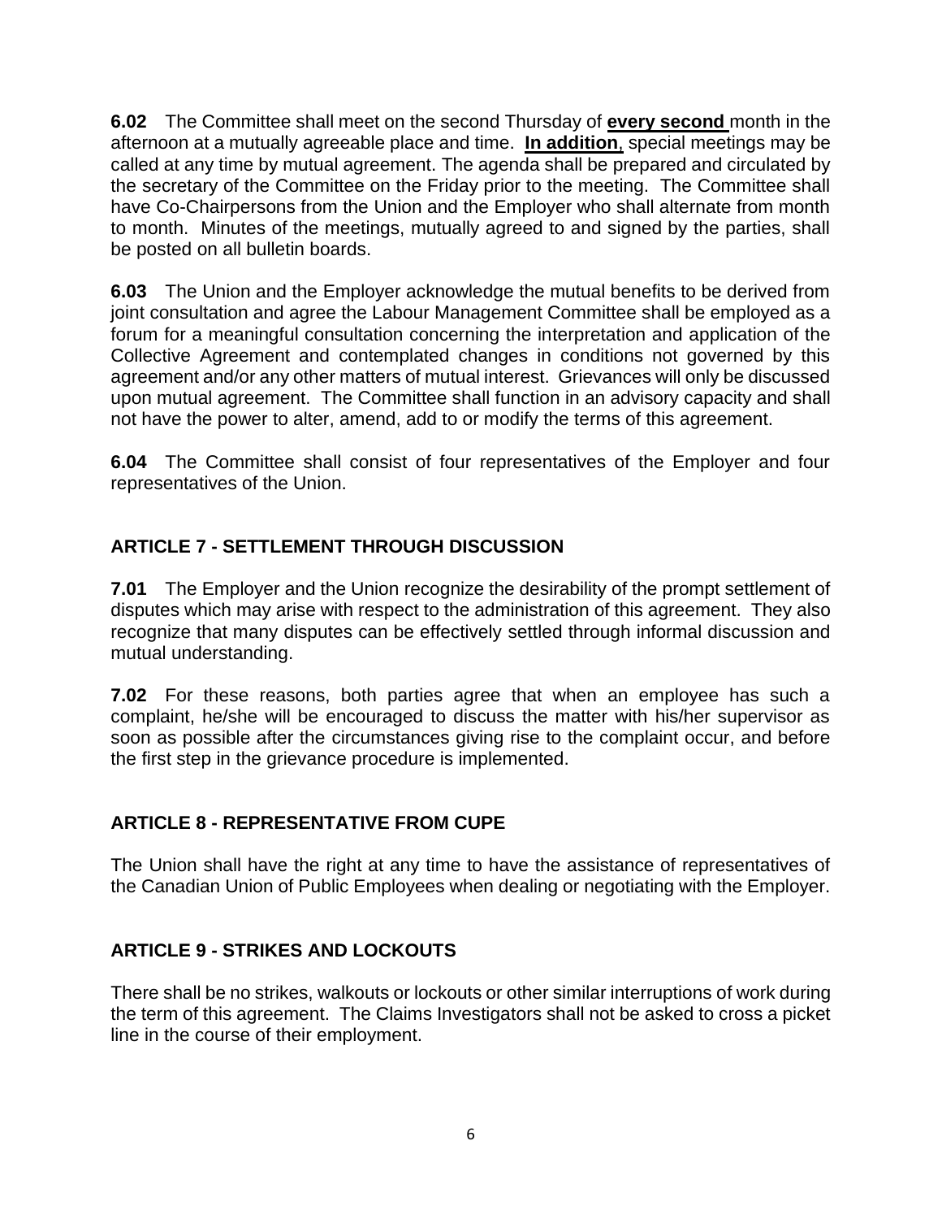**6.02** The Committee shall meet on the second Thursday of **every second** month in the afternoon at a mutually agreeable place and time. **In addition**, special meetings may be called at any time by mutual agreement. The agenda shall be prepared and circulated by the secretary of the Committee on the Friday prior to the meeting. The Committee shall have Co-Chairpersons from the Union and the Employer who shall alternate from month to month. Minutes of the meetings, mutually agreed to and signed by the parties, shall be posted on all bulletin boards.

**6.03** The Union and the Employer acknowledge the mutual benefits to be derived from joint consultation and agree the Labour Management Committee shall be employed as a forum for a meaningful consultation concerning the interpretation and application of the Collective Agreement and contemplated changes in conditions not governed by this agreement and/or any other matters of mutual interest. Grievances will only be discussed upon mutual agreement. The Committee shall function in an advisory capacity and shall not have the power to alter, amend, add to or modify the terms of this agreement.

**6.04** The Committee shall consist of four representatives of the Employer and four representatives of the Union.

## ARTICLE 7 - SETTLEMENT THROUGH DISCUSSION

**7.01** The Employer and the Union recognize the desirability of the prompt settlement of disputes which may arise with respect to the administration of this agreement. They also recognize that many disputes can be effectively settled through informal discussion and mutual understanding.

**7.02** For these reasons, both parties agree that when an employee has such a complaint, he/she will be encouraged to discuss the matter with his/her supervisor as soon as possible after the circumstances giving rise to the complaint occur, and before the first step in the grievance procedure is implemented.

## ARTICLE 8 - REPRESENTATIVE FROM CUPE

The Union shall have the right at any time to have the assistance of representatives of the Canadian Union of Public Employees when dealing or negotiating with the Employer.

## ARTICLE 9 - STRIKES AND LOCKOUTS

There shall be no strikes, walkouts or lockouts or other similar interruptions of work during the term of this agreement. The Claims Investigators shall not be asked to cross a picket line in the course of their employment.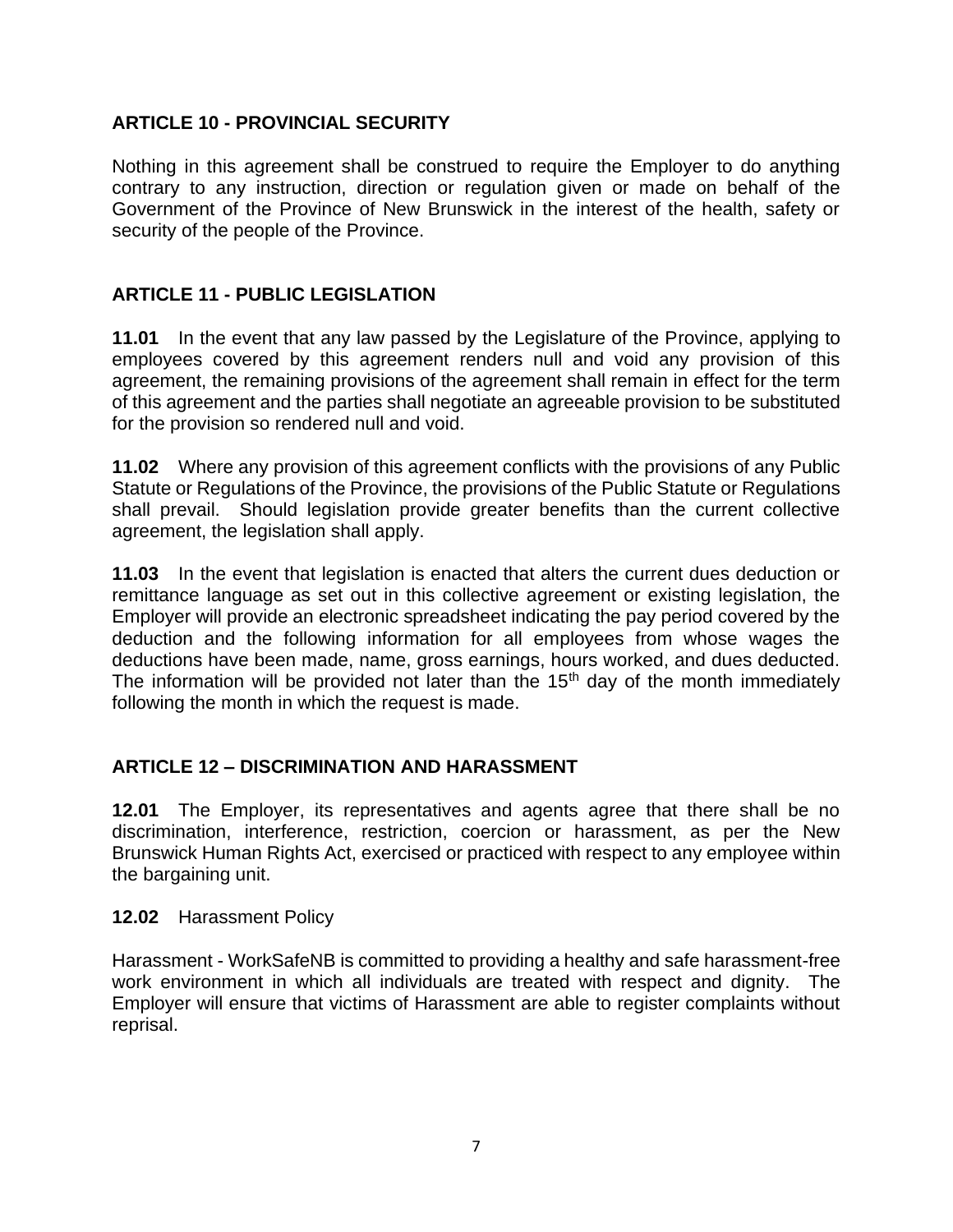## ARTICLE 10 - PROVINCIAL SECURITY

Nothing in this agreement shall be construed to require the Employer to do anything contrary to any instruction, direction or regulation given or made on behalf of the Government of the Province of New Brunswick in the interest of the health, safety or security of the people of the Province.

## ARTICLE 11 - PUBLIC LEGISLATION

**11.01** In the event that any law passed by the Legislature of the Province, applying to employees covered by this agreement renders null and void any provision of this agreement, the remaining provisions of the agreement shall remain in effect for the term of this agreement and the parties shall negotiate an agreeable provision to be substituted for the provision so rendered null and void.

**11.02** Where any provision of this agreement conflicts with the provisions of any Public Statute or Regulations of the Province, the provisions of the Public Statute or Regulations shall prevail. Should legislation provide greater benefits than the current collective agreement, the legislation shall apply.

**11.03** In the event that legislation is enacted that alters the current dues deduction or remittance language as set out in this collective agreement or existing legislation, the Employer will provide an electronic spreadsheet indicating the pay period covered by the deduction and the following information for all employees from whose wages the deductions have been made, name, gross earnings, hours worked, and dues deducted. The information will be provided not later than the 15th day of the month immediately following the month in which the request is made.

## ARTICLE 12 – DISCRIMINATION AND HARASSMENT

**12.01** The Employer, its representatives and agents agree that there shall be no discrimination, interference, restriction, coercion or harassment, as per the New Brunswick Human Rights Act, exercised or practiced with respect to any employee within the bargaining unit.

**12.02** Harassment Policy

Harassment - WorkSafeNB is committed to providing a healthy and safe harassment-free work environment in which all individuals are treated with respect and dignity. The Employer will ensure that victims of Harassment are able to register complaints without reprisal.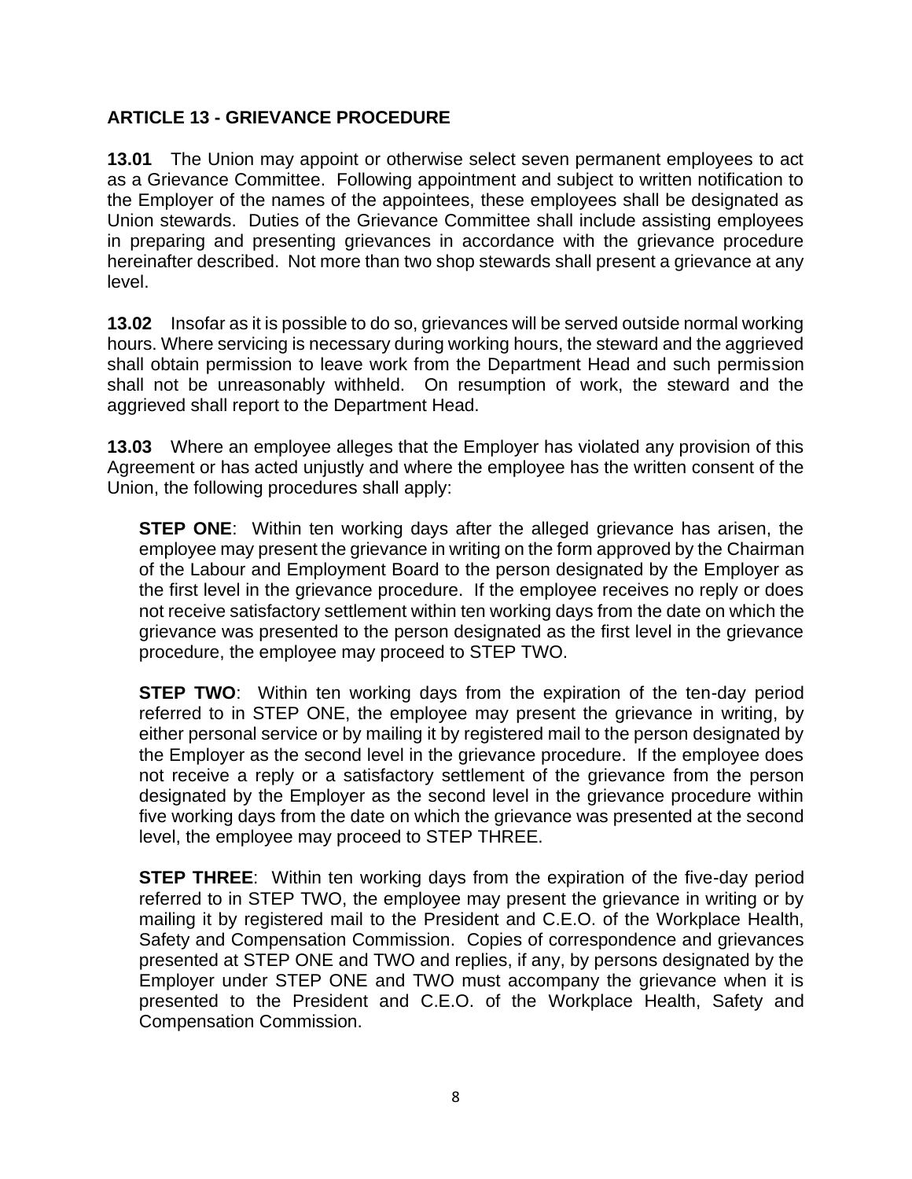## ARTICLE 13 - GRIEVANCE PROCEDURE

**13.01** The Union may appoint or otherwise select seven permanent employees to act as a Grievance Committee. Following appointment and subject to written notification to the Employer of the names of the appointees, these employees shall be designated as Union stewards. Duties of the Grievance Committee shall include assisting employees in preparing and presenting grievances in accordance with the grievance procedure hereinafter described. Not more than two shop stewards shall present a grievance at any level.

**13.02** Insofar as it is possible to do so, grievances will be served outside normal working hours. Where servicing is necessary during working hours, the steward and the aggrieved shall obtain permission to leave work from the Department Head and such permission shall not be unreasonably withheld. On resumption of work, the steward and the aggrieved shall report to the Department Head.

**13.03** Where an employee alleges that the Employer has violated any provision of this Agreement or has acted unjustly and where the employee has the written consent of the Union, the following procedures shall apply:

**STEP ONE**: Within ten working days after the alleged grievance has arisen, the employee may present the grievance in writing on the form approved by the Chairman of the Labour and Employment Board to the person designated by the Employer as the first level in the grievance procedure. If the employee receives no reply or does not receive satisfactory settlement within ten working days from the date on which the grievance was presented to the person designated as the first level in the grievance procedure, the employee may proceed to STEP TWO.

**STEP TWO**: Within ten working days from the expiration of the ten-day period referred to in STEP ONE, the employee may present the grievance in writing, by either personal service or by mailing it by registered mail to the person designated by the Employer as the second level in the grievance procedure. If the employee does not receive a reply or a satisfactory settlement of the grievance from the person designated by the Employer as the second level in the grievance procedure within five working days from the date on which the grievance was presented at the second level, the employee may proceed to STEP THREE.

**STEP THREE**: Within ten working days from the expiration of the five-day period referred to in STEP TWO, the employee may present the grievance in writing or by mailing it by registered mail to the President and C.E.O. of the Workplace Health, Safety and Compensation Commission. Copies of correspondence and grievances presented at STEP ONE and TWO and replies, if any, by persons designated by the Employer under STEP ONE and TWO must accompany the grievance when it is presented to the President and C.E.O. of the Workplace Health, Safety and Compensation Commission.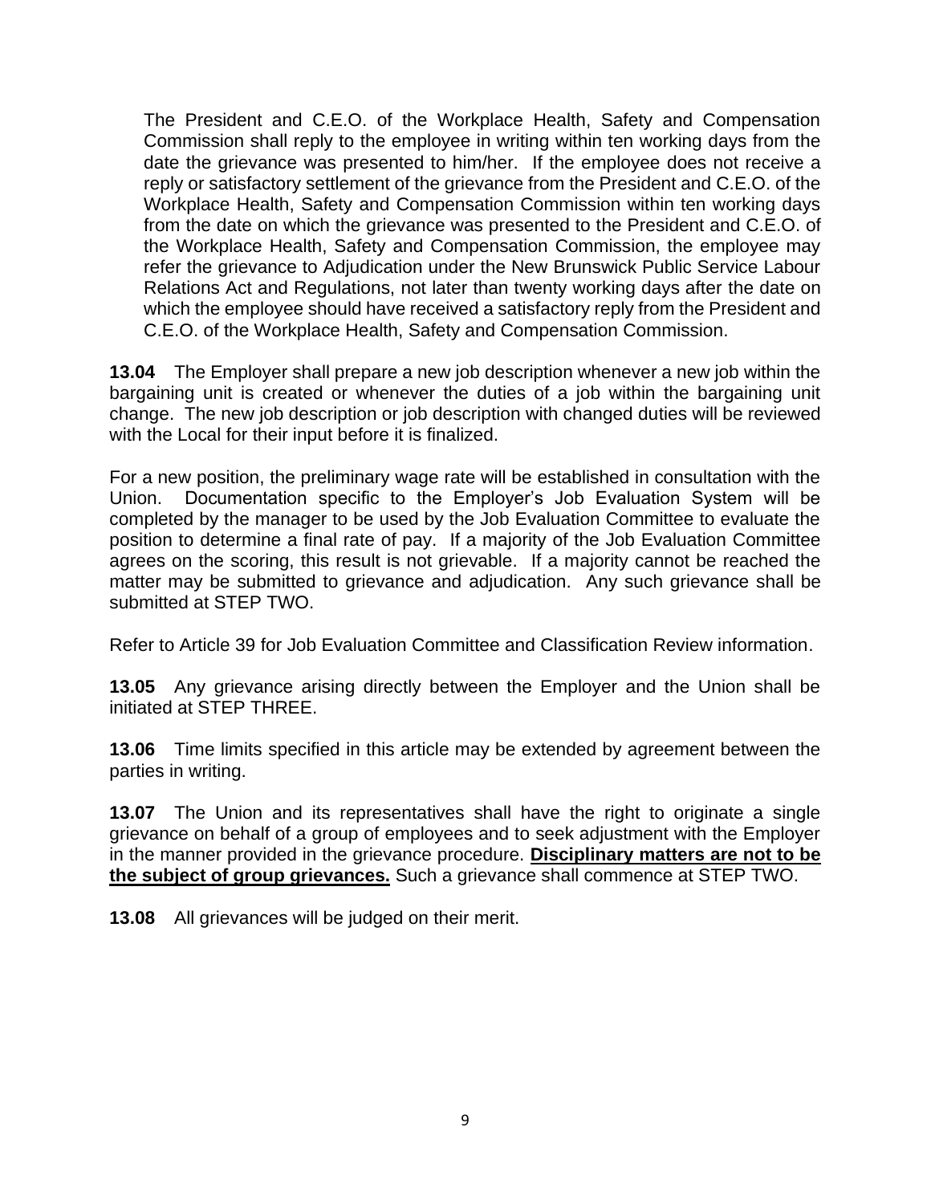The President and C.E.O. of the Workplace Health, Safety and Compensation Commission shall reply to the employee in writing within ten working days from the date the grievance was presented to him/her. If the employee does not receive a reply or satisfactory settlement of the grievance from the President and C.E.O. of the Workplace Health, Safety and Compensation Commission within ten working days from the date on which the grievance was presented to the President and C.E.O. of the Workplace Health, Safety and Compensation Commission, the employee may refer the grievance to Adjudication under the New Brunswick Public Service Labour Relations Act and Regulations, not later than twenty working days after the date on which the employee should have received a satisfactory reply from the President and C.E.O. of the Workplace Health, Safety and Compensation Commission.

**13.04** The Employer shall prepare a new job description whenever a new job within the bargaining unit is created or whenever the duties of a job within the bargaining unit change. The new job description or job description with changed duties will be reviewed with the Local for their input before it is finalized.

For a new position, the preliminary wage rate will be established in consultation with the Union. Documentation specific to the Employer's Job Evaluation System will be completed by the manager to be used by the Job Evaluation Committee to evaluate the position to determine a final rate of pay. If a majority of the Job Evaluation Committee agrees on the scoring, this result is not grievable. If a majority cannot be reached the matter may be submitted to grievance and adjudication. Any such grievance shall be submitted at STEP TWO.

Refer to Article 39 for Job Evaluation Committee and Classification Review information.

**13.05** Any grievance arising directly between the Employer and the Union shall be initiated at STEP THREE.

**13.06** Time limits specified in this article may be extended by agreement between the parties in writing.

**13.07** The Union and its representatives shall have the right to originate a single grievance on behalf of a group of employees and to seek adjustment with the Employer in the manner provided in the grievance procedure. **Disciplinary matters are not to be the subject of group grievances.** Such a grievance shall commence at STEP TWO.

**13.08** All grievances will be judged on their merit.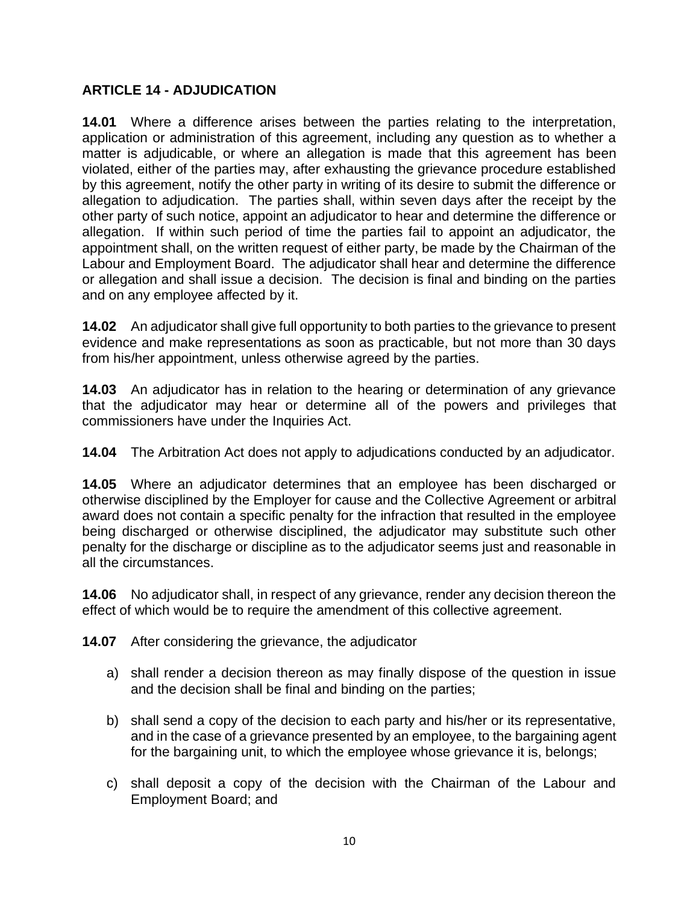## ARTICLE 14 - ADJUDICATION

**14.01** Where a difference arises between the parties relating to the interpretation, application or administration of this agreement, including any question as to whether a matter is adjudicable, or where an allegation is made that this agreement has been violated, either of the parties may, after exhausting the grievance procedure established by this agreement, notify the other party in writing of its desire to submit the difference or allegation to adjudication. The parties shall, within seven days after the receipt by the other party of such notice, appoint an adjudicator to hear and determine the difference or allegation. If within such period of time the parties fail to appoint an adjudicator, the appointment shall, on the written request of either party, be made by the Chairman of the Labour and Employment Board. The adjudicator shall hear and determine the difference or allegation and shall issue a decision. The decision is final and binding on the parties and on any employee affected by it.

**14.02** An adjudicator shall give full opportunity to both parties to the grievance to present evidence and make representations as soon as practicable, but not more than 30 days from his/her appointment, unless otherwise agreed by the parties.

**14.03** An adjudicator has in relation to the hearing or determination of any grievance that the adjudicator may hear or determine all of the powers and privileges that commissioners have under the Inquiries Act.

**14.04** The Arbitration Act does not apply to adjudications conducted by an adjudicator.

**14.05** Where an adjudicator determines that an employee has been discharged or otherwise disciplined by the Employer for cause and the Collective Agreement or arbitral award does not contain a specific penalty for the infraction that resulted in the employee being discharged or otherwise disciplined, the adjudicator may substitute such other penalty for the discharge or discipline as to the adjudicator seems just and reasonable in all the circumstances.

**14.06** No adjudicator shall, in respect of any grievance, render any decision thereon the effect of which would be to require the amendment of this collective agreement.

**14.07** After considering the grievance, the adjudicator

a) shall render a decision thereon as may finally dispose of the question in issue and the decision shall be final and binding on the parties;

b) shall send a copy of the decision to each party and his/her or its representative, and in the case of a grievance presented by an employee, to the bargaining agent for the bargaining unit, to which the employee whose grievance it is, belongs;

c) shall deposit a copy of the decision with the Chairman of the Labour and Employment Board; and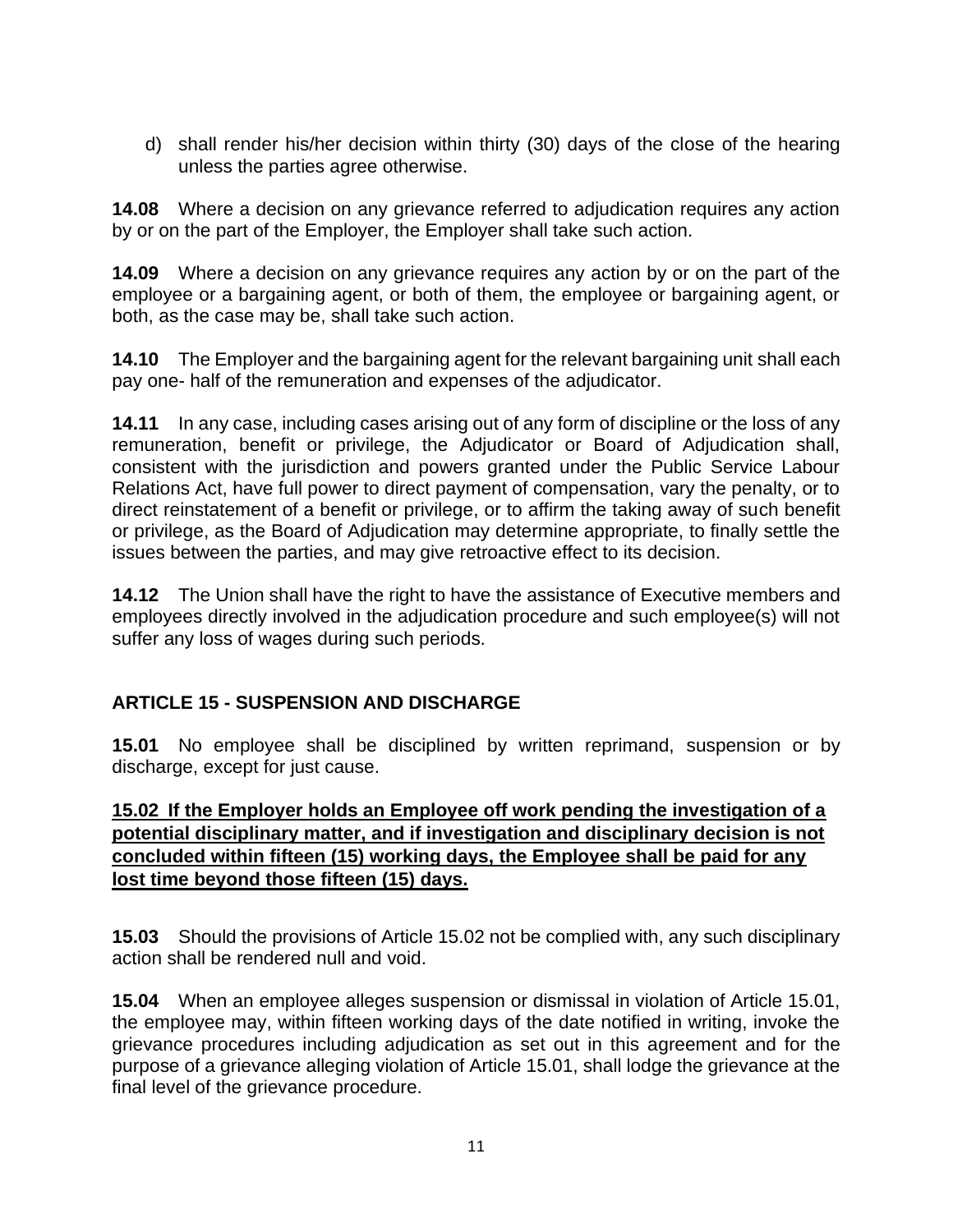d) shall render his/her decision within thirty (30) days of the close of the hearing unless the parties agree otherwise.

**14.08** Where a decision on any grievance referred to adjudication requires any action by or on the part of the Employer, the Employer shall take such action.

**14.09** Where a decision on any grievance requires any action by or on the part of the employee or a bargaining agent, or both of them, the employee or bargaining agent, or both, as the case may be, shall take such action.

**14.10** The Employer and the bargaining agent for the relevant bargaining unit shall each pay one- half of the remuneration and expenses of the adjudicator.

**14.11** In any case, including cases arising out of any form of discipline or the loss of any remuneration, benefit or privilege, the Adjudicator or Board of Adjudication shall, consistent with the jurisdiction and powers granted under the Public Service Labour Relations Act, have full power to direct payment of compensation, vary the penalty, or to direct reinstatement of a benefit or privilege, or to affirm the taking away of such benefit or privilege, as the Board of Adjudication may determine appropriate, to finally settle the issues between the parties, and may give retroactive effect to its decision.

**14.12** The Union shall have the right to have the assistance of Executive members and employees directly involved in the adjudication procedure and such employee(s) will not suffer any loss of wages during such periods.

## ARTICLE 15 - SUSPENSION AND DISCHARGE

**15.01** No employee shall be disciplined by written reprimand, suspension or by discharge, except for just cause.

**15.02 If the Employer holds an Employee off work pending the investigation of a potential disciplinary matter, and if investigation and disciplinary decision is not concluded within fifteen (15) working days, the Employee shall be paid for any lost time beyond those fifteen (15) days.**

**15.03** Should the provisions of Article 15.02 not be complied with, any such disciplinary action shall be rendered null and void.

**15.04** When an employee alleges suspension or dismissal in violation of Article 15.01, the employee may, within fifteen working days of the date notified in writing, invoke the grievance procedures including adjudication as set out in this agreement and for the purpose of a grievance alleging violation of Article 15.01, shall lodge the grievance at the final level of the grievance procedure.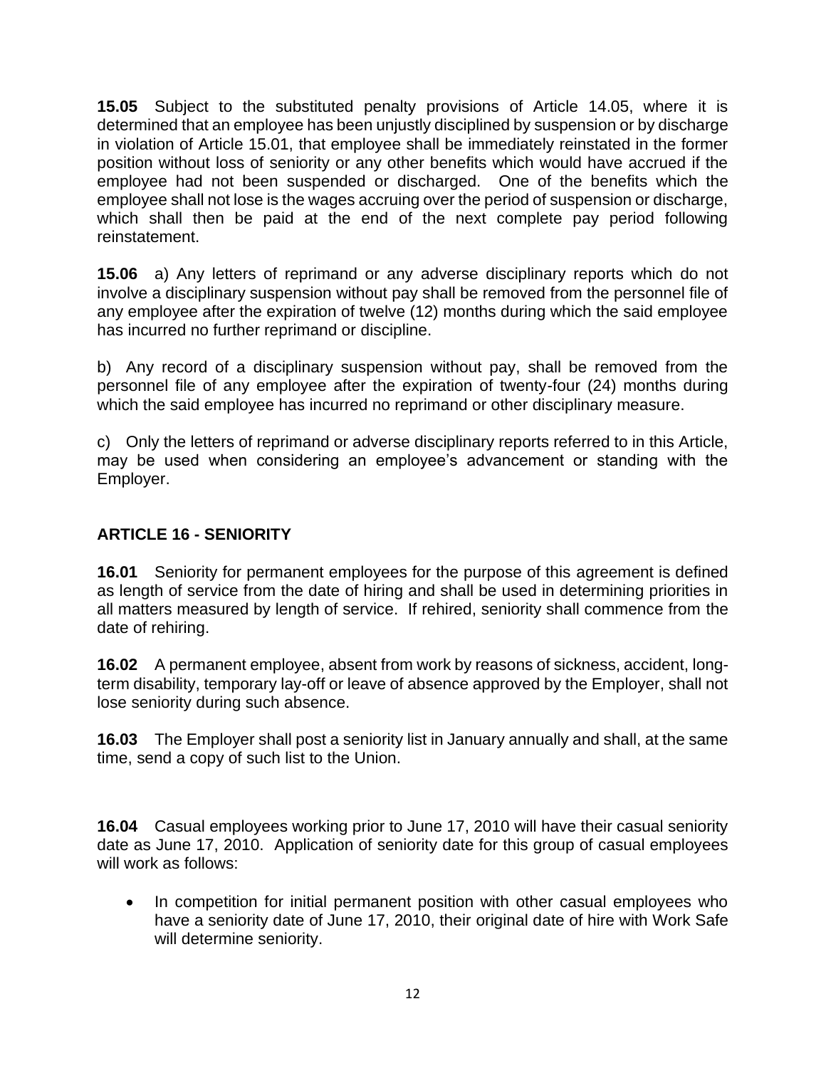**15.05** Subject to the substituted penalty provisions of Article 14.05, where it is determined that an employee has been unjustly disciplined by suspension or by discharge in violation of Article 15.01, that employee shall be immediately reinstated in the former position without loss of seniority or any other benefits which would have accrued if the employee had not been suspended or discharged. One of the benefits which the employee shall not lose is the wages accruing over the period of suspension or discharge, which shall then be paid at the end of the next complete pay period following reinstatement.

**15.06** a) Any letters of reprimand or any adverse disciplinary reports which do not involve a disciplinary suspension without pay shall be removed from the personnel file of any employee after the expiration of twelve (12) months during which the said employee has incurred no further reprimand or discipline.

b) Any record of a disciplinary suspension without pay, shall be removed from the personnel file of any employee after the expiration of twenty-four (24) months during which the said employee has incurred no reprimand or other disciplinary measure.

c) Only the letters of reprimand or adverse disciplinary reports referred to in this Article, may be used when considering an employee's advancement or standing with the Employer.

## ARTICLE 16 - SENIORITY

**16.01** Seniority for permanent employees for the purpose of this agreement is defined as length of service from the date of hiring and shall be used in determining priorities in all matters measured by length of service. If rehired, seniority shall commence from the date of rehiring.

**16.02** A permanent employee, absent from work by reasons of sickness, accident, long-term disability, temporary lay-off or leave of absence approved by the Employer, shall not lose seniority during such absence.

**16.03** The Employer shall post a seniority list in January annually and shall, at the same time, send a copy of such list to the Union.

**16.04** Casual employees working prior to June 17, 2010 will have their casual seniority date as June 17, 2010. Application of seniority date for this group of casual employees will work as follows:

- In competition for initial permanent position with other casual employees who have a seniority date of June 17, 2010, their original date of hire with Work Safe will determine seniority.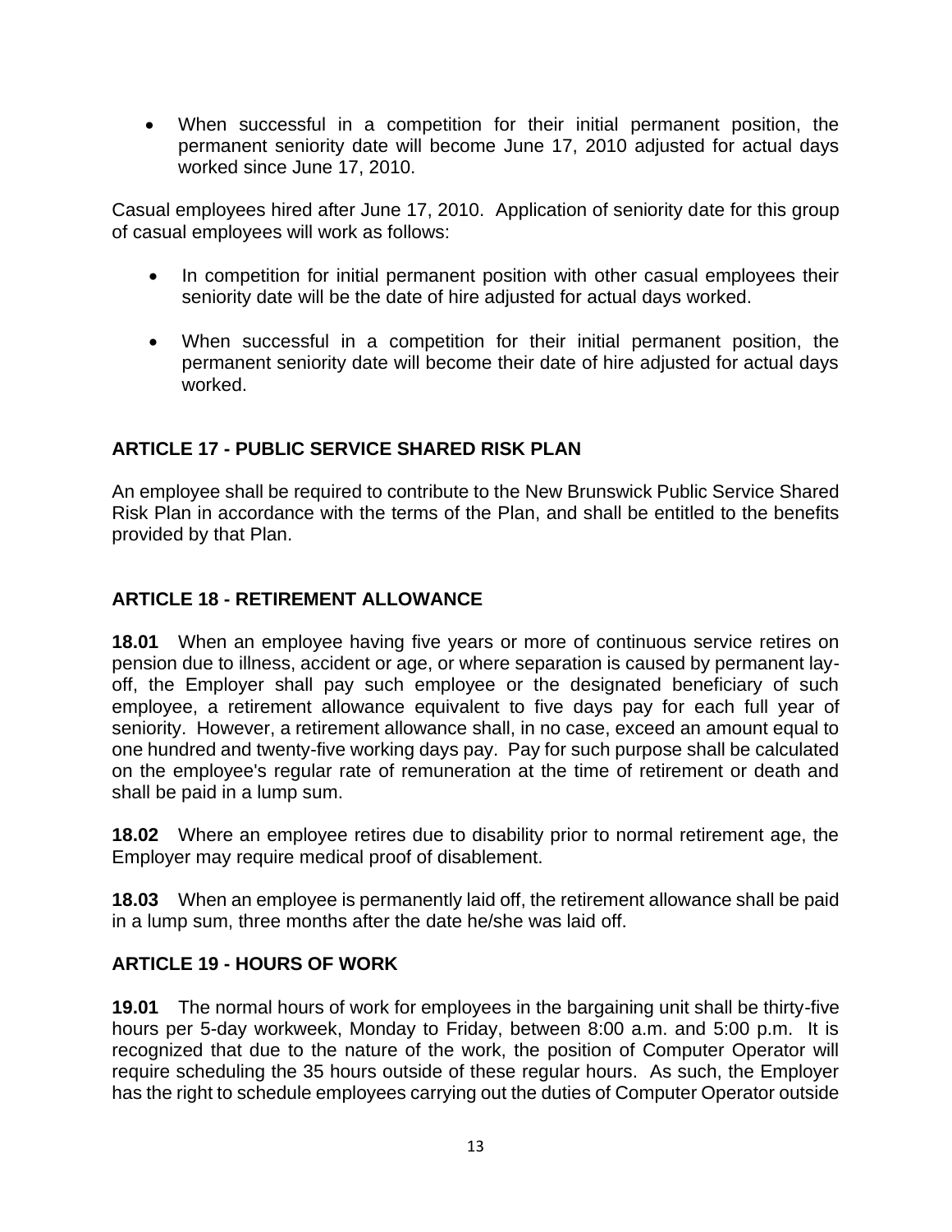- When successful in a competition for their initial permanent position, the permanent seniority date will become June 17, 2010 adjusted for actual days worked since June 17, 2010.

Casual employees hired after June 17, 2010. Application of seniority date for this group of casual employees will work as follows:

- In competition for initial permanent position with other casual employees their seniority date will be the date of hire adjusted for actual days worked.
- When successful in a competition for their initial permanent position, the permanent seniority date will become their date of hire adjusted for actual days worked.

## ARTICLE 17 - PUBLIC SERVICE SHARED RISK PLAN

An employee shall be required to contribute to the New Brunswick Public Service Shared Risk Plan in accordance with the terms of the Plan, and shall be entitled to the benefits provided by that Plan.

## ARTICLE 18 - RETIREMENT ALLOWANCE

**18.01** When an employee having five years or more of continuous service retires on pension due to illness, accident or age, or where separation is caused by permanent lay-off, the Employer shall pay such employee or the designated beneficiary of such employee, a retirement allowance equivalent to five days pay for each full year of seniority. However, a retirement allowance shall, in no case, exceed an amount equal to one hundred and twenty-five working days pay. Pay for such purpose shall be calculated on the employee's regular rate of remuneration at the time of retirement or death and shall be paid in a lump sum.

**18.02** Where an employee retires due to disability prior to normal retirement age, the Employer may require medical proof of disablement.

**18.03** When an employee is permanently laid off, the retirement allowance shall be paid in a lump sum, three months after the date he/she was laid off.

## ARTICLE 19 - HOURS OF WORK

**19.01** The normal hours of work for employees in the bargaining unit shall be thirty-five hours per 5-day workweek, Monday to Friday, between 8:00 a.m. and 5:00 p.m. It is recognized that due to the nature of the work, the position of Computer Operator will require scheduling the 35 hours outside of these regular hours. As such, the Employer has the right to schedule employees carrying out the duties of Computer Operator outside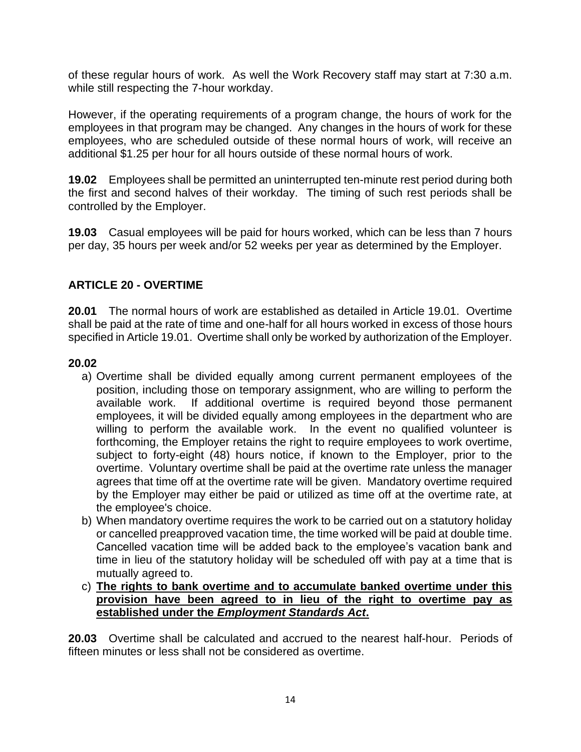of these regular hours of work. As well the Work Recovery staff may start at 7:30 a.m. while still respecting the 7-hour workday.

However, if the operating requirements of a program change, the hours of work for the employees in that program may be changed. Any changes in the hours of work for these employees, who are scheduled outside of these normal hours of work, will receive an additional $1.25 per hour for all hours outside of these normal hours of work.

**19.02** Employees shall be permitted an uninterrupted ten-minute rest period during both the first and second halves of their workday. The timing of such rest periods shall be controlled by the Employer.

**19.03** Casual employees will be paid for hours worked, which can be less than 7 hours per day, 35 hours per week and/or 52 weeks per year as determined by the Employer.

## ARTICLE 20 - OVERTIME

**20.01** The normal hours of work are established as detailed in Article 19.01. Overtime shall be paid at the rate of time and one-half for all hours worked in excess of those hours specified in Article 19.01. Overtime shall only be worked by authorization of the Employer.

**20.02**

a) Overtime shall be divided equally among current permanent employees of the position, including those on temporary assignment, who are willing to perform the available work. If additional overtime is required beyond those permanent employees, it will be divided equally among employees in the department who are willing to perform the available work. In the event no qualified volunteer is forthcoming, the Employer retains the right to require employees to work overtime, subject to forty-eight (48) hours notice, if known to the Employer, prior to the overtime. Voluntary overtime shall be paid at the overtime rate unless the manager agrees that time off at the overtime rate will be given. Mandatory overtime required by the Employer may either be paid or utilized as time off at the overtime rate, at the employee's choice.

b) When mandatory overtime requires the work to be carried out on a statutory holiday or cancelled preapproved vacation time, the time worked will be paid at double time. Cancelled vacation time will be added back to the employee's vacation bank and time in lieu of the statutory holiday will be scheduled off with pay at a time that is mutually agreed to.

c) **The rights to bank overtime and to accumulate banked overtime under this provision have been agreed to in lieu of the right to overtime pay as established under the *Employment Standards Act*.**

**20.03** Overtime shall be calculated and accrued to the nearest half-hour. Periods of fifteen minutes or less shall not be considered as overtime.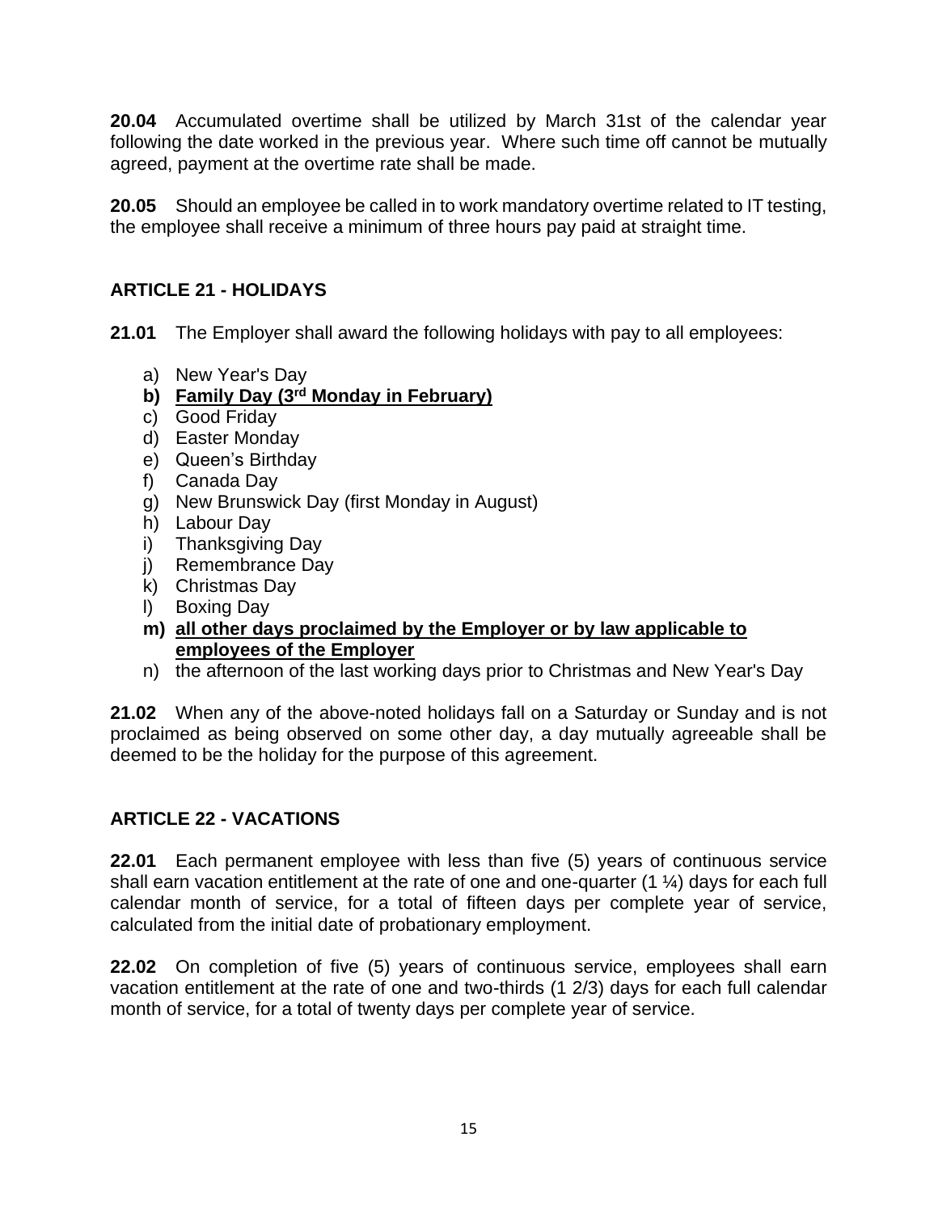**20.04** Accumulated overtime shall be utilized by March 31st of the calendar year following the date worked in the previous year. Where such time off cannot be mutually agreed, payment at the overtime rate shall be made.

**20.05** Should an employee be called in to work mandatory overtime related to IT testing, the employee shall receive a minimum of three hours pay paid at straight time.

## ARTICLE 21 - HOLIDAYS

**21.01** The Employer shall award the following holidays with pay to all employees:

a) New Year's Day
**b) <u>Family Day (3rd Monday in February)</u>**
c) Good Friday
d) Easter Monday
e) Queen's Birthday
f) Canada Day
g) New Brunswick Day (first Monday in August)
h) Labour Day
i) Thanksgiving Day
j) Remembrance Day
k) Christmas Day
l) Boxing Day
**m) <u>all other days proclaimed by the Employer or by law applicable to employees of the Employer</u>**
n) the afternoon of the last working days prior to Christmas and New Year's Day

**21.02** When any of the above-noted holidays fall on a Saturday or Sunday and is not proclaimed as being observed on some other day, a day mutually agreeable shall be deemed to be the holiday for the purpose of this agreement.

## ARTICLE 22 - VACATIONS

**22.01** Each permanent employee with less than five (5) years of continuous service shall earn vacation entitlement at the rate of one and one-quarter (1 ¼) days for each full calendar month of service, for a total of fifteen days per complete year of service, calculated from the initial date of probationary employment.

**22.02** On completion of five (5) years of continuous service, employees shall earn vacation entitlement at the rate of one and two-thirds (1 2/3) days for each full calendar month of service, for a total of twenty days per complete year of service.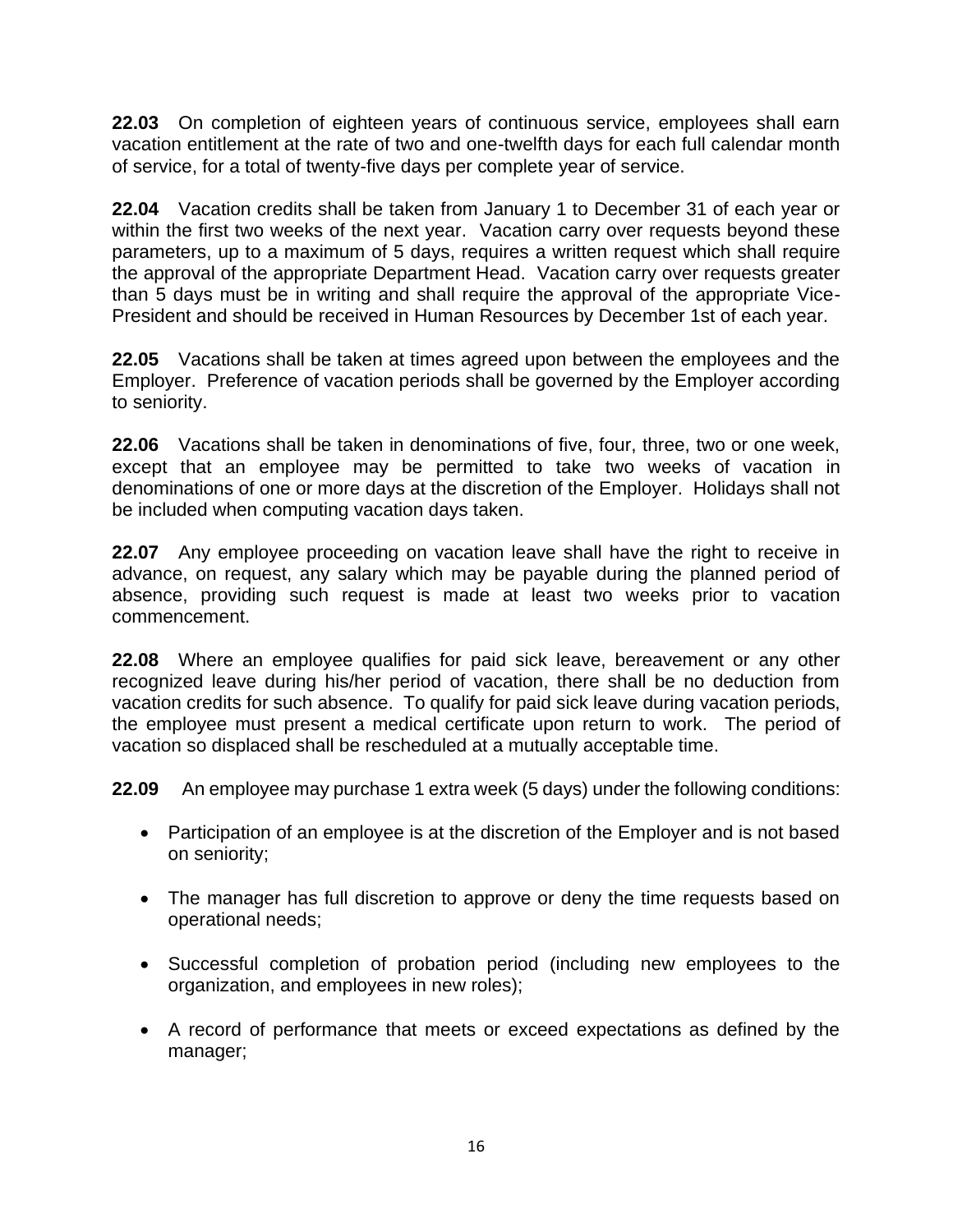**22.03** On completion of eighteen years of continuous service, employees shall earn vacation entitlement at the rate of two and one-twelfth days for each full calendar month of service, for a total of twenty-five days per complete year of service.

**22.04** Vacation credits shall be taken from January 1 to December 31 of each year or within the first two weeks of the next year. Vacation carry over requests beyond these parameters, up to a maximum of 5 days, requires a written request which shall require the approval of the appropriate Department Head. Vacation carry over requests greater than 5 days must be in writing and shall require the approval of the appropriate Vice-President and should be received in Human Resources by December 1st of each year.

**22.05** Vacations shall be taken at times agreed upon between the employees and the Employer. Preference of vacation periods shall be governed by the Employer according to seniority.

**22.06** Vacations shall be taken in denominations of five, four, three, two or one week, except that an employee may be permitted to take two weeks of vacation in denominations of one or more days at the discretion of the Employer. Holidays shall not be included when computing vacation days taken.

**22.07** Any employee proceeding on vacation leave shall have the right to receive in advance, on request, any salary which may be payable during the planned period of absence, providing such request is made at least two weeks prior to vacation commencement.

**22.08** Where an employee qualifies for paid sick leave, bereavement or any other recognized leave during his/her period of vacation, there shall be no deduction from vacation credits for such absence. To qualify for paid sick leave during vacation periods, the employee must present a medical certificate upon return to work. The period of vacation so displaced shall be rescheduled at a mutually acceptable time.

**22.09** An employee may purchase 1 extra week (5 days) under the following conditions:

- Participation of an employee is at the discretion of the Employer and is not based on seniority;
- The manager has full discretion to approve or deny the time requests based on operational needs;
- Successful completion of probation period (including new employees to the organization, and employees in new roles);
- A record of performance that meets or exceed expectations as defined by the manager;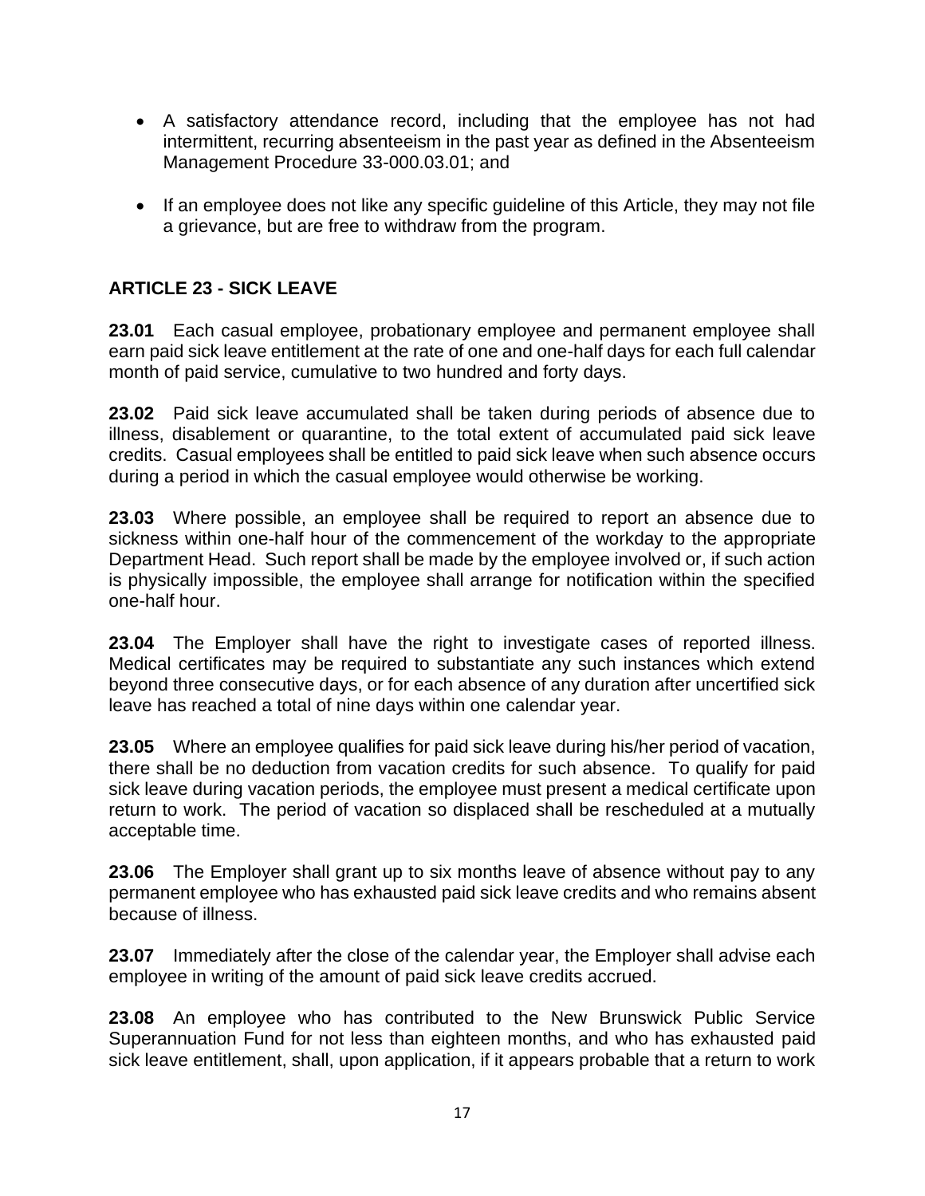- A satisfactory attendance record, including that the employee has not had intermittent, recurring absenteeism in the past year as defined in the Absenteeism Management Procedure 33-000.03.01; and
- If an employee does not like any specific guideline of this Article, they may not file a grievance, but are free to withdraw from the program.

## ARTICLE 23 - SICK LEAVE

**23.01** Each casual employee, probationary employee and permanent employee shall earn paid sick leave entitlement at the rate of one and one-half days for each full calendar month of paid service, cumulative to two hundred and forty days.

**23.02** Paid sick leave accumulated shall be taken during periods of absence due to illness, disablement or quarantine, to the total extent of accumulated paid sick leave credits. Casual employees shall be entitled to paid sick leave when such absence occurs during a period in which the casual employee would otherwise be working.

**23.03** Where possible, an employee shall be required to report an absence due to sickness within one-half hour of the commencement of the workday to the appropriate Department Head. Such report shall be made by the employee involved or, if such action is physically impossible, the employee shall arrange for notification within the specified one-half hour.

**23.04** The Employer shall have the right to investigate cases of reported illness. Medical certificates may be required to substantiate any such instances which extend beyond three consecutive days, or for each absence of any duration after uncertified sick leave has reached a total of nine days within one calendar year.

**23.05** Where an employee qualifies for paid sick leave during his/her period of vacation, there shall be no deduction from vacation credits for such absence. To qualify for paid sick leave during vacation periods, the employee must present a medical certificate upon return to work. The period of vacation so displaced shall be rescheduled at a mutually acceptable time.

**23.06** The Employer shall grant up to six months leave of absence without pay to any permanent employee who has exhausted paid sick leave credits and who remains absent because of illness.

**23.07** Immediately after the close of the calendar year, the Employer shall advise each employee in writing of the amount of paid sick leave credits accrued.

**23.08** An employee who has contributed to the New Brunswick Public Service Superannuation Fund for not less than eighteen months, and who has exhausted paid sick leave entitlement, shall, upon application, if it appears probable that a return to work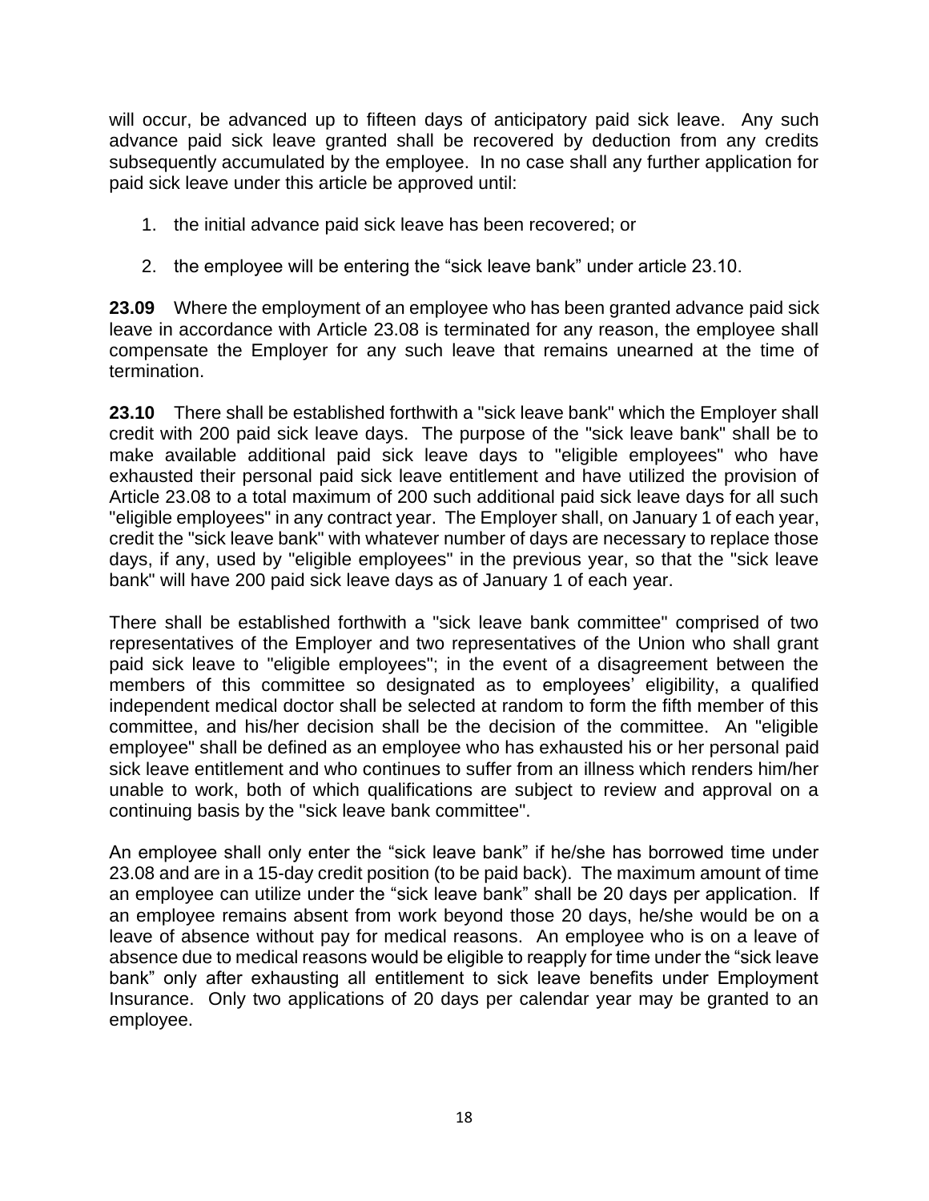will occur, be advanced up to fifteen days of anticipatory paid sick leave. Any such advance paid sick leave granted shall be recovered by deduction from any credits subsequently accumulated by the employee. In no case shall any further application for paid sick leave under this article be approved until:

1. the initial advance paid sick leave has been recovered; or

2. the employee will be entering the "sick leave bank" under article 23.10.

**23.09** Where the employment of an employee who has been granted advance paid sick leave in accordance with Article 23.08 is terminated for any reason, the employee shall compensate the Employer for any such leave that remains unearned at the time of termination.

**23.10** There shall be established forthwith a "sick leave bank" which the Employer shall credit with 200 paid sick leave days. The purpose of the "sick leave bank" shall be to make available additional paid sick leave days to "eligible employees" who have exhausted their personal paid sick leave entitlement and have utilized the provision of Article 23.08 to a total maximum of 200 such additional paid sick leave days for all such "eligible employees" in any contract year. The Employer shall, on January 1 of each year, credit the "sick leave bank" with whatever number of days are necessary to replace those days, if any, used by "eligible employees" in the previous year, so that the "sick leave bank" will have 200 paid sick leave days as of January 1 of each year.

There shall be established forthwith a "sick leave bank committee" comprised of two representatives of the Employer and two representatives of the Union who shall grant paid sick leave to "eligible employees"; in the event of a disagreement between the members of this committee so designated as to employees' eligibility, a qualified independent medical doctor shall be selected at random to form the fifth member of this committee, and his/her decision shall be the decision of the committee. An "eligible employee" shall be defined as an employee who has exhausted his or her personal paid sick leave entitlement and who continues to suffer from an illness which renders him/her unable to work, both of which qualifications are subject to review and approval on a continuing basis by the "sick leave bank committee".

An employee shall only enter the "sick leave bank" if he/she has borrowed time under 23.08 and are in a 15-day credit position (to be paid back). The maximum amount of time an employee can utilize under the "sick leave bank" shall be 20 days per application. If an employee remains absent from work beyond those 20 days, he/she would be on a leave of absence without pay for medical reasons. An employee who is on a leave of absence due to medical reasons would be eligible to reapply for time under the "sick leave bank" only after exhausting all entitlement to sick leave benefits under Employment Insurance. Only two applications of 20 days per calendar year may be granted to an employee.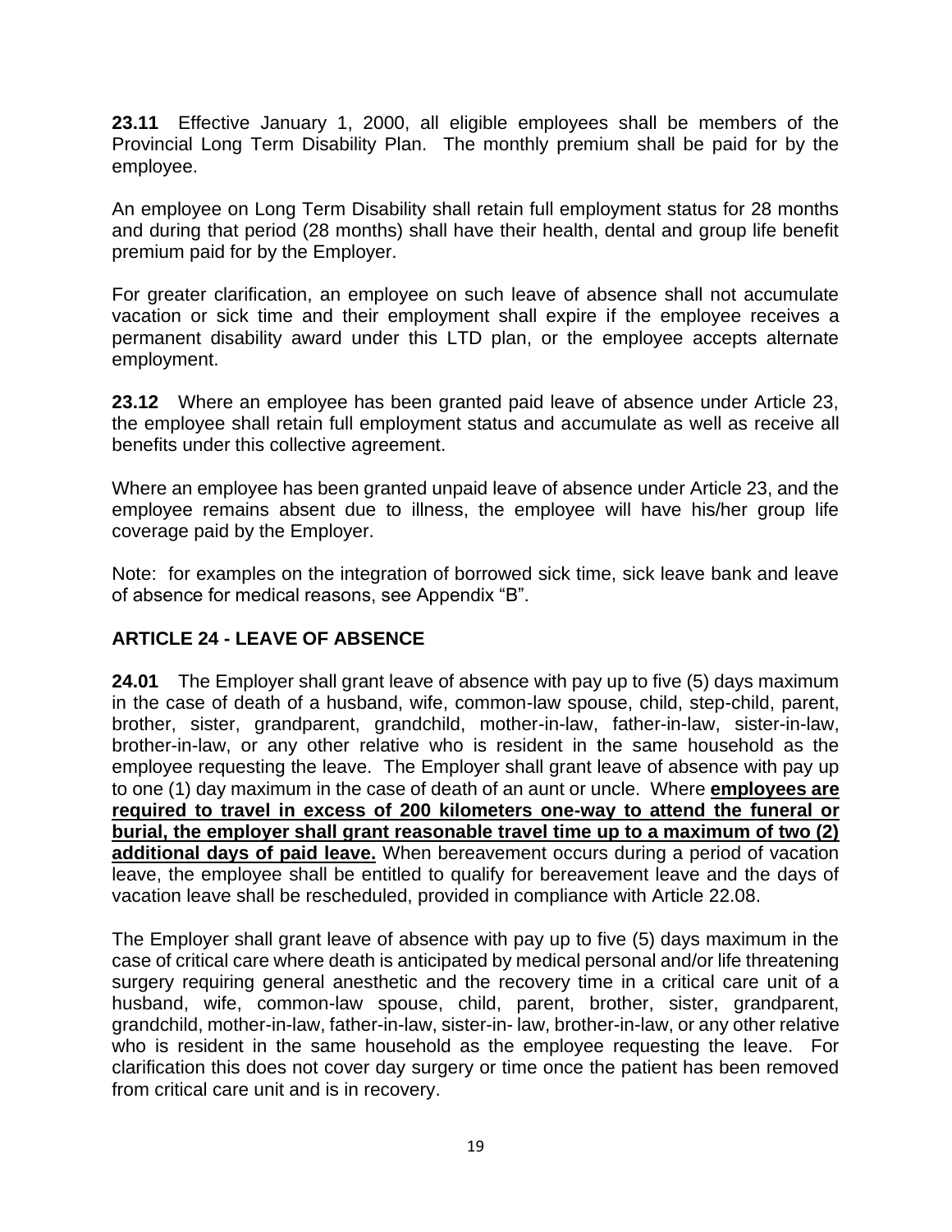**23.11** Effective January 1, 2000, all eligible employees shall be members of the Provincial Long Term Disability Plan. The monthly premium shall be paid for by the employee.

An employee on Long Term Disability shall retain full employment status for 28 months and during that period (28 months) shall have their health, dental and group life benefit premium paid for by the Employer.

For greater clarification, an employee on such leave of absence shall not accumulate vacation or sick time and their employment shall expire if the employee receives a permanent disability award under this LTD plan, or the employee accepts alternate employment.

**23.12** Where an employee has been granted paid leave of absence under Article 23, the employee shall retain full employment status and accumulate as well as receive all benefits under this collective agreement.

Where an employee has been granted unpaid leave of absence under Article 23, and the employee remains absent due to illness, the employee will have his/her group life coverage paid by the Employer.

Note: for examples on the integration of borrowed sick time, sick leave bank and leave of absence for medical reasons, see Appendix "B".

## ARTICLE 24 - LEAVE OF ABSENCE

**24.01** The Employer shall grant leave of absence with pay up to five (5) days maximum in the case of death of a husband, wife, common-law spouse, child, step-child, parent, brother, sister, grandparent, grandchild, mother-in-law, father-in-law, sister-in-law, brother-in-law, or any other relative who is resident in the same household as the employee requesting the leave. The Employer shall grant leave of absence with pay up to one (1) day maximum in the case of death of an aunt or uncle. Where **employees are required to travel in excess of 200 kilometers one-way to attend the funeral or burial, the employer shall grant reasonable travel time up to a maximum of two (2) additional days of paid leave.** When bereavement occurs during a period of vacation leave, the employee shall be entitled to qualify for bereavement leave and the days of vacation leave shall be rescheduled, provided in compliance with Article 22.08.

The Employer shall grant leave of absence with pay up to five (5) days maximum in the case of critical care where death is anticipated by medical personal and/or life threatening surgery requiring general anesthetic and the recovery time in a critical care unit of a husband, wife, common-law spouse, child, parent, brother, sister, grandparent, grandchild, mother-in-law, father-in-law, sister-in- law, brother-in-law, or any other relative who is resident in the same household as the employee requesting the leave. For clarification this does not cover day surgery or time once the patient has been removed from critical care unit and is in recovery.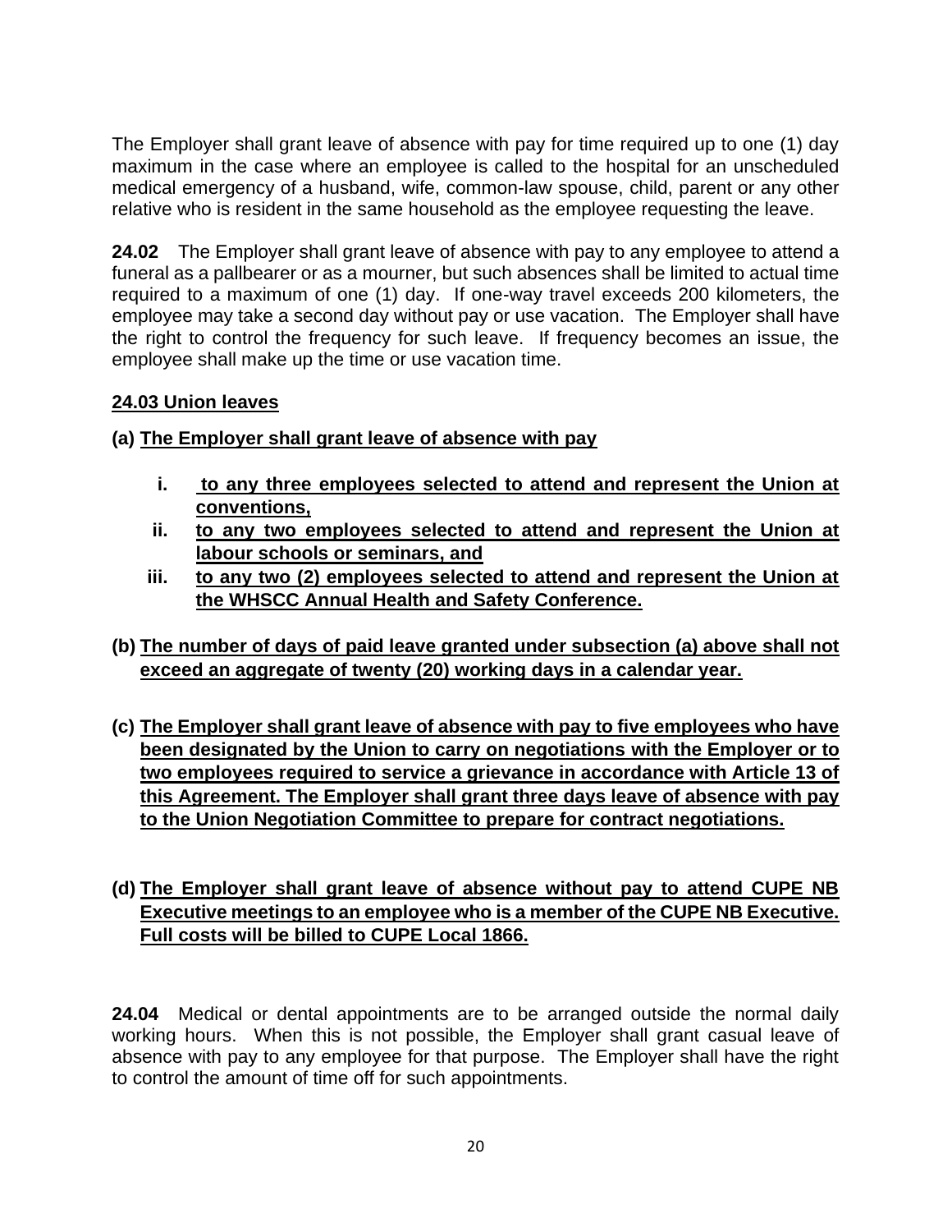The Employer shall grant leave of absence with pay for time required up to one (1) day maximum in the case where an employee is called to the hospital for an unscheduled medical emergency of a husband, wife, common-law spouse, child, parent or any other relative who is resident in the same household as the employee requesting the leave.

**24.02** The Employer shall grant leave of absence with pay to any employee to attend a funeral as a pallbearer or as a mourner, but such absences shall be limited to actual time required to a maximum of one (1) day. If one-way travel exceeds 200 kilometers, the employee may take a second day without pay or use vacation. The Employer shall have the right to control the frequency for such leave. If frequency becomes an issue, the employee shall make up the time or use vacation time.

**24.03 Union leaves**

**(a) The Employer shall grant leave of absence with pay**

- **i. to any three employees selected to attend and represent the Union at conventions,**
- **ii. to any two employees selected to attend and represent the Union at labour schools or seminars, and**
- **iii. to any two (2) employees selected to attend and represent the Union at the WHSCC Annual Health and Safety Conference.**

**(b) The number of days of paid leave granted under subsection (a) above shall not exceed an aggregate of twenty (20) working days in a calendar year.**

**(c) The Employer shall grant leave of absence with pay to five employees who have been designated by the Union to carry on negotiations with the Employer or to two employees required to service a grievance in accordance with Article 13 of this Agreement. The Employer shall grant three days leave of absence with pay to the Union Negotiation Committee to prepare for contract negotiations.**

**(d) The Employer shall grant leave of absence without pay to attend CUPE NB Executive meetings to an employee who is a member of the CUPE NB Executive. Full costs will be billed to CUPE Local 1866.**

**24.04** Medical or dental appointments are to be arranged outside the normal daily working hours. When this is not possible, the Employer shall grant casual leave of absence with pay to any employee for that purpose. The Employer shall have the right to control the amount of time off for such appointments.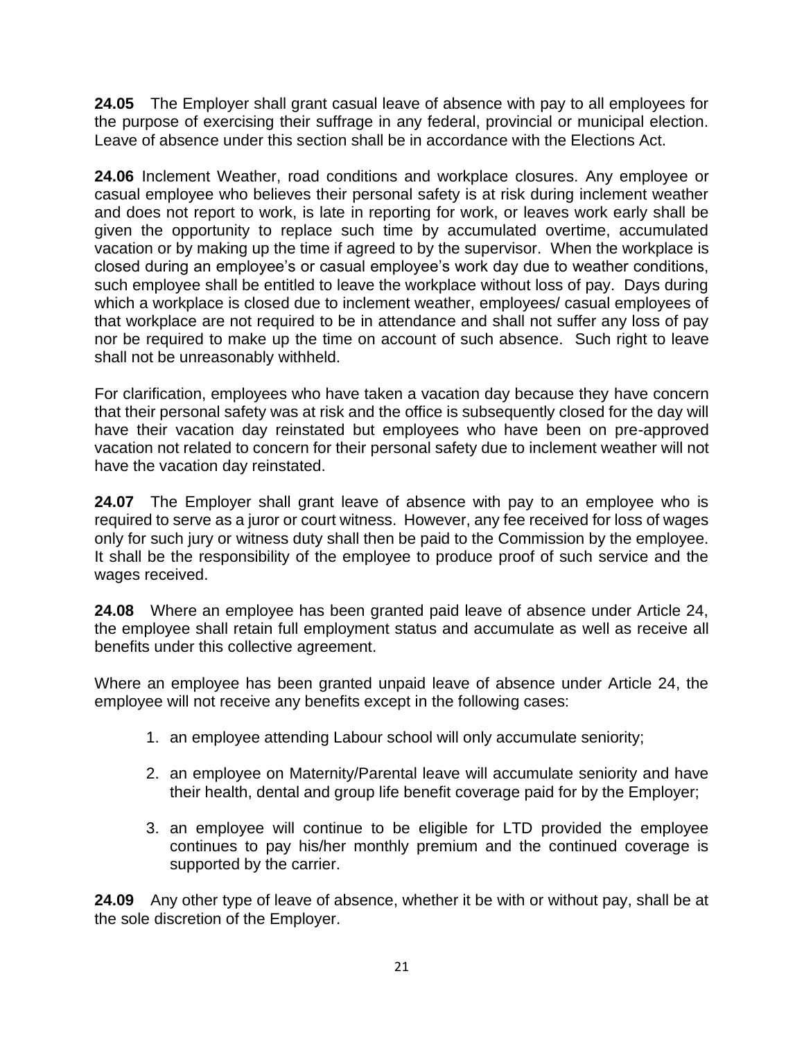**24.05** The Employer shall grant casual leave of absence with pay to all employees for the purpose of exercising their suffrage in any federal, provincial or municipal election. Leave of absence under this section shall be in accordance with the Elections Act.

**24.06** Inclement Weather, road conditions and workplace closures. Any employee or casual employee who believes their personal safety is at risk during inclement weather and does not report to work, is late in reporting for work, or leaves work early shall be given the opportunity to replace such time by accumulated overtime, accumulated vacation or by making up the time if agreed to by the supervisor. When the workplace is closed during an employee's or casual employee's work day due to weather conditions, such employee shall be entitled to leave the workplace without loss of pay. Days during which a workplace is closed due to inclement weather, employees/ casual employees of that workplace are not required to be in attendance and shall not suffer any loss of pay nor be required to make up the time on account of such absence. Such right to leave shall not be unreasonably withheld.

For clarification, employees who have taken a vacation day because they have concern that their personal safety was at risk and the office is subsequently closed for the day will have their vacation day reinstated but employees who have been on pre-approved vacation not related to concern for their personal safety due to inclement weather will not have the vacation day reinstated.

**24.07** The Employer shall grant leave of absence with pay to an employee who is required to serve as a juror or court witness. However, any fee received for loss of wages only for such jury or witness duty shall then be paid to the Commission by the employee. It shall be the responsibility of the employee to produce proof of such service and the wages received.

**24.08** Where an employee has been granted paid leave of absence under Article 24, the employee shall retain full employment status and accumulate as well as receive all benefits under this collective agreement.

Where an employee has been granted unpaid leave of absence under Article 24, the employee will not receive any benefits except in the following cases:

1. an employee attending Labour school will only accumulate seniority;
2. an employee on Maternity/Parental leave will accumulate seniority and have their health, dental and group life benefit coverage paid for by the Employer;
3. an employee will continue to be eligible for LTD provided the employee continues to pay his/her monthly premium and the continued coverage is supported by the carrier.

**24.09** Any other type of leave of absence, whether it be with or without pay, shall be at the sole discretion of the Employer.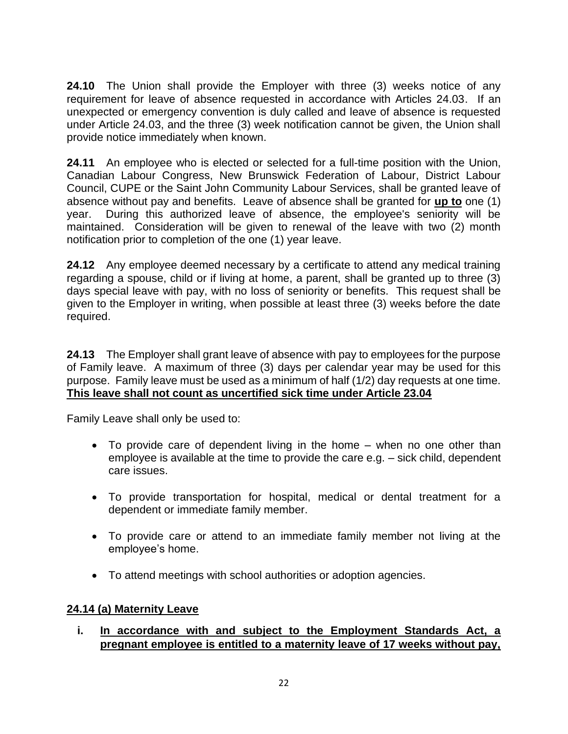**24.10** The Union shall provide the Employer with three (3) weeks notice of any requirement for leave of absence requested in accordance with Articles 24.03. If an unexpected or emergency convention is duly called and leave of absence is requested under Article 24.03, and the three (3) week notification cannot be given, the Union shall provide notice immediately when known.

**24.11** An employee who is elected or selected for a full-time position with the Union, Canadian Labour Congress, New Brunswick Federation of Labour, District Labour Council, CUPE or the Saint John Community Labour Services, shall be granted leave of absence without pay and benefits. Leave of absence shall be granted for **up to** one (1) year. During this authorized leave of absence, the employee's seniority will be maintained. Consideration will be given to renewal of the leave with two (2) month notification prior to completion of the one (1) year leave.

**24.12** Any employee deemed necessary by a certificate to attend any medical training regarding a spouse, child or if living at home, a parent, shall be granted up to three (3) days special leave with pay, with no loss of seniority or benefits. This request shall be given to the Employer in writing, when possible at least three (3) weeks before the date required.

**24.13** The Employer shall grant leave of absence with pay to employees for the purpose of Family leave. A maximum of three (3) days per calendar year may be used for this purpose. Family leave must be used as a minimum of half (1/2) day requests at one time. **This leave shall not count as uncertified sick time under Article 23.04**

Family Leave shall only be used to:

- To provide care of dependent living in the home – when no one other than employee is available at the time to provide the care e.g. – sick child, dependent care issues.
- To provide transportation for hospital, medical or dental treatment for a dependent or immediate family member.
- To provide care or attend to an immediate family member not living at the employee's home.
- To attend meetings with school authorities or adoption agencies.

**24.14 (a) Maternity Leave**

i. **In accordance with and subject to the Employment Standards Act, a pregnant employee is entitled to a maternity leave of 17 weeks without pay,**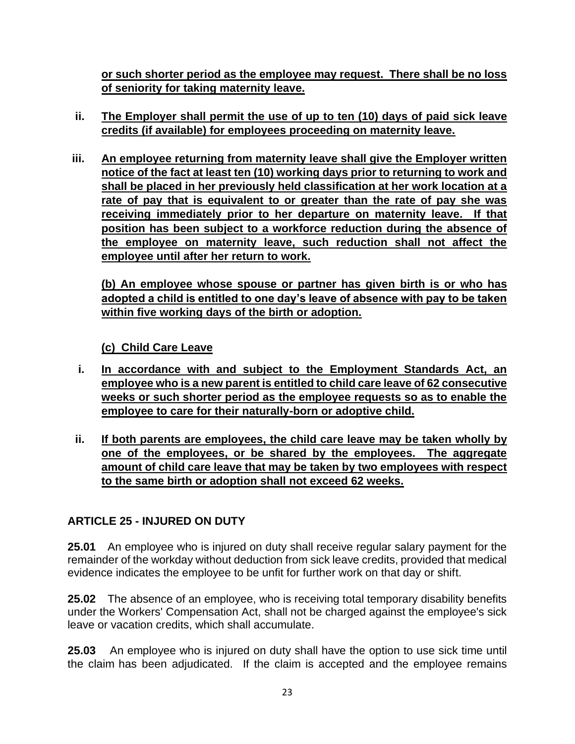**or such shorter period as the employee may request. There shall be no loss of seniority for taking maternity leave.**

ii. **The Employer shall permit the use of up to ten (10) days of paid sick leave credits (if available) for employees proceeding on maternity leave.**

iii. **An employee returning from maternity leave shall give the Employer written notice of the fact at least ten (10) working days prior to returning to work and shall be placed in her previously held classification at her work location at a rate of pay that is equivalent to or greater than the rate of pay she was receiving immediately prior to her departure on maternity leave. If that position has been subject to a workforce reduction during the absence of the employee on maternity leave, such reduction shall not affect the employee until after her return to work.**

**(b) An employee whose spouse or partner has given birth is or who has adopted a child is entitled to one day's leave of absence with pay to be taken within five working days of the birth or adoption.**

**(c) Child Care Leave**

i. **In accordance with and subject to the Employment Standards Act, an employee who is a new parent is entitled to child care leave of 62 consecutive weeks or such shorter period as the employee requests so as to enable the employee to care for their naturally-born or adoptive child.**

ii. **If both parents are employees, the child care leave may be taken wholly by one of the employees, or be shared by the employees. The aggregate amount of child care leave that may be taken by two employees with respect to the same birth or adoption shall not exceed 62 weeks.**

## ARTICLE 25 - INJURED ON DUTY

**25.01** An employee who is injured on duty shall receive regular salary payment for the remainder of the workday without deduction from sick leave credits, provided that medical evidence indicates the employee to be unfit for further work on that day or shift.

**25.02** The absence of an employee, who is receiving total temporary disability benefits under the Workers' Compensation Act, shall not be charged against the employee's sick leave or vacation credits, which shall accumulate.

**25.03** An employee who is injured on duty shall have the option to use sick time until the claim has been adjudicated. If the claim is accepted and the employee remains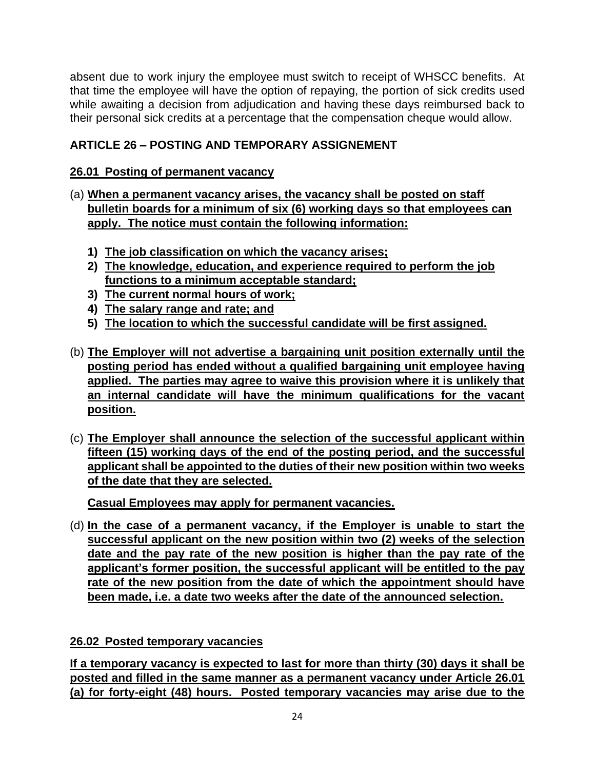absent due to work injury the employee must switch to receipt of WHSCC benefits. At that time the employee will have the option of repaying, the portion of sick credits used while awaiting a decision from adjudication and having these days reimbursed back to their personal sick credits at a percentage that the compensation cheque would allow.

## ARTICLE 26 – POSTING AND TEMPORARY ASSIGNEMENT

### 26.01 Posting of permanent vacancy

(a) **When a permanent vacancy arises, the vacancy shall be posted on staff bulletin boards for a minimum of six (6) working days so that employees can apply. The notice must contain the following information:**

1) **The job classification on which the vacancy arises;**
2) **The knowledge, education, and experience required to perform the job functions to a minimum acceptable standard;**
3) **The current normal hours of work;**
4) **The salary range and rate; and**
5) **The location to which the successful candidate will be first assigned.**

(b) **The Employer will not advertise a bargaining unit position externally until the posting period has ended without a qualified bargaining unit employee having applied. The parties may agree to waive this provision where it is unlikely that an internal candidate will have the minimum qualifications for the vacant position.**

(c) **The Employer shall announce the selection of the successful applicant within fifteen (15) working days of the end of the posting period, and the successful applicant shall be appointed to the duties of their new position within two weeks of the date that they are selected.**

**Casual Employees may apply for permanent vacancies.**

(d) **In the case of a permanent vacancy, if the Employer is unable to start the successful applicant on the new position within two (2) weeks of the selection date and the pay rate of the new position is higher than the pay rate of the applicant's former position, the successful applicant will be entitled to the pay rate of the new position from the date of which the appointment should have been made, i.e. a date two weeks after the date of the announced selection.**

### 26.02 Posted temporary vacancies

**If a temporary vacancy is expected to last for more than thirty (30) days it shall be posted and filled in the same manner as a permanent vacancy under Article 26.01 (a) for forty-eight (48) hours. Posted temporary vacancies may arise due to the**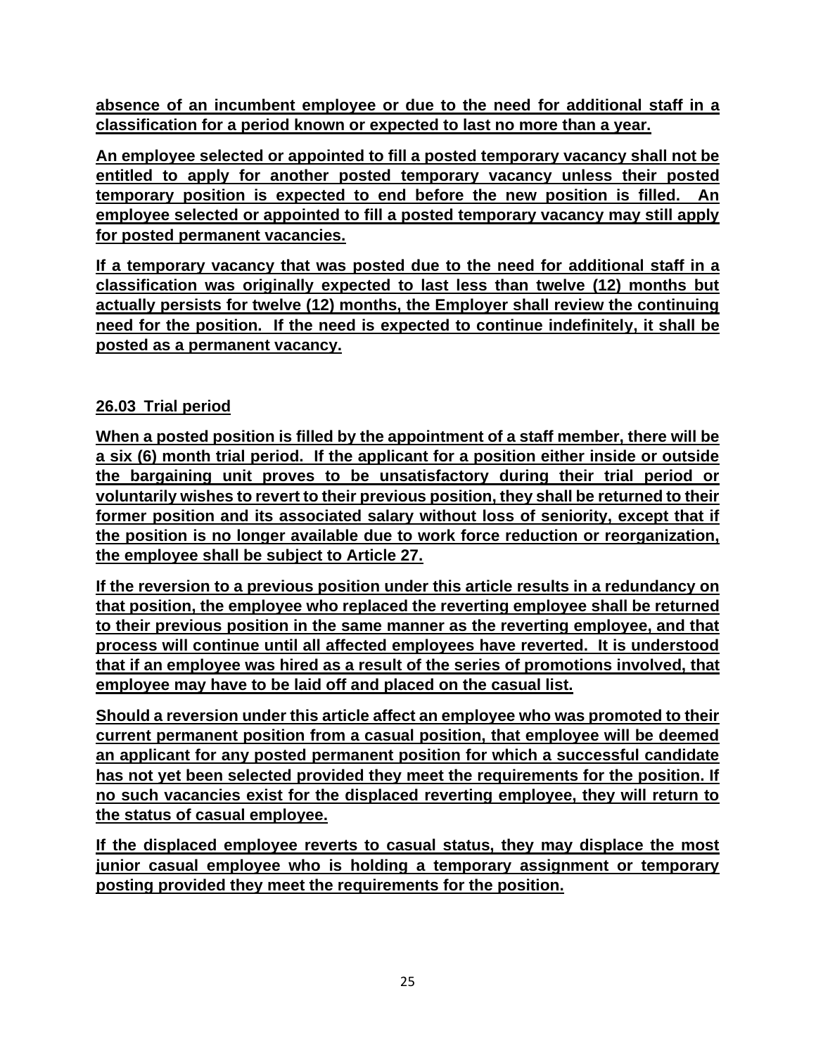**absence of an incumbent employee or due to the need for additional staff in a classification for a period known or expected to last no more than a year.**

**An employee selected or appointed to fill a posted temporary vacancy shall not be entitled to apply for another posted temporary vacancy unless their posted temporary position is expected to end before the new position is filled. An employee selected or appointed to fill a posted temporary vacancy may still apply for posted permanent vacancies.**

**If a temporary vacancy that was posted due to the need for additional staff in a classification was originally expected to last less than twelve (12) months but actually persists for twelve (12) months, the Employer shall review the continuing need for the position. If the need is expected to continue indefinitely, it shall be posted as a permanent vacancy.**

### 26.03 Trial period

**When a posted position is filled by the appointment of a staff member, there will be a six (6) month trial period. If the applicant for a position either inside or outside the bargaining unit proves to be unsatisfactory during their trial period or voluntarily wishes to revert to their previous position, they shall be returned to their former position and its associated salary without loss of seniority, except that if the position is no longer available due to work force reduction or reorganization, the employee shall be subject to Article 27.**

**If the reversion to a previous position under this article results in a redundancy on that position, the employee who replaced the reverting employee shall be returned to their previous position in the same manner as the reverting employee, and that process will continue until all affected employees have reverted. It is understood that if an employee was hired as a result of the series of promotions involved, that employee may have to be laid off and placed on the casual list.**

**Should a reversion under this article affect an employee who was promoted to their current permanent position from a casual position, that employee will be deemed an applicant for any posted permanent position for which a successful candidate has not yet been selected provided they meet the requirements for the position. If no such vacancies exist for the displaced reverting employee, they will return to the status of casual employee.**

**If the displaced employee reverts to casual status, they may displace the most junior casual employee who is holding a temporary assignment or temporary posting provided they meet the requirements for the position.**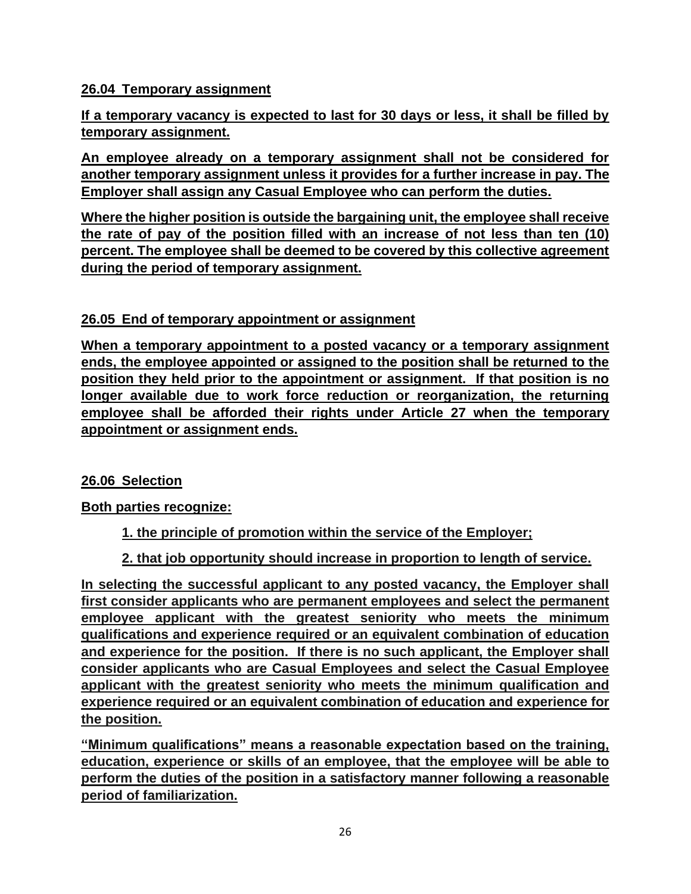### 26.04 Temporary assignment

**If a temporary vacancy is expected to last for 30 days or less, it shall be filled by temporary assignment.**

**An employee already on a temporary assignment shall not be considered for another temporary assignment unless it provides for a further increase in pay. The Employer shall assign any Casual Employee who can perform the duties.**

**Where the higher position is outside the bargaining unit, the employee shall receive the rate of pay of the position filled with an increase of not less than ten (10) percent. The employee shall be deemed to be covered by this collective agreement during the period of temporary assignment.**

### 26.05 End of temporary appointment or assignment

**When a temporary appointment to a posted vacancy or a temporary assignment ends, the employee appointed or assigned to the position shall be returned to the position they held prior to the appointment or assignment. If that position is no longer available due to work force reduction or reorganization, the returning employee shall be afforded their rights under Article 27 when the temporary appointment or assignment ends.**

### 26.06 Selection

**Both parties recognize:**

1. **the principle of promotion within the service of the Employer;**
2. **that job opportunity should increase in proportion to length of service.**

**In selecting the successful applicant to any posted vacancy, the Employer shall first consider applicants who are permanent employees and select the permanent employee applicant with the greatest seniority who meets the minimum qualifications and experience required or an equivalent combination of education and experience for the position. If there is no such applicant, the Employer shall consider applicants who are Casual Employees and select the Casual Employee applicant with the greatest seniority who meets the minimum qualification and experience required or an equivalent combination of education and experience for the position.**

**"Minimum qualifications" means a reasonable expectation based on the training, education, experience or skills of an employee, that the employee will be able to perform the duties of the position in a satisfactory manner following a reasonable period of familiarization.**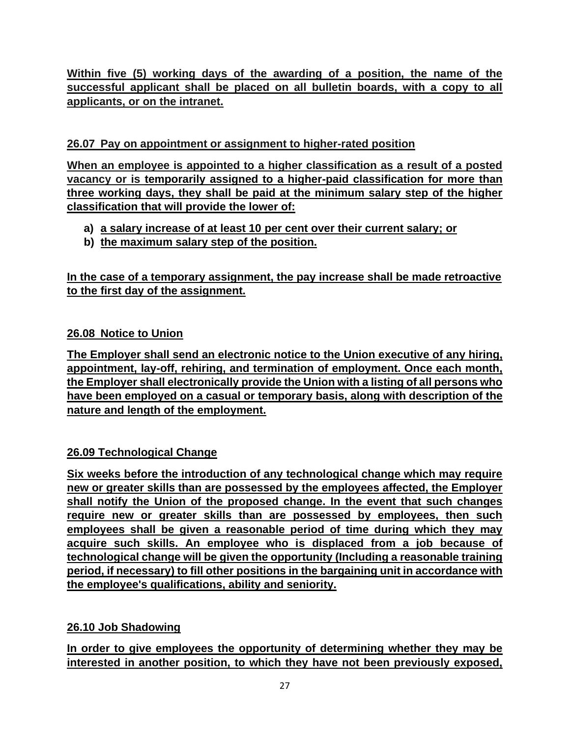**Within five (5) working days of the awarding of a position, the name of the successful applicant shall be placed on all bulletin boards, with a copy to all applicants, or on the intranet.**

### 26.07 Pay on appointment or assignment to higher-rated position

**When an employee is appointed to a higher classification as a result of a posted vacancy or is temporarily assigned to a higher-paid classification for more than three working days, they shall be paid at the minimum salary step of the higher classification that will provide the lower of:**

a) **a salary increase of at least 10 per cent over their current salary; or**
b) **the maximum salary step of the position.**

**In the case of a temporary assignment, the pay increase shall be made retroactive to the first day of the assignment.**

### 26.08 Notice to Union

**The Employer shall send an electronic notice to the Union executive of any hiring, appointment, lay-off, rehiring, and termination of employment. Once each month, the Employer shall electronically provide the Union with a listing of all persons who have been employed on a casual or temporary basis, along with description of the nature and length of the employment.**

### 26.09 Technological Change

**Six weeks before the introduction of any technological change which may require new or greater skills than are possessed by the employees affected, the Employer shall notify the Union of the proposed change. In the event that such changes require new or greater skills than are possessed by employees, then such employees shall be given a reasonable period of time during which they may acquire such skills. An employee who is displaced from a job because of technological change will be given the opportunity (Including a reasonable training period, if necessary) to fill other positions in the bargaining unit in accordance with the employee's qualifications, ability and seniority.**

### 26.10 Job Shadowing

**In order to give employees the opportunity of determining whether they may be interested in another position, to which they have not been previously exposed,**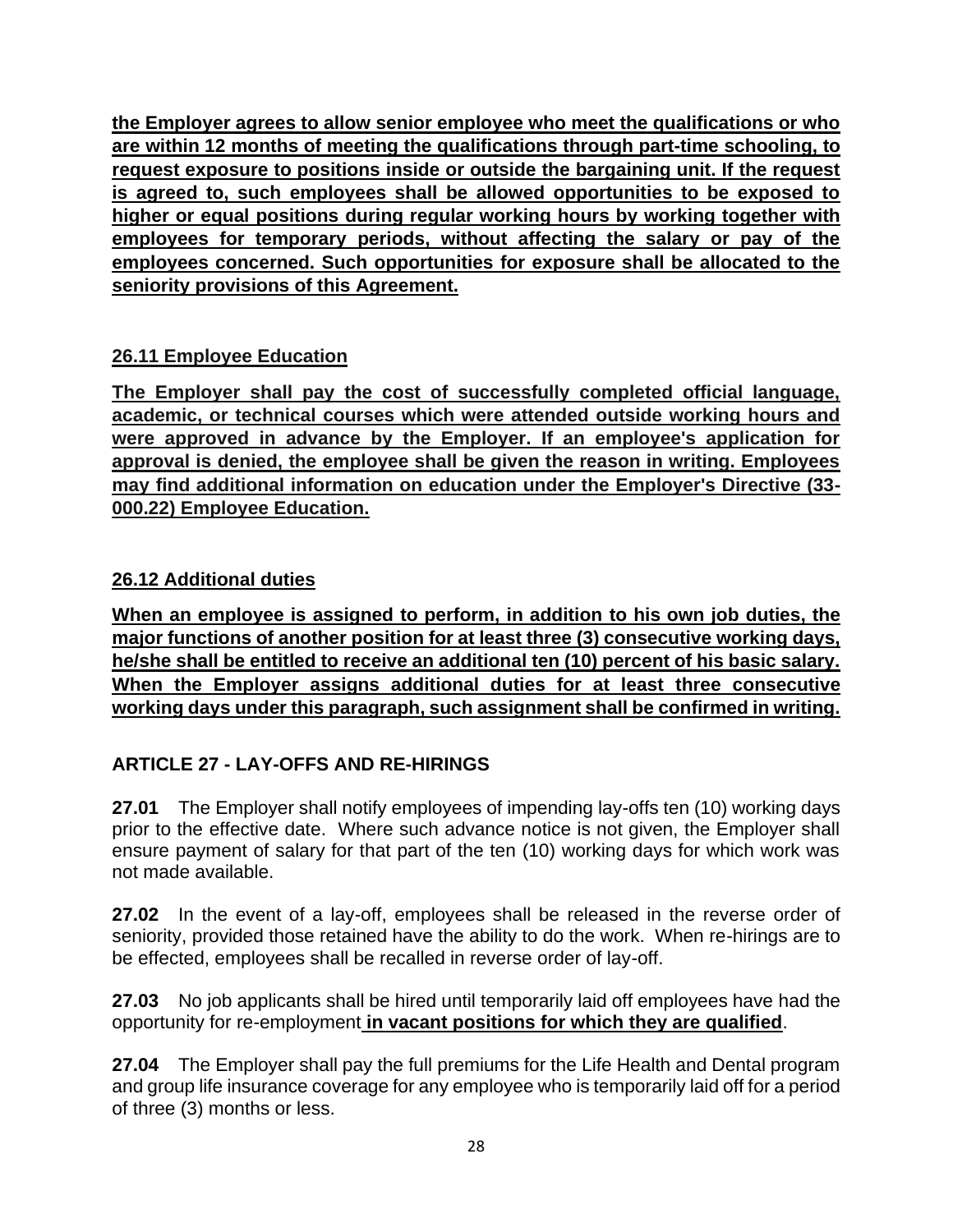**the Employer agrees to allow senior employee who meet the qualifications or who are within 12 months of meeting the qualifications through part-time schooling, to request exposure to positions inside or outside the bargaining unit. If the request is agreed to, such employees shall be allowed opportunities to be exposed to higher or equal positions during regular working hours by working together with employees for temporary periods, without affecting the salary or pay of the employees concerned. Such opportunities for exposure shall be allocated to the seniority provisions of this Agreement.**

**26.11 Employee Education**

**The Employer shall pay the cost of successfully completed official language, academic, or technical courses which were attended outside working hours and were approved in advance by the Employer. If an employee's application for approval is denied, the employee shall be given the reason in writing. Employees may find additional information on education under the Employer's Directive (33-000.22) Employee Education.**

**26.12 Additional duties**

**When an employee is assigned to perform, in addition to his own job duties, the major functions of another position for at least three (3) consecutive working days, he/she shall be entitled to receive an additional ten (10) percent of his basic salary. When the Employer assigns additional duties for at least three consecutive working days under this paragraph, such assignment shall be confirmed in writing.**

## ARTICLE 27 - LAY-OFFS AND RE-HIRINGS

**27.01** The Employer shall notify employees of impending lay-offs ten (10) working days prior to the effective date. Where such advance notice is not given, the Employer shall ensure payment of salary for that part of the ten (10) working days for which work was not made available.

**27.02** In the event of a lay-off, employees shall be released in the reverse order of seniority, provided those retained have the ability to do the work. When re-hirings are to be effected, employees shall be recalled in reverse order of lay-off.

**27.03** No job applicants shall be hired until temporarily laid off employees have had the opportunity for re-employment **in vacant positions for which they are qualified**.

**27.04** The Employer shall pay the full premiums for the Life Health and Dental program and group life insurance coverage for any employee who is temporarily laid off for a period of three (3) months or less.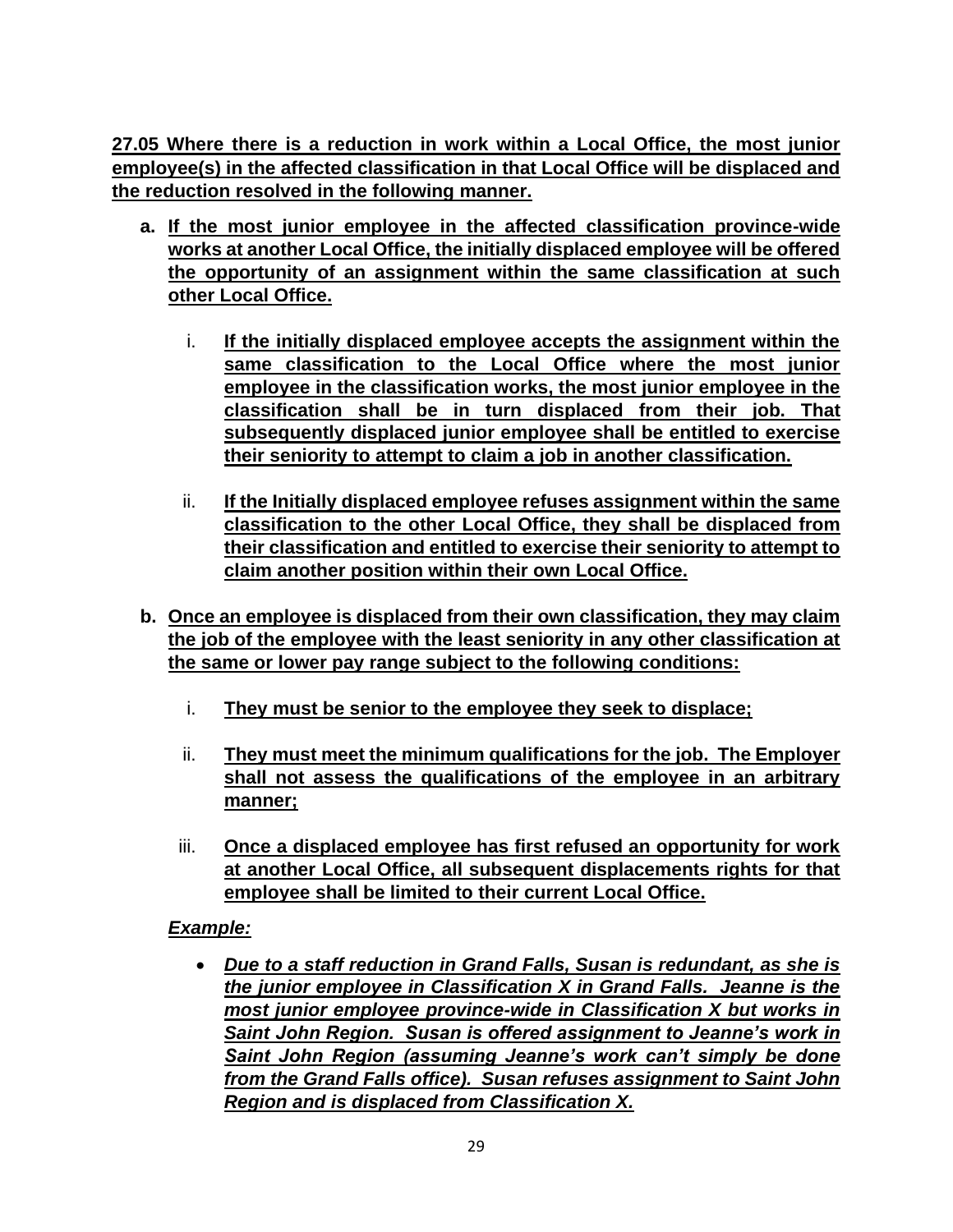**27.05 Where there is a reduction in work within a Local Office, the most junior employee(s) in the affected classification in that Local Office will be displaced and the reduction resolved in the following manner.**

- **a. If the most junior employee in the affected classification province-wide works at another Local Office, the initially displaced employee will be offered the opportunity of an assignment within the same classification at such other Local Office.**

  - i. **If the initially displaced employee accepts the assignment within the same classification to the Local Office where the most junior employee in the classification works, the most junior employee in the classification shall be in turn displaced from their job. That subsequently displaced junior employee shall be entitled to exercise their seniority to attempt to claim a job in another classification.**

  - ii. **If the Initially displaced employee refuses assignment within the same classification to the other Local Office, they shall be displaced from their classification and entitled to exercise their seniority to attempt to claim another position within their own Local Office.**

- **b. Once an employee is displaced from their own classification, they may claim the job of the employee with the least seniority in any other classification at the same or lower pay range subject to the following conditions:**

  - i. **They must be senior to the employee they seek to displace;**

  - ii. **They must meet the minimum qualifications for the job. The Employer shall not assess the qualifications of the employee in an arbitrary manner;**

  - iii. **Once a displaced employee has first refused an opportunity for work at another Local Office, all subsequent displacements rights for that employee shall be limited to their current Local Office.**

  ***Example:***

  - ***Due to a staff reduction in Grand Falls, Susan is redundant, as she is the junior employee in Classification X in Grand Falls. Jeanne is the most junior employee province-wide in Classification X but works in Saint John Region. Susan is offered assignment to Jeanne's work in Saint John Region (assuming Jeanne's work can't simply be done from the Grand Falls office). Susan refuses assignment to Saint John Region and is displaced from Classification X.***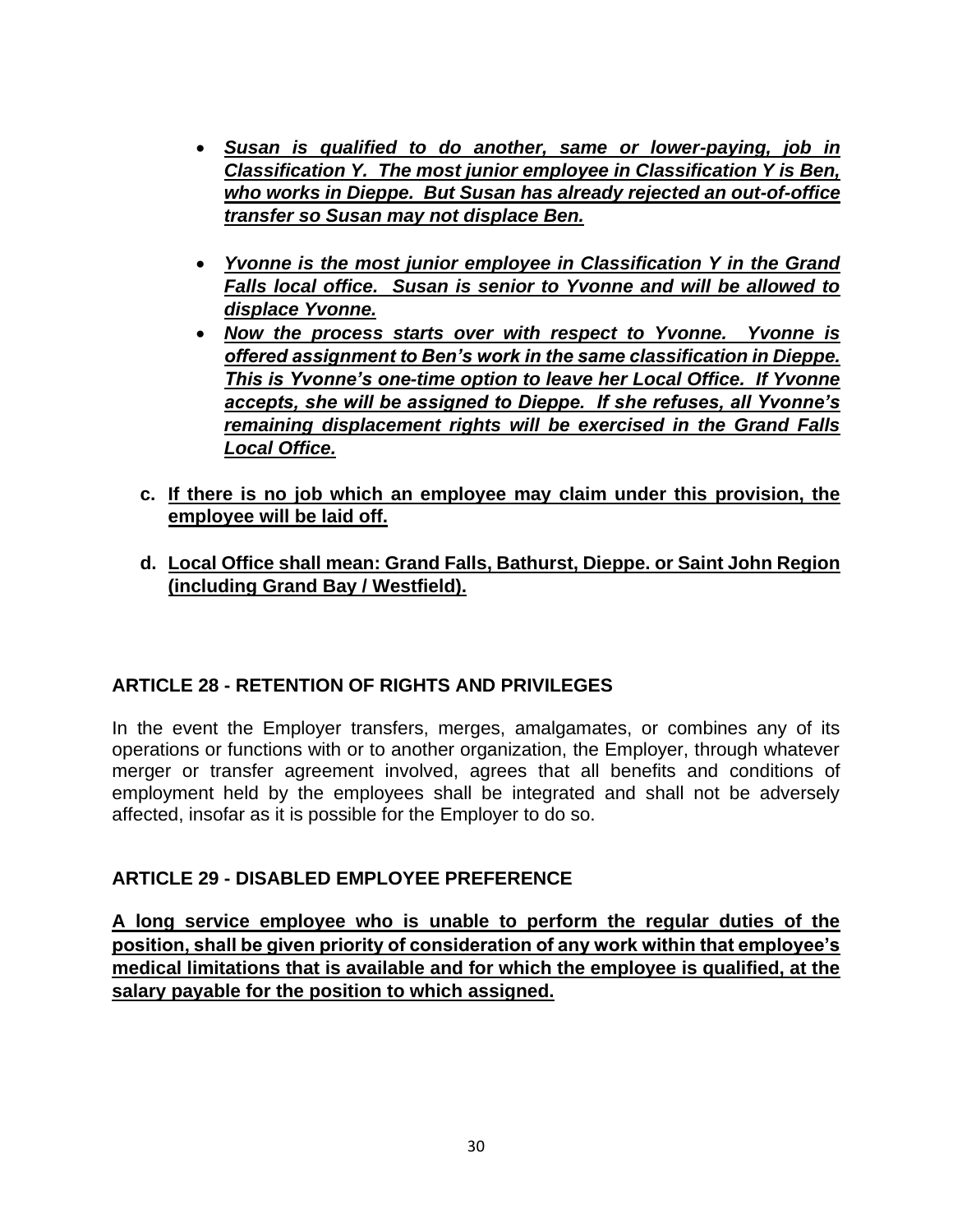- ***Susan is qualified to do another, same or lower-paying, job in Classification Y. The most junior employee in Classification Y is Ben, who works in Dieppe. But Susan has already rejected an out-of-office transfer so Susan may not displace Ben.***

- ***Yvonne is the most junior employee in Classification Y in the Grand Falls local office. Susan is senior to Yvonne and will be allowed to displace Yvonne.***
- ***Now the process starts over with respect to Yvonne. Yvonne is offered assignment to Ben's work in the same classification in Dieppe. This is Yvonne's one-time option to leave her Local Office. If Yvonne accepts, she will be assigned to Dieppe. If she refuses, all Yvonne's remaining displacement rights will be exercised in the Grand Falls Local Office.***

**c. If there is no job which an employee may claim under this provision, the employee will be laid off.**

**d. Local Office shall mean: Grand Falls, Bathurst, Dieppe. or Saint John Region (including Grand Bay / Westfield).**

## ARTICLE 28 - RETENTION OF RIGHTS AND PRIVILEGES

In the event the Employer transfers, merges, amalgamates, or combines any of its operations or functions with or to another organization, the Employer, through whatever merger or transfer agreement involved, agrees that all benefits and conditions of employment held by the employees shall be integrated and shall not be adversely affected, insofar as it is possible for the Employer to do so.

## ARTICLE 29 - DISABLED EMPLOYEE PREFERENCE

**A long service employee who is unable to perform the regular duties of the position, shall be given priority of consideration of any work within that employee's medical limitations that is available and for which the employee is qualified, at the salary payable for the position to which assigned.**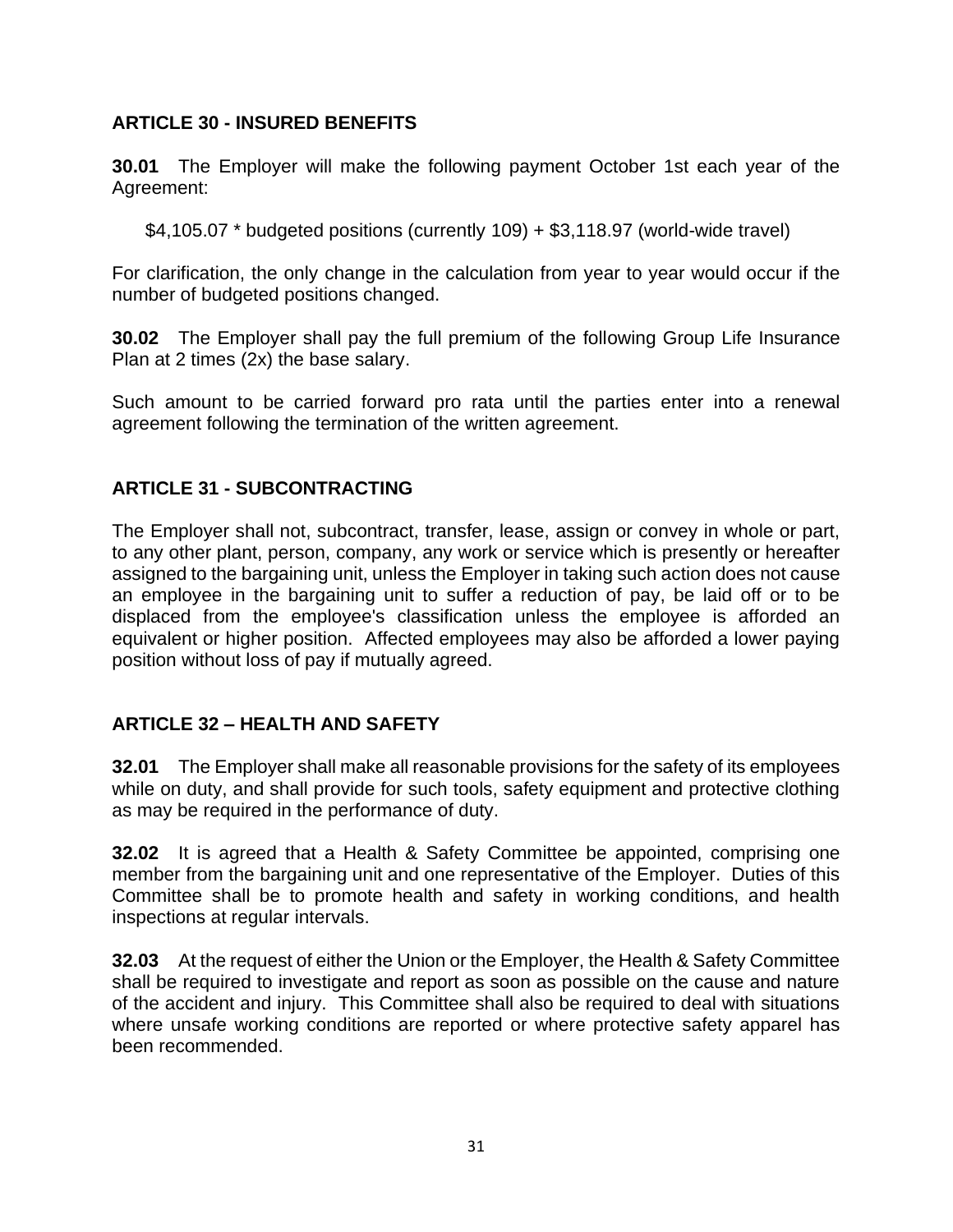## ARTICLE 30 - INSURED BENEFITS

**30.01** The Employer will make the following payment October 1st each year of the Agreement:

$4,105.07 * budgeted positions (currently 109) + $3,118.97 (world-wide travel)

For clarification, the only change in the calculation from year to year would occur if the number of budgeted positions changed.

**30.02** The Employer shall pay the full premium of the following Group Life Insurance Plan at 2 times (2x) the base salary.

Such amount to be carried forward pro rata until the parties enter into a renewal agreement following the termination of the written agreement.

## ARTICLE 31 - SUBCONTRACTING

The Employer shall not, subcontract, transfer, lease, assign or convey in whole or part, to any other plant, person, company, any work or service which is presently or hereafter assigned to the bargaining unit, unless the Employer in taking such action does not cause an employee in the bargaining unit to suffer a reduction of pay, be laid off or to be displaced from the employee's classification unless the employee is afforded an equivalent or higher position. Affected employees may also be afforded a lower paying position without loss of pay if mutually agreed.

## ARTICLE 32 – HEALTH AND SAFETY

**32.01** The Employer shall make all reasonable provisions for the safety of its employees while on duty, and shall provide for such tools, safety equipment and protective clothing as may be required in the performance of duty.

**32.02** It is agreed that a Health & Safety Committee be appointed, comprising one member from the bargaining unit and one representative of the Employer. Duties of this Committee shall be to promote health and safety in working conditions, and health inspections at regular intervals.

**32.03** At the request of either the Union or the Employer, the Health & Safety Committee shall be required to investigate and report as soon as possible on the cause and nature of the accident and injury. This Committee shall also be required to deal with situations where unsafe working conditions are reported or where protective safety apparel has been recommended.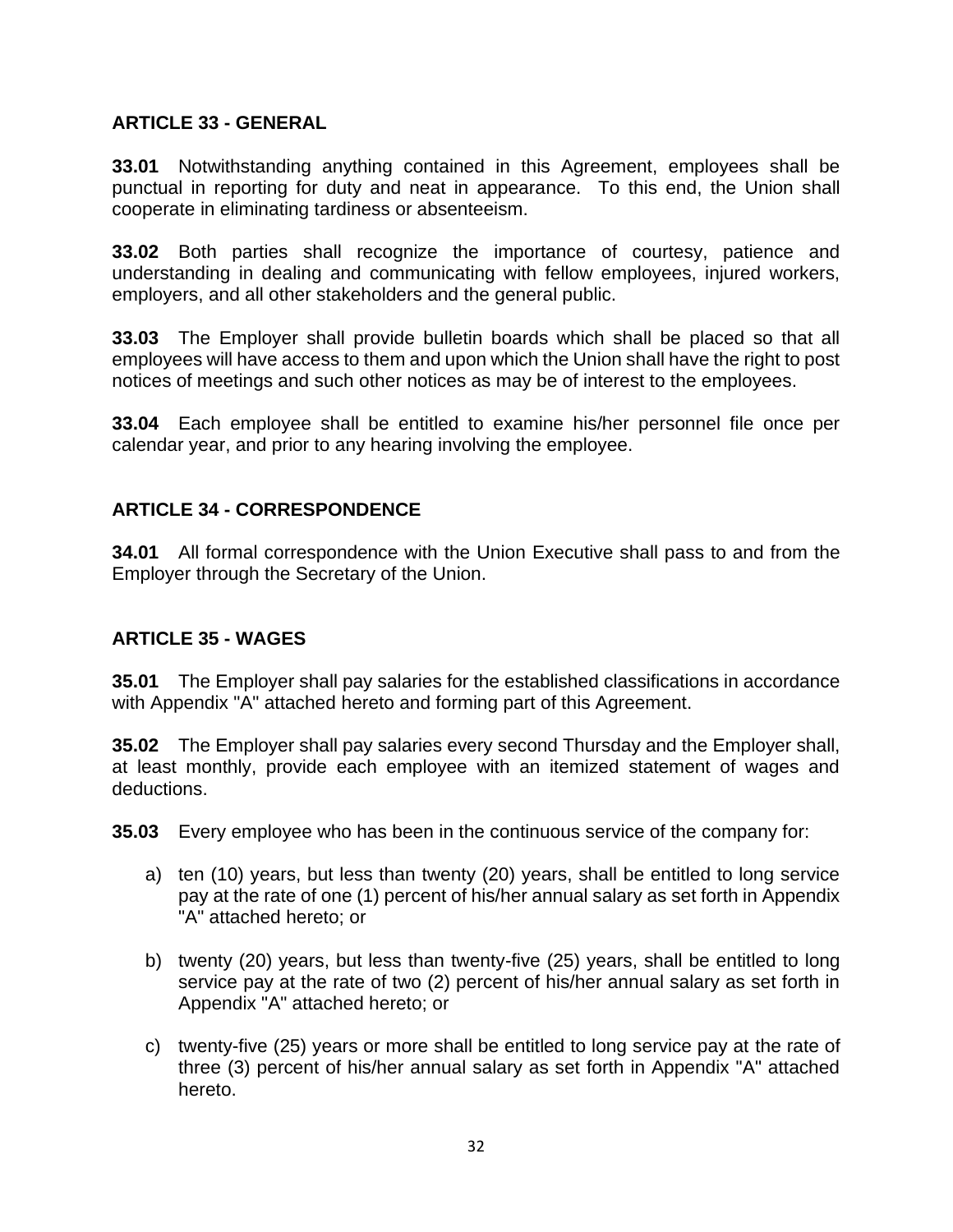## ARTICLE 33 - GENERAL

**33.01** Notwithstanding anything contained in this Agreement, employees shall be punctual in reporting for duty and neat in appearance. To this end, the Union shall cooperate in eliminating tardiness or absenteeism.

**33.02** Both parties shall recognize the importance of courtesy, patience and understanding in dealing and communicating with fellow employees, injured workers, employers, and all other stakeholders and the general public.

**33.03** The Employer shall provide bulletin boards which shall be placed so that all employees will have access to them and upon which the Union shall have the right to post notices of meetings and such other notices as may be of interest to the employees.

**33.04** Each employee shall be entitled to examine his/her personnel file once per calendar year, and prior to any hearing involving the employee.

## ARTICLE 34 - CORRESPONDENCE

**34.01** All formal correspondence with the Union Executive shall pass to and from the Employer through the Secretary of the Union.

## ARTICLE 35 - WAGES

**35.01** The Employer shall pay salaries for the established classifications in accordance with Appendix "A" attached hereto and forming part of this Agreement.

**35.02** The Employer shall pay salaries every second Thursday and the Employer shall, at least monthly, provide each employee with an itemized statement of wages and deductions.

**35.03** Every employee who has been in the continuous service of the company for:

a) ten (10) years, but less than twenty (20) years, shall be entitled to long service pay at the rate of one (1) percent of his/her annual salary as set forth in Appendix "A" attached hereto; or

b) twenty (20) years, but less than twenty-five (25) years, shall be entitled to long service pay at the rate of two (2) percent of his/her annual salary as set forth in Appendix "A" attached hereto; or

c) twenty-five (25) years or more shall be entitled to long service pay at the rate of three (3) percent of his/her annual salary as set forth in Appendix "A" attached hereto.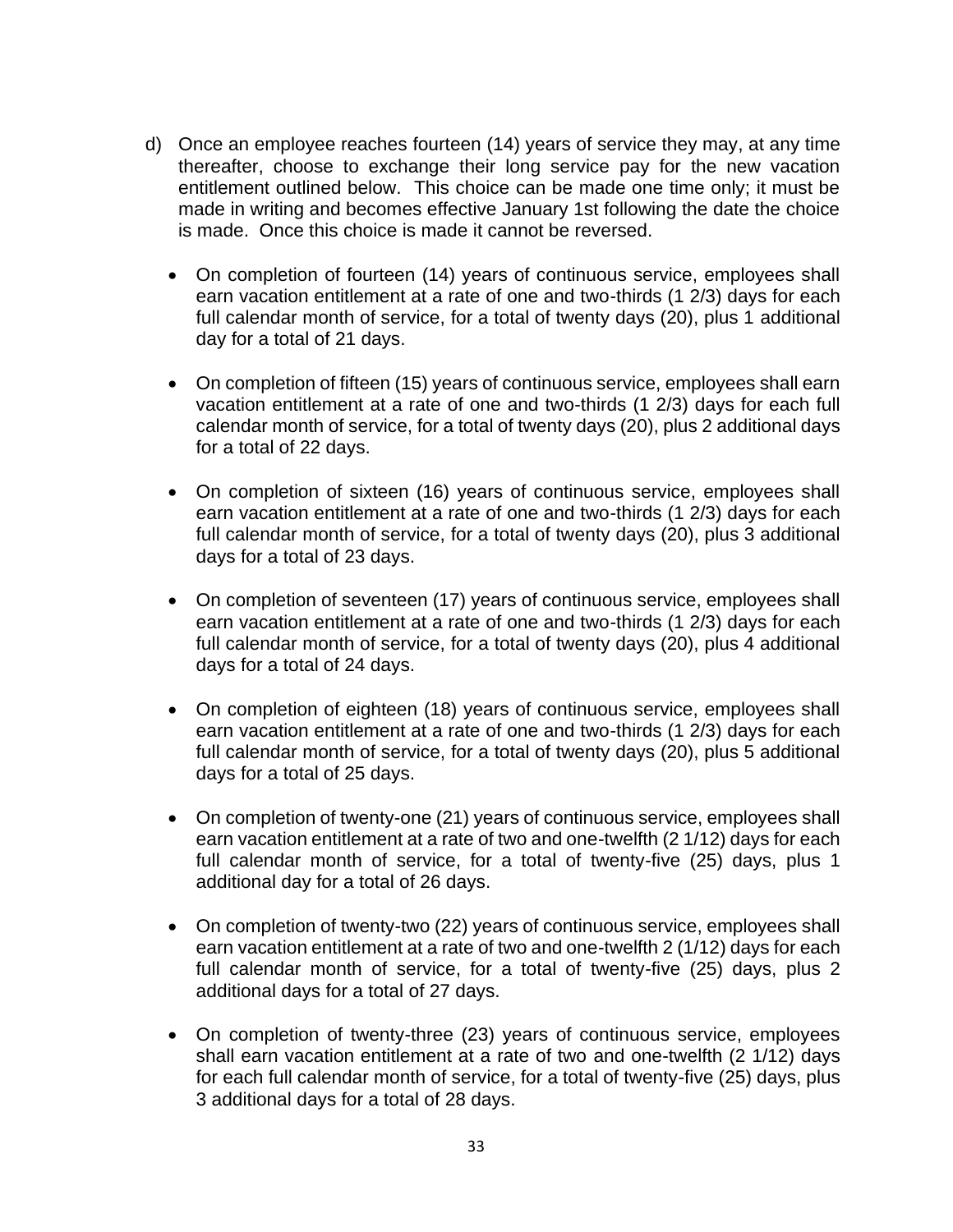d) Once an employee reaches fourteen (14) years of service they may, at any time thereafter, choose to exchange their long service pay for the new vacation entitlement outlined below. This choice can be made one time only; it must be made in writing and becomes effective January 1st following the date the choice is made. Once this choice is made it cannot be reversed.

- On completion of fourteen (14) years of continuous service, employees shall earn vacation entitlement at a rate of one and two-thirds (1 2/3) days for each full calendar month of service, for a total of twenty days (20), plus 1 additional day for a total of 21 days.

- On completion of fifteen (15) years of continuous service, employees shall earn vacation entitlement at a rate of one and two-thirds (1 2/3) days for each full calendar month of service, for a total of twenty days (20), plus 2 additional days for a total of 22 days.

- On completion of sixteen (16) years of continuous service, employees shall earn vacation entitlement at a rate of one and two-thirds (1 2/3) days for each full calendar month of service, for a total of twenty days (20), plus 3 additional days for a total of 23 days.

- On completion of seventeen (17) years of continuous service, employees shall earn vacation entitlement at a rate of one and two-thirds (1 2/3) days for each full calendar month of service, for a total of twenty days (20), plus 4 additional days for a total of 24 days.

- On completion of eighteen (18) years of continuous service, employees shall earn vacation entitlement at a rate of one and two-thirds (1 2/3) days for each full calendar month of service, for a total of twenty days (20), plus 5 additional days for a total of 25 days.

- On completion of twenty-one (21) years of continuous service, employees shall earn vacation entitlement at a rate of two and one-twelfth (2 1/12) days for each full calendar month of service, for a total of twenty-five (25) days, plus 1 additional day for a total of 26 days.

- On completion of twenty-two (22) years of continuous service, employees shall earn vacation entitlement at a rate of two and one-twelfth 2 (1/12) days for each full calendar month of service, for a total of twenty-five (25) days, plus 2 additional days for a total of 27 days.

- On completion of twenty-three (23) years of continuous service, employees shall earn vacation entitlement at a rate of two and one-twelfth (2 1/12) days for each full calendar month of service, for a total of twenty-five (25) days, plus 3 additional days for a total of 28 days.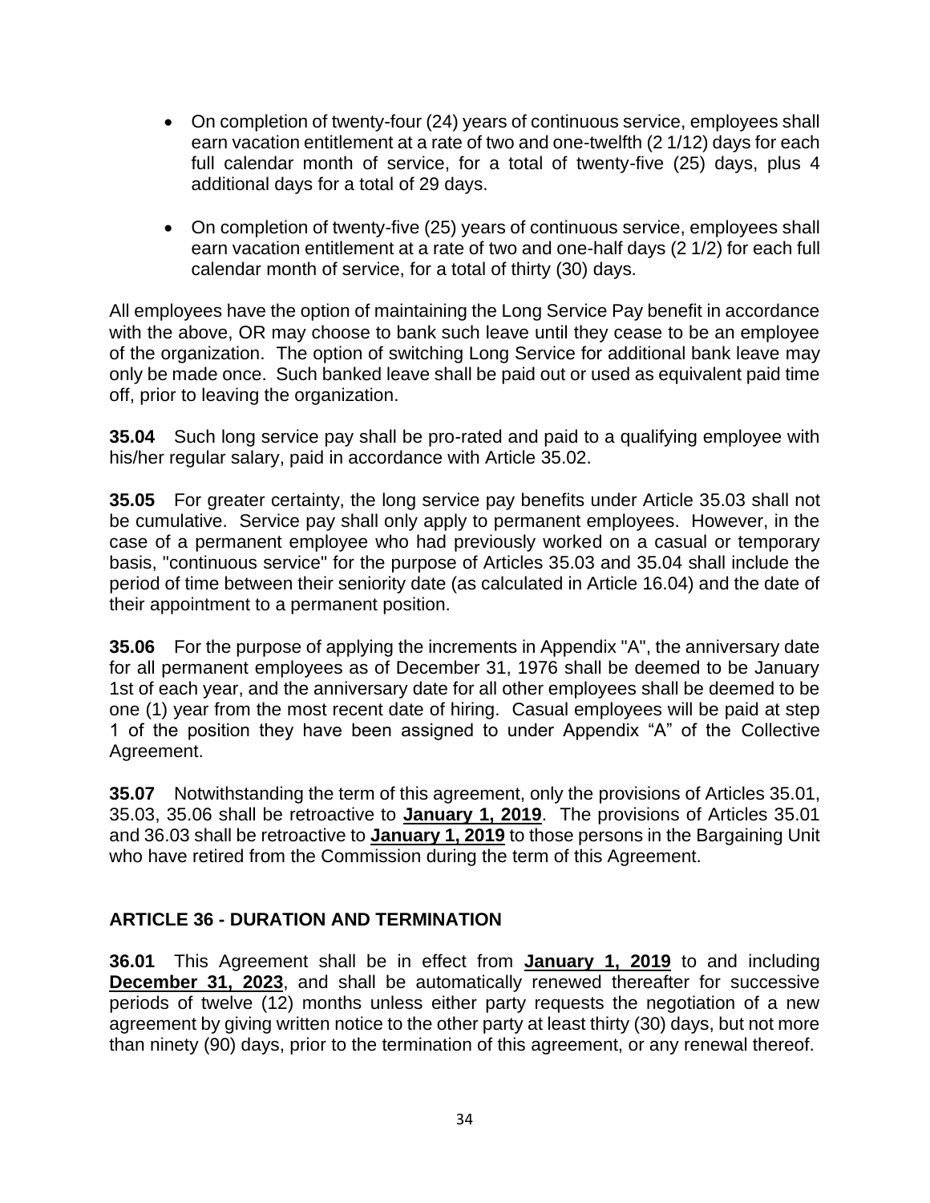- On completion of twenty-four (24) years of continuous service, employees shall earn vacation entitlement at a rate of two and one-twelfth (2 1/12) days for each full calendar month of service, for a total of twenty-five (25) days, plus 4 additional days for a total of 29 days.

- On completion of twenty-five (25) years of continuous service, employees shall earn vacation entitlement at a rate of two and one-half days (2 1/2) for each full calendar month of service, for a total of thirty (30) days.

All employees have the option of maintaining the Long Service Pay benefit in accordance with the above, OR may choose to bank such leave until they cease to be an employee of the organization. The option of switching Long Service for additional bank leave may only be made once. Such banked leave shall be paid out or used as equivalent paid time off, prior to leaving the organization.

**35.04** Such long service pay shall be pro-rated and paid to a qualifying employee with his/her regular salary, paid in accordance with Article 35.02.

**35.05** For greater certainty, the long service pay benefits under Article 35.03 shall not be cumulative. Service pay shall only apply to permanent employees. However, in the case of a permanent employee who had previously worked on a casual or temporary basis, "continuous service" for the purpose of Articles 35.03 and 35.04 shall include the period of time between their seniority date (as calculated in Article 16.04) and the date of their appointment to a permanent position.

**35.06** For the purpose of applying the increments in Appendix "A", the anniversary date for all permanent employees as of December 31, 1976 shall be deemed to be January 1st of each year, and the anniversary date for all other employees shall be deemed to be one (1) year from the most recent date of hiring. Casual employees will be paid at step 1 of the position they have been assigned to under Appendix "A" of the Collective Agreement.

**35.07** Notwithstanding the term of this agreement, only the provisions of Articles 35.01, 35.03, 35.06 shall be retroactive to **January 1, 2019**. The provisions of Articles 35.01 and 36.03 shall be retroactive to **January 1, 2019** to those persons in the Bargaining Unit who have retired from the Commission during the term of this Agreement.

## ARTICLE 36 - DURATION AND TERMINATION

**36.01** This Agreement shall be in effect from **January 1, 2019** to and including **December 31, 2023**, and shall be automatically renewed thereafter for successive periods of twelve (12) months unless either party requests the negotiation of a new agreement by giving written notice to the other party at least thirty (30) days, but not more than ninety (90) days, prior to the termination of this agreement, or any renewal thereof.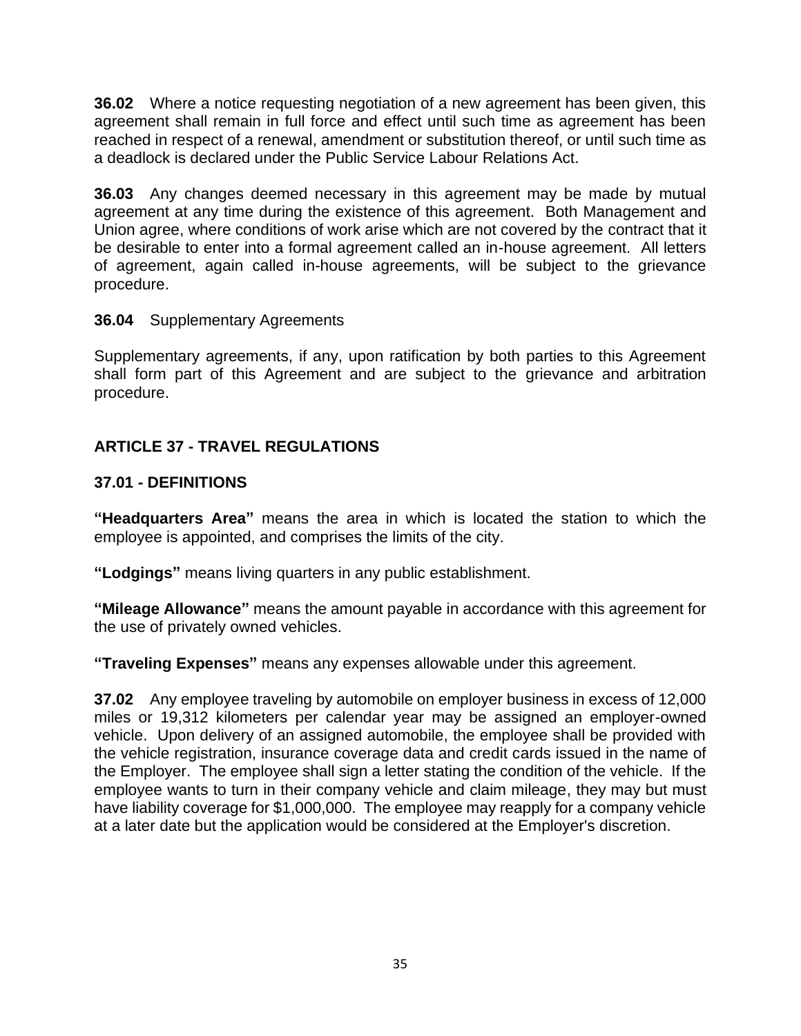**36.02** Where a notice requesting negotiation of a new agreement has been given, this agreement shall remain in full force and effect until such time as agreement has been reached in respect of a renewal, amendment or substitution thereof, or until such time as a deadlock is declared under the Public Service Labour Relations Act.

**36.03** Any changes deemed necessary in this agreement may be made by mutual agreement at any time during the existence of this agreement. Both Management and Union agree, where conditions of work arise which are not covered by the contract that it be desirable to enter into a formal agreement called an in-house agreement. All letters of agreement, again called in-house agreements, will be subject to the grievance procedure.

**36.04** Supplementary Agreements

Supplementary agreements, if any, upon ratification by both parties to this Agreement shall form part of this Agreement and are subject to the grievance and arbitration procedure.

## ARTICLE 37 - TRAVEL REGULATIONS

### 37.01 - DEFINITIONS

**"Headquarters Area"** means the area in which is located the station to which the employee is appointed, and comprises the limits of the city.

**"Lodgings"** means living quarters in any public establishment.

**"Mileage Allowance"** means the amount payable in accordance with this agreement for the use of privately owned vehicles.

**"Traveling Expenses"** means any expenses allowable under this agreement.

**37.02** Any employee traveling by automobile on employer business in excess of 12,000 miles or 19,312 kilometers per calendar year may be assigned an employer-owned vehicle. Upon delivery of an assigned automobile, the employee shall be provided with the vehicle registration, insurance coverage data and credit cards issued in the name of the Employer. The employee shall sign a letter stating the condition of the vehicle. If the employee wants to turn in their company vehicle and claim mileage, they may but must have liability coverage for $1,000,000. The employee may reapply for a company vehicle at a later date but the application would be considered at the Employer's discretion.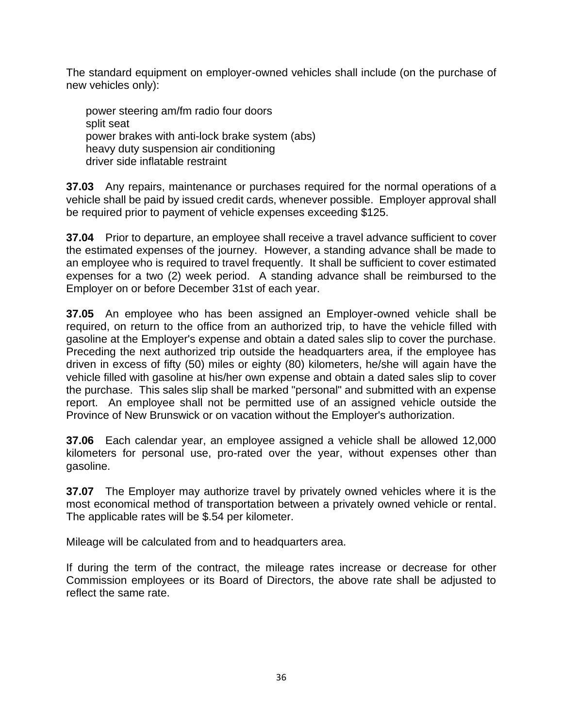The standard equipment on employer-owned vehicles shall include (on the purchase of new vehicles only):

power steering am/fm radio four doors
split seat
power brakes with anti-lock brake system (abs)
heavy duty suspension air conditioning
driver side inflatable restraint

**37.03** Any repairs, maintenance or purchases required for the normal operations of a vehicle shall be paid by issued credit cards, whenever possible. Employer approval shall be required prior to payment of vehicle expenses exceeding $125.

**37.04** Prior to departure, an employee shall receive a travel advance sufficient to cover the estimated expenses of the journey. However, a standing advance shall be made to an employee who is required to travel frequently. It shall be sufficient to cover estimated expenses for a two (2) week period. A standing advance shall be reimbursed to the Employer on or before December 31st of each year.

**37.05** An employee who has been assigned an Employer-owned vehicle shall be required, on return to the office from an authorized trip, to have the vehicle filled with gasoline at the Employer's expense and obtain a dated sales slip to cover the purchase. Preceding the next authorized trip outside the headquarters area, if the employee has driven in excess of fifty (50) miles or eighty (80) kilometers, he/she will again have the vehicle filled with gasoline at his/her own expense and obtain a dated sales slip to cover the purchase. This sales slip shall be marked "personal" and submitted with an expense report. An employee shall not be permitted use of an assigned vehicle outside the Province of New Brunswick or on vacation without the Employer's authorization.

**37.06** Each calendar year, an employee assigned a vehicle shall be allowed 12,000 kilometers for personal use, pro-rated over the year, without expenses other than gasoline.

**37.07** The Employer may authorize travel by privately owned vehicles where it is the most economical method of transportation between a privately owned vehicle or rental. The applicable rates will be $.54 per kilometer.

Mileage will be calculated from and to headquarters area.

If during the term of the contract, the mileage rates increase or decrease for other Commission employees or its Board of Directors, the above rate shall be adjusted to reflect the same rate.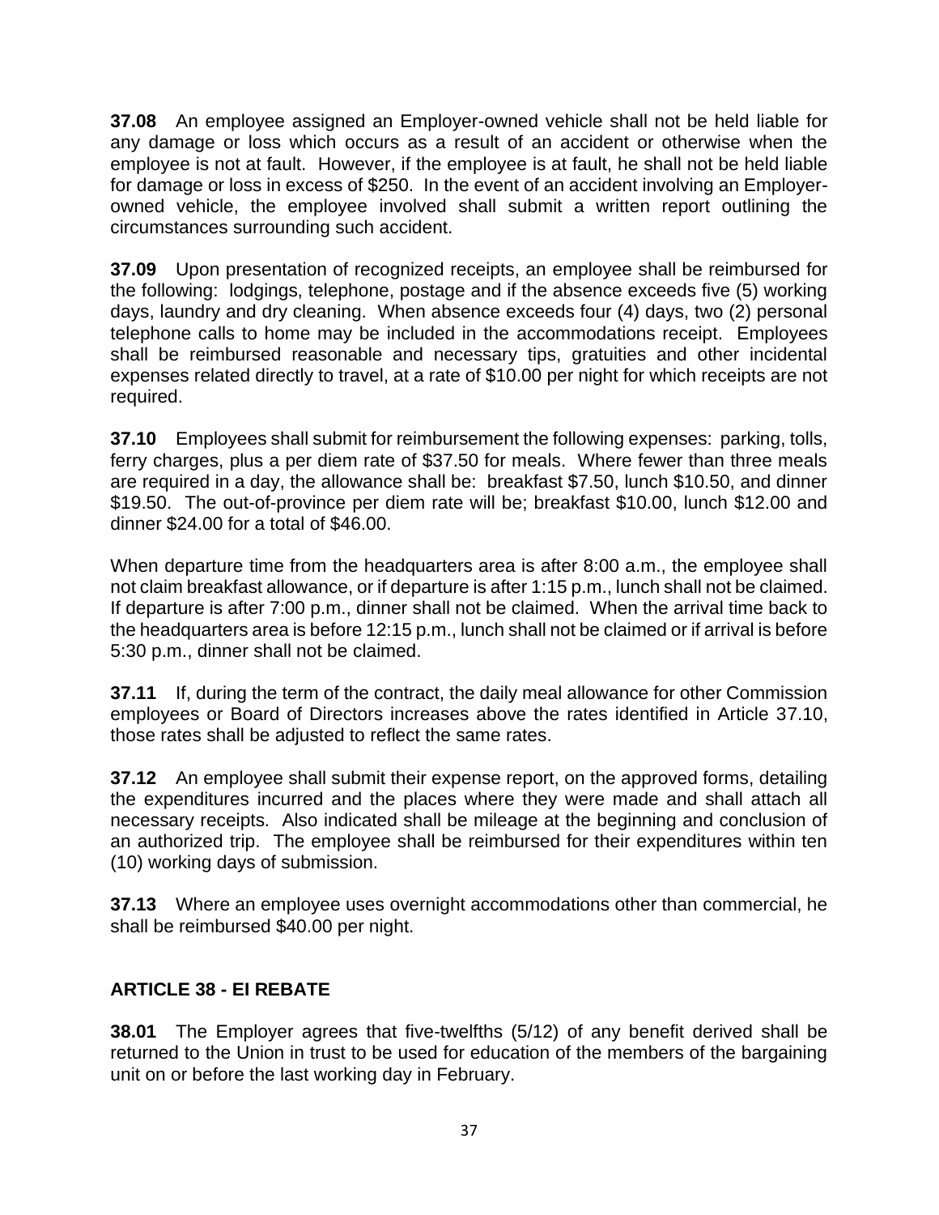**37.08** An employee assigned an Employer-owned vehicle shall not be held liable for any damage or loss which occurs as a result of an accident or otherwise when the employee is not at fault. However, if the employee is at fault, he shall not be held liable for damage or loss in excess of $250. In the event of an accident involving an Employer-owned vehicle, the employee involved shall submit a written report outlining the circumstances surrounding such accident.

**37.09** Upon presentation of recognized receipts, an employee shall be reimbursed for the following: lodgings, telephone, postage and if the absence exceeds five (5) working days, laundry and dry cleaning. When absence exceeds four (4) days, two (2) personal telephone calls to home may be included in the accommodations receipt. Employees shall be reimbursed reasonable and necessary tips, gratuities and other incidental expenses related directly to travel, at a rate of $10.00 per night for which receipts are not required.

**37.10** Employees shall submit for reimbursement the following expenses: parking, tolls, ferry charges, plus a per diem rate of $37.50 for meals. Where fewer than three meals are required in a day, the allowance shall be: breakfast $7.50, lunch $10.50, and dinner $19.50. The out-of-province per diem rate will be; breakfast $10.00, lunch $12.00 and dinner $24.00 for a total of $46.00.

When departure time from the headquarters area is after 8:00 a.m., the employee shall not claim breakfast allowance, or if departure is after 1:15 p.m., lunch shall not be claimed. If departure is after 7:00 p.m., dinner shall not be claimed. When the arrival time back to the headquarters area is before 12:15 p.m., lunch shall not be claimed or if arrival is before 5:30 p.m., dinner shall not be claimed.

**37.11** If, during the term of the contract, the daily meal allowance for other Commission employees or Board of Directors increases above the rates identified in Article 37.10, those rates shall be adjusted to reflect the same rates.

**37.12** An employee shall submit their expense report, on the approved forms, detailing the expenditures incurred and the places where they were made and shall attach all necessary receipts. Also indicated shall be mileage at the beginning and conclusion of an authorized trip. The employee shall be reimbursed for their expenditures within ten (10) working days of submission.

**37.13** Where an employee uses overnight accommodations other than commercial, he shall be reimbursed $40.00 per night.

## ARTICLE 38 - EI REBATE

**38.01** The Employer agrees that five-twelfths (5/12) of any benefit derived shall be returned to the Union in trust to be used for education of the members of the bargaining unit on or before the last working day in February.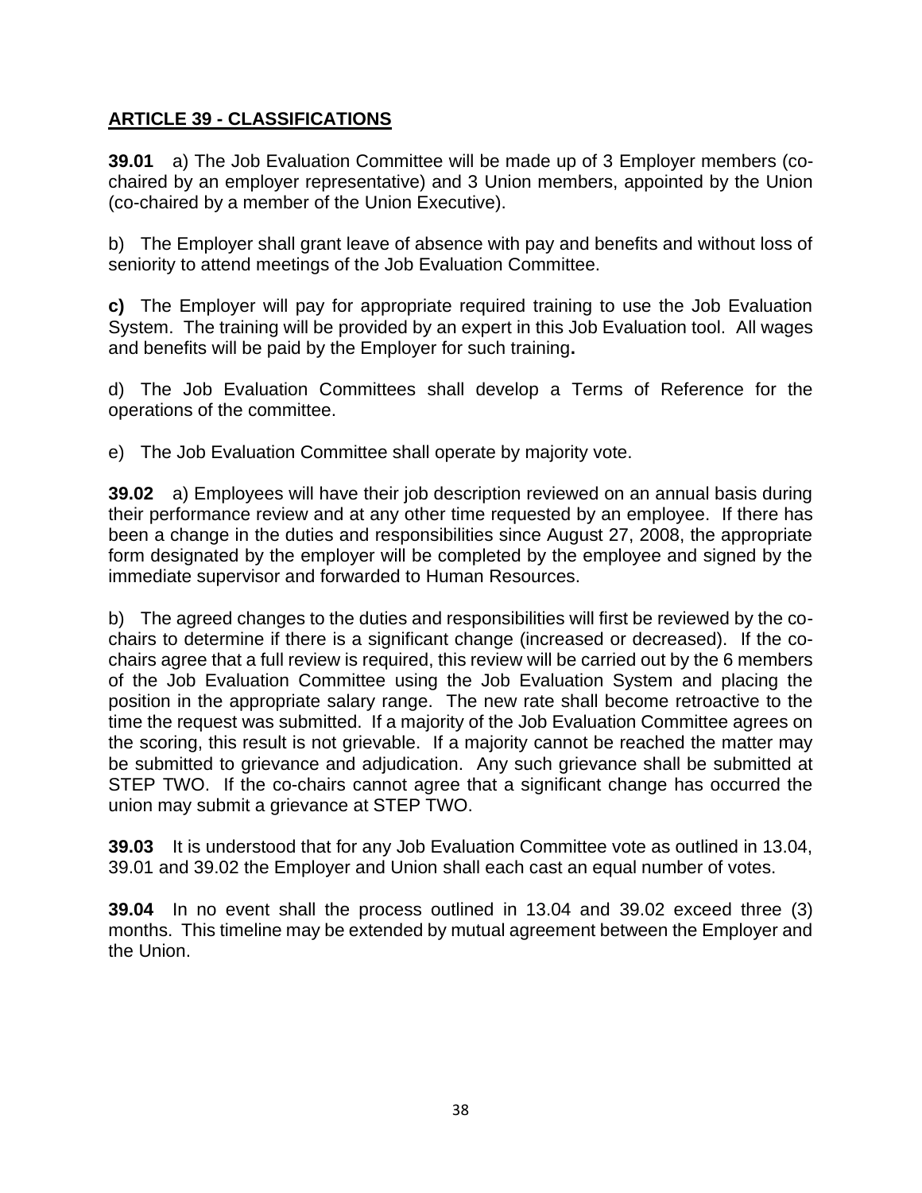## ARTICLE 39 - CLASSIFICATIONS

**39.01** a) The Job Evaluation Committee will be made up of 3 Employer members (co-chaired by an employer representative) and 3 Union members, appointed by the Union (co-chaired by a member of the Union Executive).

b) The Employer shall grant leave of absence with pay and benefits and without loss of seniority to attend meetings of the Job Evaluation Committee.

**c)** The Employer will pay for appropriate required training to use the Job Evaluation System. The training will be provided by an expert in this Job Evaluation tool. All wages and benefits will be paid by the Employer for such training**.**

d) The Job Evaluation Committees shall develop a Terms of Reference for the operations of the committee.

e) The Job Evaluation Committee shall operate by majority vote.

**39.02** a) Employees will have their job description reviewed on an annual basis during their performance review and at any other time requested by an employee. If there has been a change in the duties and responsibilities since August 27, 2008, the appropriate form designated by the employer will be completed by the employee and signed by the immediate supervisor and forwarded to Human Resources.

b) The agreed changes to the duties and responsibilities will first be reviewed by the co-chairs to determine if there is a significant change (increased or decreased). If the co-chairs agree that a full review is required, this review will be carried out by the 6 members of the Job Evaluation Committee using the Job Evaluation System and placing the position in the appropriate salary range. The new rate shall become retroactive to the time the request was submitted. If a majority of the Job Evaluation Committee agrees on the scoring, this result is not grievable. If a majority cannot be reached the matter may be submitted to grievance and adjudication. Any such grievance shall be submitted at STEP TWO. If the co-chairs cannot agree that a significant change has occurred the union may submit a grievance at STEP TWO.

**39.03** It is understood that for any Job Evaluation Committee vote as outlined in 13.04, 39.01 and 39.02 the Employer and Union shall each cast an equal number of votes.

**39.04** In no event shall the process outlined in 13.04 and 39.02 exceed three (3) months. This timeline may be extended by mutual agreement between the Employer and the Union.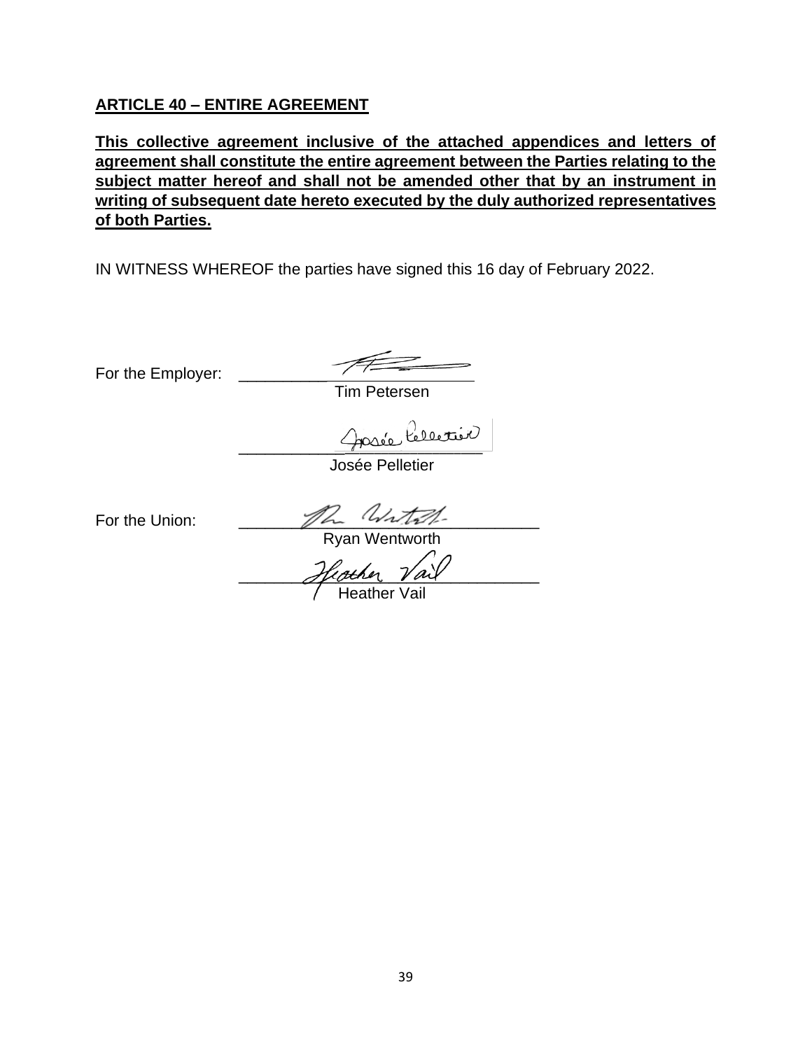## ARTICLE 40 – ENTIRE AGREEMENT

**This collective agreement inclusive of the attached appendices and letters of agreement shall constitute the entire agreement between the Parties relating to the subject matter hereof and shall not be amended other that by an instrument in writing of subsequent date hereto executed by the duly authorized representatives of both Parties.**

IN WITNESS WHEREOF the parties have signed this 16 day of February 2022.

For the Employer: ____________________
Tim Petersen

____________________
Josée Pelletier

For the Union: ____________________
Ryan Wentworth

____________________
Heather Vail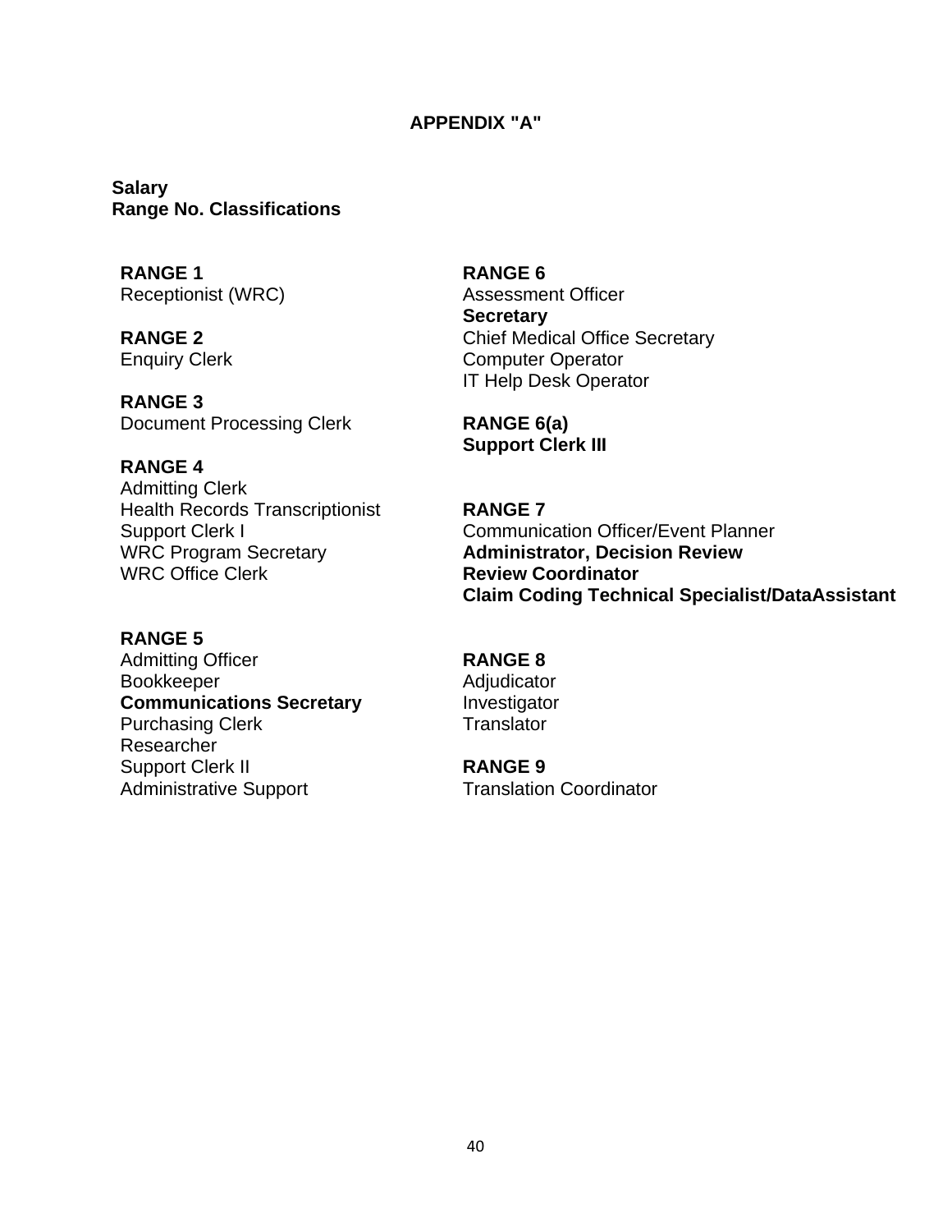## APPENDIX "A"

**Salary**
**Range No. Classifications**

**RANGE 1**
Receptionist (WRC)

**RANGE 2**
Enquiry Clerk

**RANGE 3**
Document Processing Clerk

**RANGE 4**
Admitting Clerk
Health Records Transcriptionist
Support Clerk I
WRC Program Secretary
WRC Office Clerk

**RANGE 5**
Admitting Officer
Bookkeeper
**Communications Secretary**
Purchasing Clerk
Researcher
Support Clerk II
Administrative Support

**RANGE 6**
Assessment Officer
**Secretary**
Chief Medical Office Secretary
Computer Operator
IT Help Desk Operator

**RANGE 6(a)**
**Support Clerk III**

**RANGE 7**
Communication Officer/Event Planner
**Administrator, Decision Review**
**Review Coordinator**
**Claim Coding Technical Specialist/DataAssistant**

**RANGE 8**
Adjudicator
Investigator
Translator

**RANGE 9**
Translation Coordinator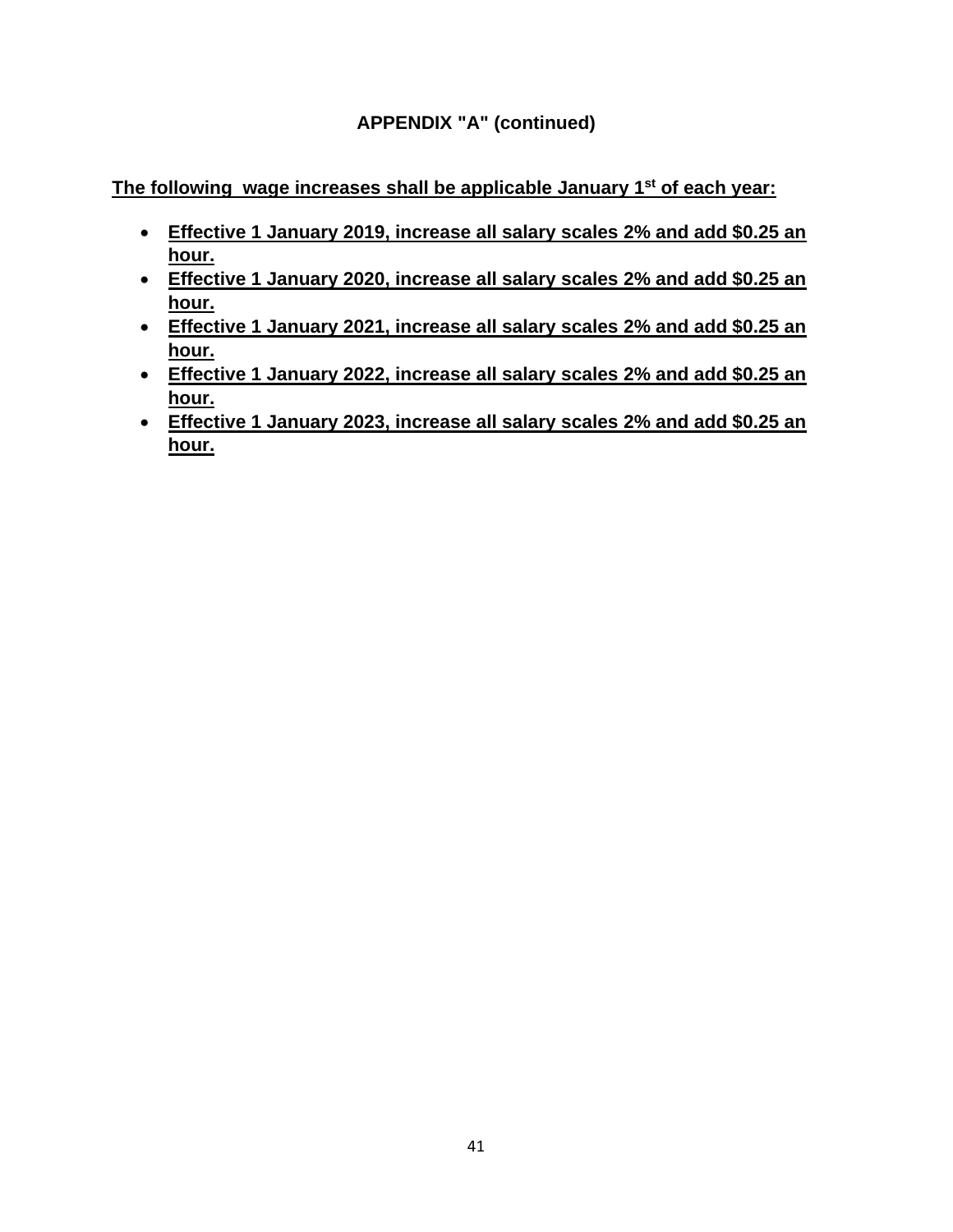**APPENDIX "A" (continued)**

**The following wage increases shall be applicable January 1st of each year:**

- **Effective 1 January 2019, increase all salary scales 2% and add $0.25 an hour.**
- **Effective 1 January 2020, increase all salary scales 2% and add $0.25 an hour.**
- **Effective 1 January 2021, increase all salary scales 2% and add $0.25 an hour.**
- **Effective 1 January 2022, increase all salary scales 2% and add $0.25 an hour.**
- **Effective 1 January 2023, increase all salary scales 2% and add $0.25 an hour.**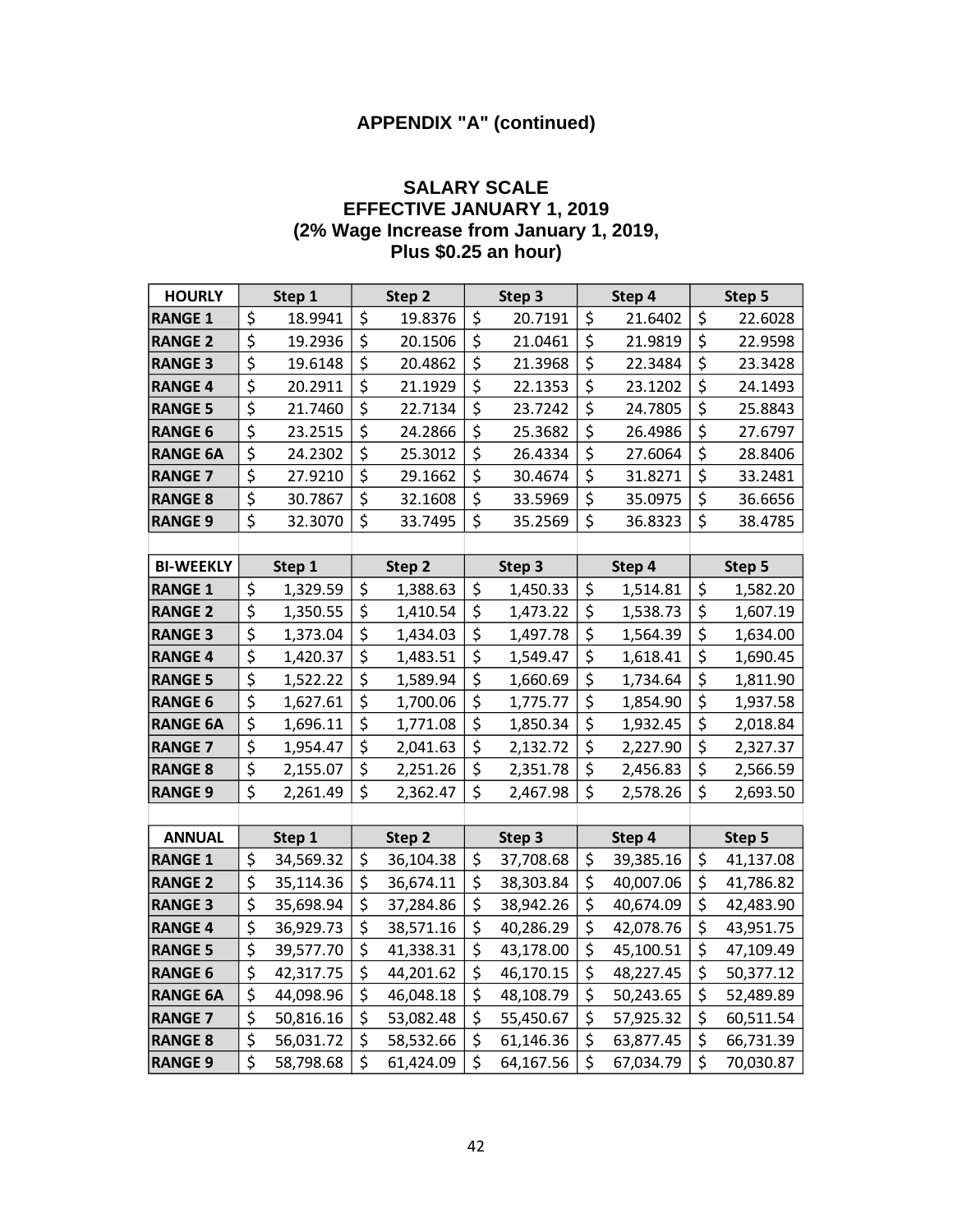## APPENDIX "A" (continued)

### SALARY SCALE
### EFFECTIVE JANUARY 1, 2019
### (2% Wage Increase from January 1, 2019, Plus $0.25 an hour)

| HOURLY | Step 1 | Step 2 | Step 3 | Step 4 | Step 5 |
|---|---|---|---|---|---|
| RANGE 1 | $ 18.9941 | $ 19.8376 | $ 20.7191 | $ 21.6402 | $ 22.6028 |
| RANGE 2 | $ 19.2936 | $ 20.1506 | $ 21.0461 | $ 21.9819 | $ 22.9598 |
| RANGE 3 | $ 19.6148 | $ 20.4862 | $ 21.3968 | $ 22.3484 | $ 23.3428 |
| RANGE 4 | $ 20.2911 | $ 21.1929 | $ 22.1353 | $ 23.1202 | $ 24.1493 |
| RANGE 5 | $ 21.7460 | $ 22.7134 | $ 23.7242 | $ 24.7805 | $ 25.8843 |
| RANGE 6 | $ 23.2515 | $ 24.2866 | $ 25.3682 | $ 26.4986 | $ 27.6797 |
| RANGE 6A | $ 24.2302 | $ 25.3012 | $ 26.4334 | $ 27.6064 | $ 28.8406 |
| RANGE 7 | $ 27.9210 | $ 29.1662 | $ 30.4674 | $ 31.8271 | $ 33.2481 |
| RANGE 8 | $ 30.7867 | $ 32.1608 | $ 33.5969 | $ 35.0975 | $ 36.6656 |
| RANGE 9 | $ 32.3070 | $ 33.7495 | $ 35.2569 | $ 36.8323 | $ 38.4785 |

| BI-WEEKLY | Step 1 | Step 2 | Step 3 | Step 4 | Step 5 |
|---|---|---|---|---|---|
| RANGE 1 | $ 1,329.59 | $ 1,388.63 | $ 1,450.33 | $ 1,514.81 | $ 1,582.20 |
| RANGE 2 | $ 1,350.55 | $ 1,410.54 | $ 1,473.22 | $ 1,538.73 | $ 1,607.19 |
| RANGE 3 | $ 1,373.04 | $ 1,434.03 | $ 1,497.78 | $ 1,564.39 | $ 1,634.00 |
| RANGE 4 | $ 1,420.37 | $ 1,483.51 | $ 1,549.47 | $ 1,618.41 | $ 1,690.45 |
| RANGE 5 | $ 1,522.22 | $ 1,589.94 | $ 1,660.69 | $ 1,734.64 | $ 1,811.90 |
| RANGE 6 | $ 1,627.61 | $ 1,700.06 | $ 1,775.77 | $ 1,854.90 | $ 1,937.58 |
| RANGE 6A | $ 1,696.11 | $ 1,771.08 | $ 1,850.34 | $ 1,932.45 | $ 2,018.84 |
| RANGE 7 | $ 1,954.47 | $ 2,041.63 | $ 2,132.72 | $ 2,227.90 | $ 2,327.37 |
| RANGE 8 | $ 2,155.07 | $ 2,251.26 | $ 2,351.78 | $ 2,456.83 | $ 2,566.59 |
| RANGE 9 | $ 2,261.49 | $ 2,362.47 | $ 2,467.98 | $ 2,578.26 | $ 2,693.50 |

| ANNUAL | Step 1 | Step 2 | Step 3 | Step 4 | Step 5 |
|---|---|---|---|---|---|
| RANGE 1 | $ 34,569.32 | $ 36,104.38 | $ 37,708.68 | $ 39,385.16 | $ 41,137.08 |
| RANGE 2 | $ 35,114.36 | $ 36,674.11 | $ 38,303.84 | $ 40,007.06 | $ 41,786.82 |
| RANGE 3 | $ 35,698.94 | $ 37,284.86 | $ 38,942.26 | $ 40,674.09 | $ 42,483.90 |
| RANGE 4 | $ 36,929.73 | $ 38,571.16 | $ 40,286.29 | $ 42,078.76 | $ 43,951.75 |
| RANGE 5 | $ 39,577.70 | $ 41,338.31 | $ 43,178.00 | $ 45,100.51 | $ 47,109.49 |
| RANGE 6 | $ 42,317.75 | $ 44,201.62 | $ 46,170.15 | $ 48,227.45 | $ 50,377.12 |
| RANGE 6A | $ 44,098.96 | $ 46,048.18 | $ 48,108.79 | $ 50,243.65 | $ 52,489.89 |
| RANGE 7 | $ 50,816.16 | $ 53,082.48 | $ 55,450.67 | $ 57,925.32 | $ 60,511.54 |
| RANGE 8 | $ 56,031.72 | $ 58,532.66 | $ 61,146.36 | $ 63,877.45 | $ 66,731.39 |
| RANGE 9 | $ 58,798.68 | $ 61,424.09 | $ 64,167.56 | $ 67,034.79 | $ 70,030.87 |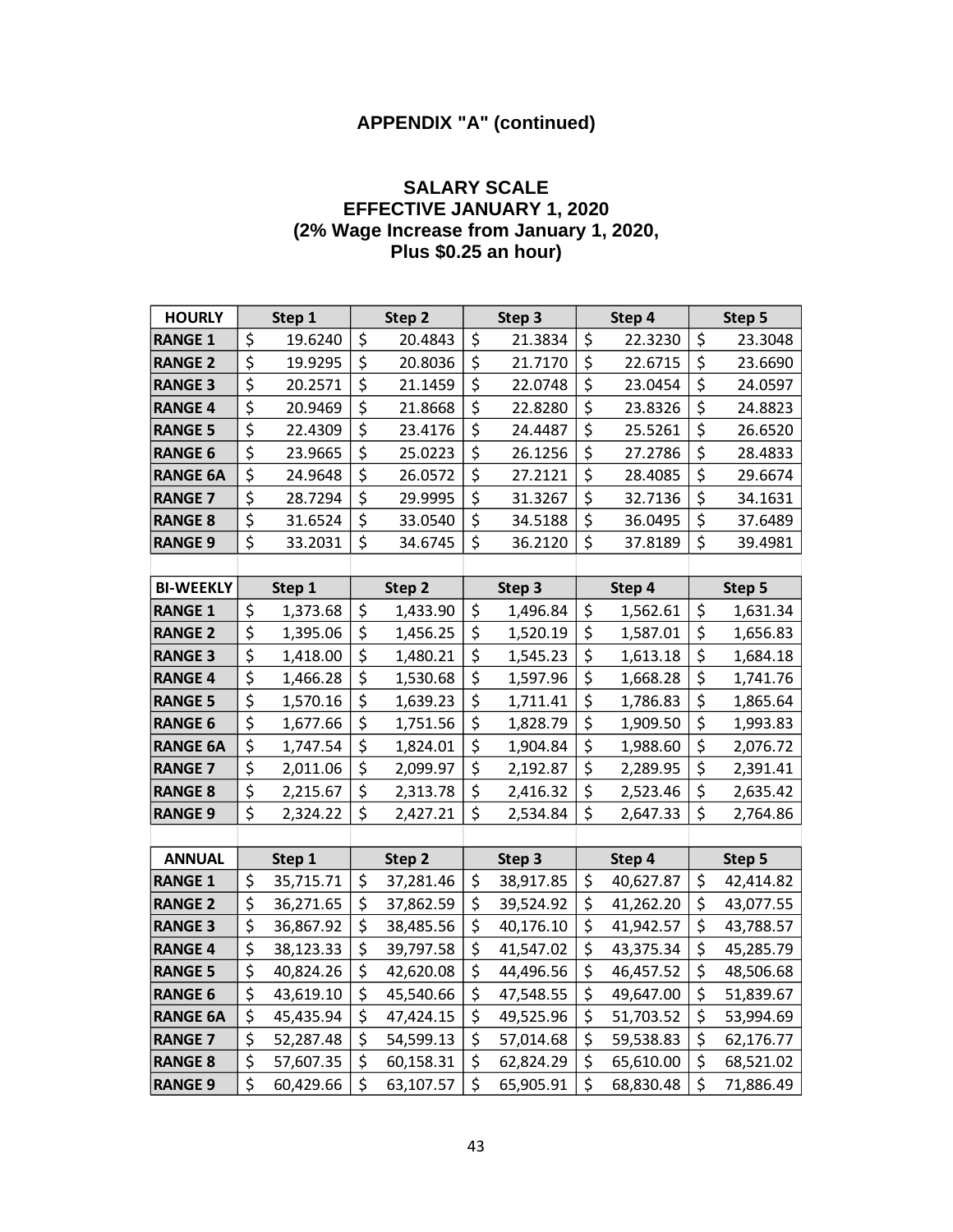## APPENDIX "A" (continued)

### SALARY SCALE
### EFFECTIVE JANUARY 1, 2020
### (2% Wage Increase from January 1, 2020, Plus $0.25 an hour)

| HOURLY | Step 1 | Step 2 | Step 3 | Step 4 | Step 5 |
|---|---|---|---|---|---|
| RANGE 1 | $ 19.6240 | $ 20.4843 | $ 21.3834 | $ 22.3230 | $ 23.3048 |
| RANGE 2 | $ 19.9295 | $ 20.8036 | $ 21.7170 | $ 22.6715 | $ 23.6690 |
| RANGE 3 | $ 20.2571 | $ 21.1459 | $ 22.0748 | $ 23.0454 | $ 24.0597 |
| RANGE 4 | $ 20.9469 | $ 21.8668 | $ 22.8280 | $ 23.8326 | $ 24.8823 |
| RANGE 5 | $ 22.4309 | $ 23.4176 | $ 24.4487 | $ 25.5261 | $ 26.6520 |
| RANGE 6 | $ 23.9665 | $ 25.0223 | $ 26.1256 | $ 27.2786 | $ 28.4833 |
| RANGE 6A | $ 24.9648 | $ 26.0572 | $ 27.2121 | $ 28.4085 | $ 29.6674 |
| RANGE 7 | $ 28.7294 | $ 29.9995 | $ 31.3267 | $ 32.7136 | $ 34.1631 |
| RANGE 8 | $ 31.6524 | $ 33.0540 | $ 34.5188 | $ 36.0495 | $ 37.6489 |
| RANGE 9 | $ 33.2031 | $ 34.6745 | $ 36.2120 | $ 37.8189 | $ 39.4981 |

| BI-WEEKLY | Step 1 | Step 2 | Step 3 | Step 4 | Step 5 |
|---|---|---|---|---|---|
| RANGE 1 | $ 1,373.68 | $ 1,433.90 | $ 1,496.84 | $ 1,562.61 | $ 1,631.34 |
| RANGE 2 | $ 1,395.06 | $ 1,456.25 | $ 1,520.19 | $ 1,587.01 | $ 1,656.83 |
| RANGE 3 | $ 1,418.00 | $ 1,480.21 | $ 1,545.23 | $ 1,613.18 | $ 1,684.18 |
| RANGE 4 | $ 1,466.28 | $ 1,530.68 | $ 1,597.96 | $ 1,668.28 | $ 1,741.76 |
| RANGE 5 | $ 1,570.16 | $ 1,639.23 | $ 1,711.41 | $ 1,786.83 | $ 1,865.64 |
| RANGE 6 | $ 1,677.66 | $ 1,751.56 | $ 1,828.79 | $ 1,909.50 | $ 1,993.83 |
| RANGE 6A | $ 1,747.54 | $ 1,824.01 | $ 1,904.84 | $ 1,988.60 | $ 2,076.72 |
| RANGE 7 | $ 2,011.06 | $ 2,099.97 | $ 2,192.87 | $ 2,289.95 | $ 2,391.41 |
| RANGE 8 | $ 2,215.67 | $ 2,313.78 | $ 2,416.32 | $ 2,523.46 | $ 2,635.42 |
| RANGE 9 | $ 2,324.22 | $ 2,427.21 | $ 2,534.84 | $ 2,647.33 | $ 2,764.86 |

| ANNUAL | Step 1 | Step 2 | Step 3 | Step 4 | Step 5 |
|---|---|---|---|---|---|
| RANGE 1 | $ 35,715.71 | $ 37,281.46 | $ 38,917.85 | $ 40,627.87 | $ 42,414.82 |
| RANGE 2 | $ 36,271.65 | $ 37,862.59 | $ 39,524.92 | $ 41,262.20 | $ 43,077.55 |
| RANGE 3 | $ 36,867.92 | $ 38,485.56 | $ 40,176.10 | $ 41,942.57 | $ 43,788.57 |
| RANGE 4 | $ 38,123.33 | $ 39,797.58 | $ 41,547.02 | $ 43,375.34 | $ 45,285.79 |
| RANGE 5 | $ 40,824.26 | $ 42,620.08 | $ 44,496.56 | $ 46,457.52 | $ 48,506.68 |
| RANGE 6 | $ 43,619.10 | $ 45,540.66 | $ 47,548.55 | $ 49,647.00 | $ 51,839.67 |
| RANGE 6A | $ 45,435.94 | $ 47,424.15 | $ 49,525.96 | $ 51,703.52 | $ 53,994.69 |
| RANGE 7 | $ 52,287.48 | $ 54,599.13 | $ 57,014.68 | $ 59,538.83 | $ 62,176.77 |
| RANGE 8 | $ 57,607.35 | $ 60,158.31 | $ 62,824.29 | $ 65,610.00 | $ 68,521.02 |
| RANGE 9 | $ 60,429.66 | $ 63,107.57 | $ 65,905.91 | $ 68,830.48 | $ 71,886.49 |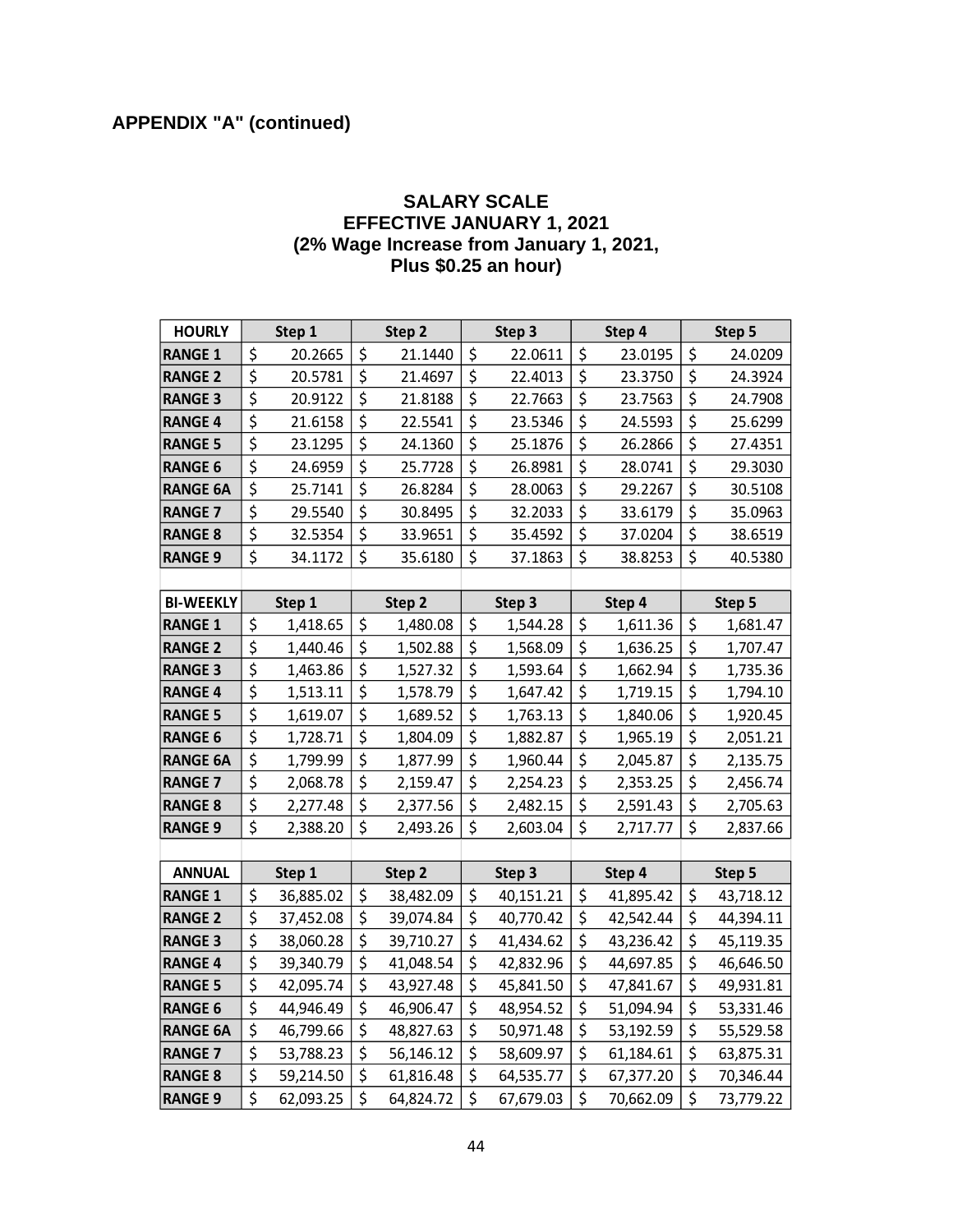**APPENDIX "A" (continued)**

## SALARY SCALE
## EFFECTIVE JANUARY 1, 2021
## (2% Wage Increase from January 1, 2021, Plus $0.25 an hour)

| HOURLY | Step 1 | Step 2 | Step 3 | Step 4 | Step 5 |
|---|---|---|---|---|---|
| RANGE 1 | $ 20.2665 | $ 21.1440 | $ 22.0611 | $ 23.0195 | $ 24.0209 |
| RANGE 2 | $ 20.5781 | $ 21.4697 | $ 22.4013 | $ 23.3750 | $ 24.3924 |
| RANGE 3 | $ 20.9122 | $ 21.8188 | $ 22.7663 | $ 23.7563 | $ 24.7908 |
| RANGE 4 | $ 21.6158 | $ 22.5541 | $ 23.5346 | $ 24.5593 | $ 25.6299 |
| RANGE 5 | $ 23.1295 | $ 24.1360 | $ 25.1876 | $ 26.2866 | $ 27.4351 |
| RANGE 6 | $ 24.6959 | $ 25.7728 | $ 26.8981 | $ 28.0741 | $ 29.3030 |
| RANGE 6A | $ 25.7141 | $ 26.8284 | $ 28.0063 | $ 29.2267 | $ 30.5108 |
| RANGE 7 | $ 29.5540 | $ 30.8495 | $ 32.2033 | $ 33.6179 | $ 35.0963 |
| RANGE 8 | $ 32.5354 | $ 33.9651 | $ 35.4592 | $ 37.0204 | $ 38.6519 |
| RANGE 9 | $ 34.1172 | $ 35.6180 | $ 37.1863 | $ 38.8253 | $ 40.5380 |

| BI-WEEKLY | Step 1 | Step 2 | Step 3 | Step 4 | Step 5 |
|---|---|---|---|---|---|
| RANGE 1 | $ 1,418.65 | $ 1,480.08 | $ 1,544.28 | $ 1,611.36 | $ 1,681.47 |
| RANGE 2 | $ 1,440.46 | $ 1,502.88 | $ 1,568.09 | $ 1,636.25 | $ 1,707.47 |
| RANGE 3 | $ 1,463.86 | $ 1,527.32 | $ 1,593.64 | $ 1,662.94 | $ 1,735.36 |
| RANGE 4 | $ 1,513.11 | $ 1,578.79 | $ 1,647.42 | $ 1,719.15 | $ 1,794.10 |
| RANGE 5 | $ 1,619.07 | $ 1,689.52 | $ 1,763.13 | $ 1,840.06 | $ 1,920.45 |
| RANGE 6 | $ 1,728.71 | $ 1,804.09 | $ 1,882.87 | $ 1,965.19 | $ 2,051.21 |
| RANGE 6A | $ 1,799.99 | $ 1,877.99 | $ 1,960.44 | $ 2,045.87 | $ 2,135.75 |
| RANGE 7 | $ 2,068.78 | $ 2,159.47 | $ 2,254.23 | $ 2,353.25 | $ 2,456.74 |
| RANGE 8 | $ 2,277.48 | $ 2,377.56 | $ 2,482.15 | $ 2,591.43 | $ 2,705.63 |
| RANGE 9 | $ 2,388.20 | $ 2,493.26 | $ 2,603.04 | $ 2,717.77 | $ 2,837.66 |

| ANNUAL | Step 1 | Step 2 | Step 3 | Step 4 | Step 5 |
|---|---|---|---|---|---|
| RANGE 1 | $ 36,885.02 | $ 38,482.09 | $ 40,151.21 | $ 41,895.42 | $ 43,718.12 |
| RANGE 2 | $ 37,452.08 | $ 39,074.84 | $ 40,770.42 | $ 42,542.44 | $ 44,394.11 |
| RANGE 3 | $ 38,060.28 | $ 39,710.27 | $ 41,434.62 | $ 43,236.42 | $ 45,119.35 |
| RANGE 4 | $ 39,340.79 | $ 41,048.54 | $ 42,832.96 | $ 44,697.85 | $ 46,646.50 |
| RANGE 5 | $ 42,095.74 | $ 43,927.48 | $ 45,841.50 | $ 47,841.67 | $ 49,931.81 |
| RANGE 6 | $ 44,946.49 | $ 46,906.47 | $ 48,954.52 | $ 51,094.94 | $ 53,331.46 |
| RANGE 6A | $ 46,799.66 | $ 48,827.63 | $ 50,971.48 | $ 53,192.59 | $ 55,529.58 |
| RANGE 7 | $ 53,788.23 | $ 56,146.12 | $ 58,609.97 | $ 61,184.61 | $ 63,875.31 |
| RANGE 8 | $ 59,214.50 | $ 61,816.48 | $ 64,535.77 | $ 67,377.20 | $ 70,346.44 |
| RANGE 9 | $ 62,093.25 | $ 64,824.72 | $ 67,679.03 | $ 70,662.09 | $ 73,779.22 |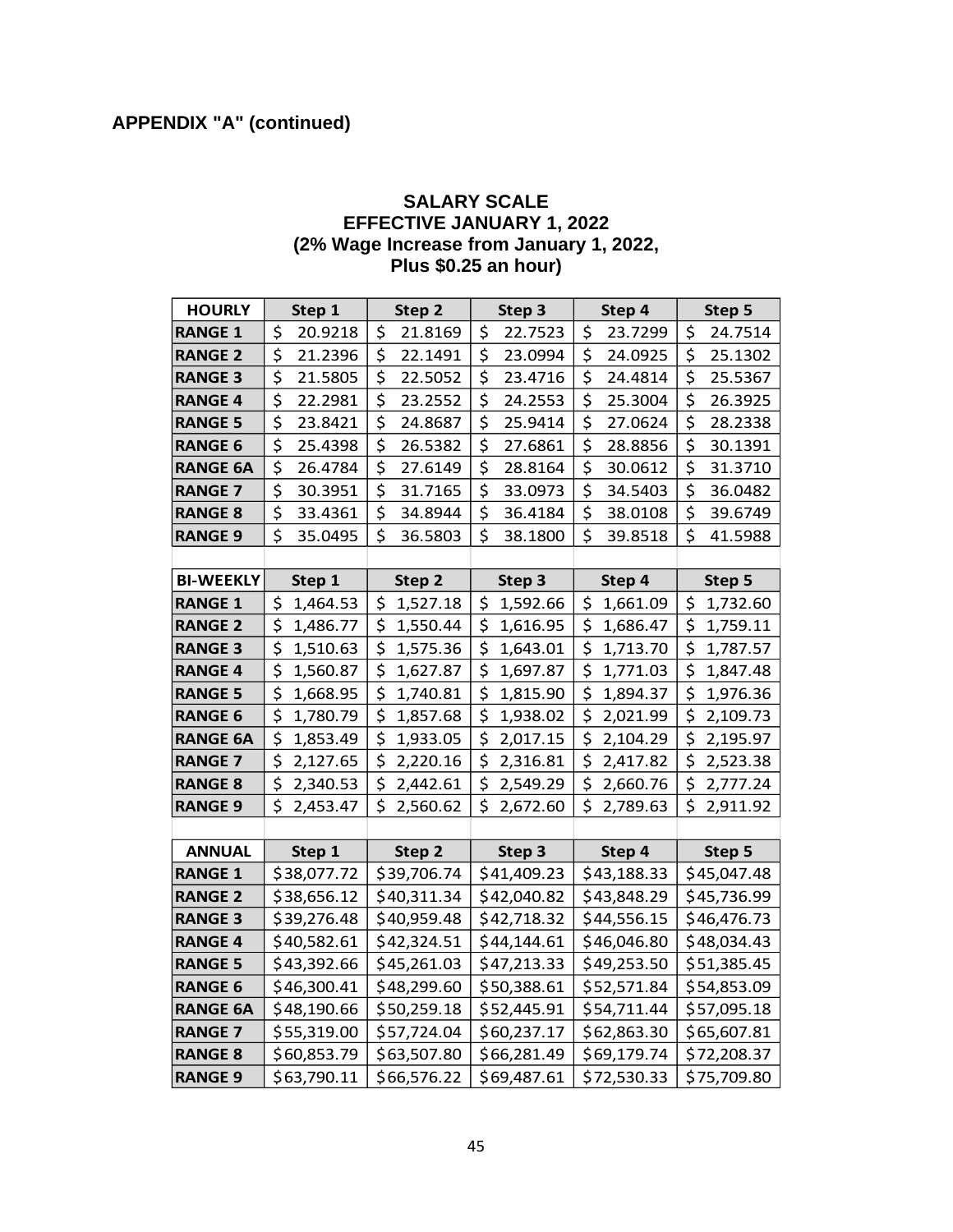**APPENDIX "A" (continued)**

## SALARY SCALE
## EFFECTIVE JANUARY 1, 2022
## (2% Wage Increase from January 1, 2022, Plus $0.25 an hour)

| HOURLY | Step 1 | Step 2 | Step 3 | Step 4 | Step 5 |
|---|---|---|---|---|---|
| RANGE 1 | $ 20.9218 | $ 21.8169 | $ 22.7523 | $ 23.7299 | $ 24.7514 |
| RANGE 2 | $ 21.2396 | $ 22.1491 | $ 23.0994 | $ 24.0925 | $ 25.1302 |
| RANGE 3 | $ 21.5805 | $ 22.5052 | $ 23.4716 | $ 24.4814 | $ 25.5367 |
| RANGE 4 | $ 22.2981 | $ 23.2552 | $ 24.2553 | $ 25.3004 | $ 26.3925 |
| RANGE 5 | $ 23.8421 | $ 24.8687 | $ 25.9414 | $ 27.0624 | $ 28.2338 |
| RANGE 6 | $ 25.4398 | $ 26.5382 | $ 27.6861 | $ 28.8856 | $ 30.1391 |
| RANGE 6A | $ 26.4784 | $ 27.6149 | $ 28.8164 | $ 30.0612 | $ 31.3710 |
| RANGE 7 | $ 30.3951 | $ 31.7165 | $ 33.0973 | $ 34.5403 | $ 36.0482 |
| RANGE 8 | $ 33.4361 | $ 34.8944 | $ 36.4184 | $ 38.0108 | $ 39.6749 |
| RANGE 9 | $ 35.0495 | $ 36.5803 | $ 38.1800 | $ 39.8518 | $ 41.5988 |

| BI-WEEKLY | Step 1 | Step 2 | Step 3 | Step 4 | Step 5 |
|---|---|---|---|---|---|
| RANGE 1 | $ 1,464.53 | $ 1,527.18 | $ 1,592.66 | $ 1,661.09 | $ 1,732.60 |
| RANGE 2 | $ 1,486.77 | $ 1,550.44 | $ 1,616.95 | $ 1,686.47 | $ 1,759.11 |
| RANGE 3 | $ 1,510.63 | $ 1,575.36 | $ 1,643.01 | $ 1,713.70 | $ 1,787.57 |
| RANGE 4 | $ 1,560.87 | $ 1,627.87 | $ 1,697.87 | $ 1,771.03 | $ 1,847.48 |
| RANGE 5 | $ 1,668.95 | $ 1,740.81 | $ 1,815.90 | $ 1,894.37 | $ 1,976.36 |
| RANGE 6 | $ 1,780.79 | $ 1,857.68 | $ 1,938.02 | $ 2,021.99 | $ 2,109.73 |
| RANGE 6A | $ 1,853.49 | $ 1,933.05 | $ 2,017.15 | $ 2,104.29 | $ 2,195.97 |
| RANGE 7 | $ 2,127.65 | $ 2,220.16 | $ 2,316.81 | $ 2,417.82 | $ 2,523.38 |
| RANGE 8 | $ 2,340.53 | $ 2,442.61 | $ 2,549.29 | $ 2,660.76 | $ 2,777.24 |
| RANGE 9 | $ 2,453.47 | $ 2,560.62 | $ 2,672.60 | $ 2,789.63 | $ 2,911.92 |

| ANNUAL | Step 1 | Step 2 | Step 3 | Step 4 | Step 5 |
|---|---|---|---|---|---|
| RANGE 1 | $38,077.72 | $39,706.74 | $41,409.23 | $43,188.33 | $45,047.48 |
| RANGE 2 | $38,656.12 | $40,311.34 | $42,040.82 | $43,848.29 | $45,736.99 |
| RANGE 3 | $39,276.48 | $40,959.48 | $42,718.32 | $44,556.15 | $46,476.73 |
| RANGE 4 | $40,582.61 | $42,324.51 | $44,144.61 | $46,046.80 | $48,034.43 |
| RANGE 5 | $43,392.66 | $45,261.03 | $47,213.33 | $49,253.50 | $51,385.45 |
| RANGE 6 | $46,300.41 | $48,299.60 | $50,388.61 | $52,571.84 | $54,853.09 |
| RANGE 6A | $48,190.66 | $50,259.18 | $52,445.91 | $54,711.44 | $57,095.18 |
| RANGE 7 | $55,319.00 | $57,724.04 | $60,237.17 | $62,863.30 | $65,607.81 |
| RANGE 8 | $60,853.79 | $63,507.80 | $66,281.49 | $69,179.74 | $72,208.37 |
| RANGE 9 | $63,790.11 | $66,576.22 | $69,487.61 | $72,530.33 | $75,709.80 |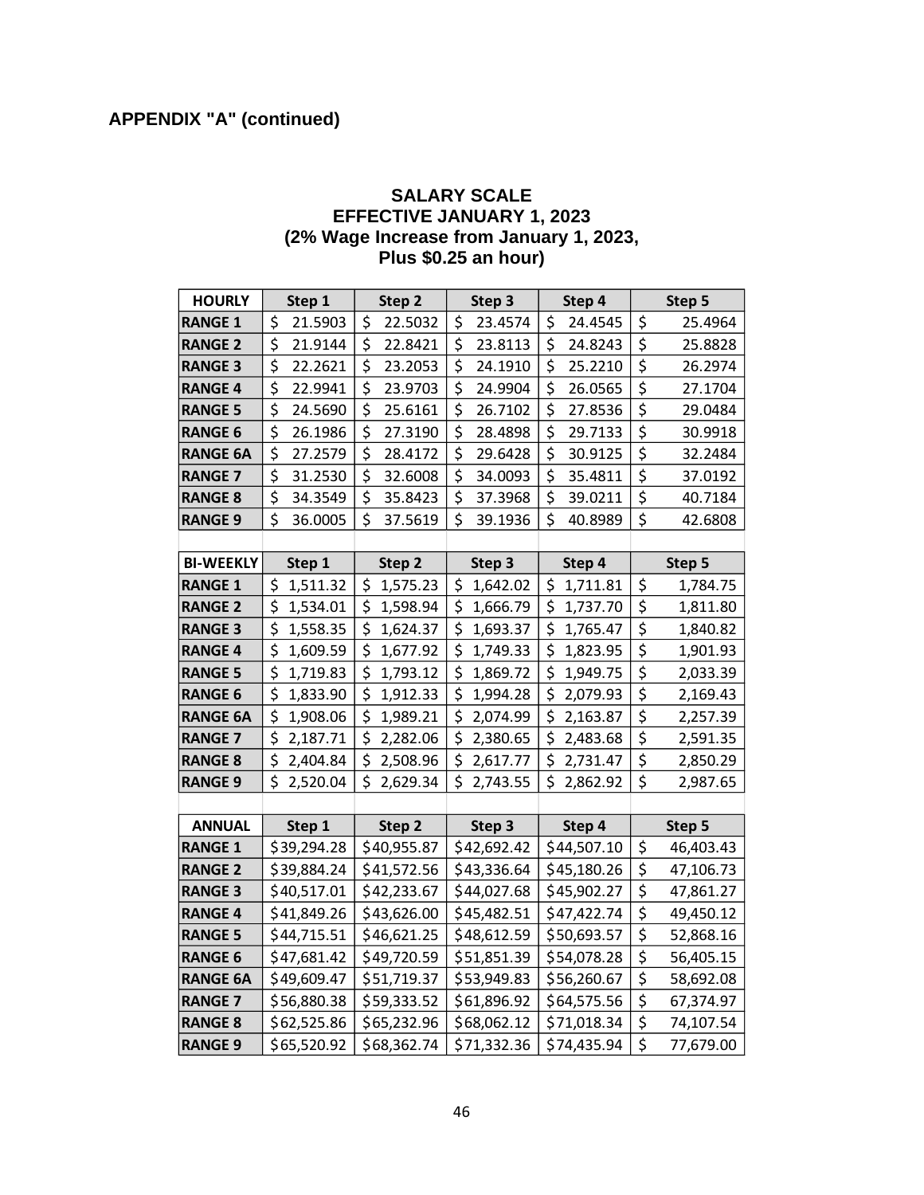**APPENDIX "A" (continued)**

## SALARY SCALE
## EFFECTIVE JANUARY 1, 2023
## (2% Wage Increase from January 1, 2023, Plus $0.25 an hour)

| HOURLY | Step 1 | Step 2 | Step 3 | Step 4 | Step 5 |
|---|---|---|---|---|---|
| RANGE 1 | $ 21.5903 | $ 22.5032 | $ 23.4574 | $ 24.4545 | $ 25.4964 |
| RANGE 2 | $ 21.9144 | $ 22.8421 | $ 23.8113 | $ 24.8243 | $ 25.8828 |
| RANGE 3 | $ 22.2621 | $ 23.2053 | $ 24.1910 | $ 25.2210 | $ 26.2974 |
| RANGE 4 | $ 22.9941 | $ 23.9703 | $ 24.9904 | $ 26.0565 | $ 27.1704 |
| RANGE 5 | $ 24.5690 | $ 25.6161 | $ 26.7102 | $ 27.8536 | $ 29.0484 |
| RANGE 6 | $ 26.1986 | $ 27.3190 | $ 28.4898 | $ 29.7133 | $ 30.9918 |
| RANGE 6A | $ 27.2579 | $ 28.4172 | $ 29.6428 | $ 30.9125 | $ 32.2484 |
| RANGE 7 | $ 31.2530 | $ 32.6008 | $ 34.0093 | $ 35.4811 | $ 37.0192 |
| RANGE 8 | $ 34.3549 | $ 35.8423 | $ 37.3968 | $ 39.0211 | $ 40.7184 |
| RANGE 9 | $ 36.0005 | $ 37.5619 | $ 39.1936 | $ 40.8989 | $ 42.6808 |

| BI-WEEKLY | Step 1 | Step 2 | Step 3 | Step 4 | Step 5 |
|---|---|---|---|---|---|
| RANGE 1 | $ 1,511.32 | $ 1,575.23 | $ 1,642.02 | $ 1,711.81 | $ 1,784.75 |
| RANGE 2 | $ 1,534.01 | $ 1,598.94 | $ 1,666.79 | $ 1,737.70 | $ 1,811.80 |
| RANGE 3 | $ 1,558.35 | $ 1,624.37 | $ 1,693.37 | $ 1,765.47 | $ 1,840.82 |
| RANGE 4 | $ 1,609.59 | $ 1,677.92 | $ 1,749.33 | $ 1,823.95 | $ 1,901.93 |
| RANGE 5 | $ 1,719.83 | $ 1,793.12 | $ 1,869.72 | $ 1,949.75 | $ 2,033.39 |
| RANGE 6 | $ 1,833.90 | $ 1,912.33 | $ 1,994.28 | $ 2,079.93 | $ 2,169.43 |
| RANGE 6A | $ 1,908.06 | $ 1,989.21 | $ 2,074.99 | $ 2,163.87 | $ 2,257.39 |
| RANGE 7 | $ 2,187.71 | $ 2,282.06 | $ 2,380.65 | $ 2,483.68 | $ 2,591.35 |
| RANGE 8 | $ 2,404.84 | $ 2,508.96 | $ 2,617.77 | $ 2,731.47 | $ 2,850.29 |
| RANGE 9 | $ 2,520.04 | $ 2,629.34 | $ 2,743.55 | $ 2,862.92 | $ 2,987.65 |

| ANNUAL | Step 1 | Step 2 | Step 3 | Step 4 | Step 5 |
|---|---|---|---|---|---|
| RANGE 1 | $39,294.28 | $40,955.87 | $42,692.42 | $44,507.10 | $ 46,403.43 |
| RANGE 2 | $39,884.24 | $41,572.56 | $43,336.64 | $45,180.26 | $ 47,106.73 |
| RANGE 3 | $40,517.01 | $42,233.67 | $44,027.68 | $45,902.27 | $ 47,861.27 |
| RANGE 4 | $41,849.26 | $43,626.00 | $45,482.51 | $47,422.74 | $ 49,450.12 |
| RANGE 5 | $44,715.51 | $46,621.25 | $48,612.59 | $50,693.57 | $ 52,868.16 |
| RANGE 6 | $47,681.42 | $49,720.59 | $51,851.39 | $54,078.28 | $ 56,405.15 |
| RANGE 6A | $49,609.47 | $51,719.37 | $53,949.83 | $56,260.67 | $ 58,692.08 |
| RANGE 7 | $56,880.38 | $59,333.52 | $61,896.92 | $64,575.56 | $ 67,374.97 |
| RANGE 8 | $62,525.86 | $65,232.96 | $68,062.12 | $71,018.34 | $ 74,107.54 |
| RANGE 9 | $65,520.92 | $68,362.74 | $71,332.36 | $74,435.94 | $ 77,679.00 |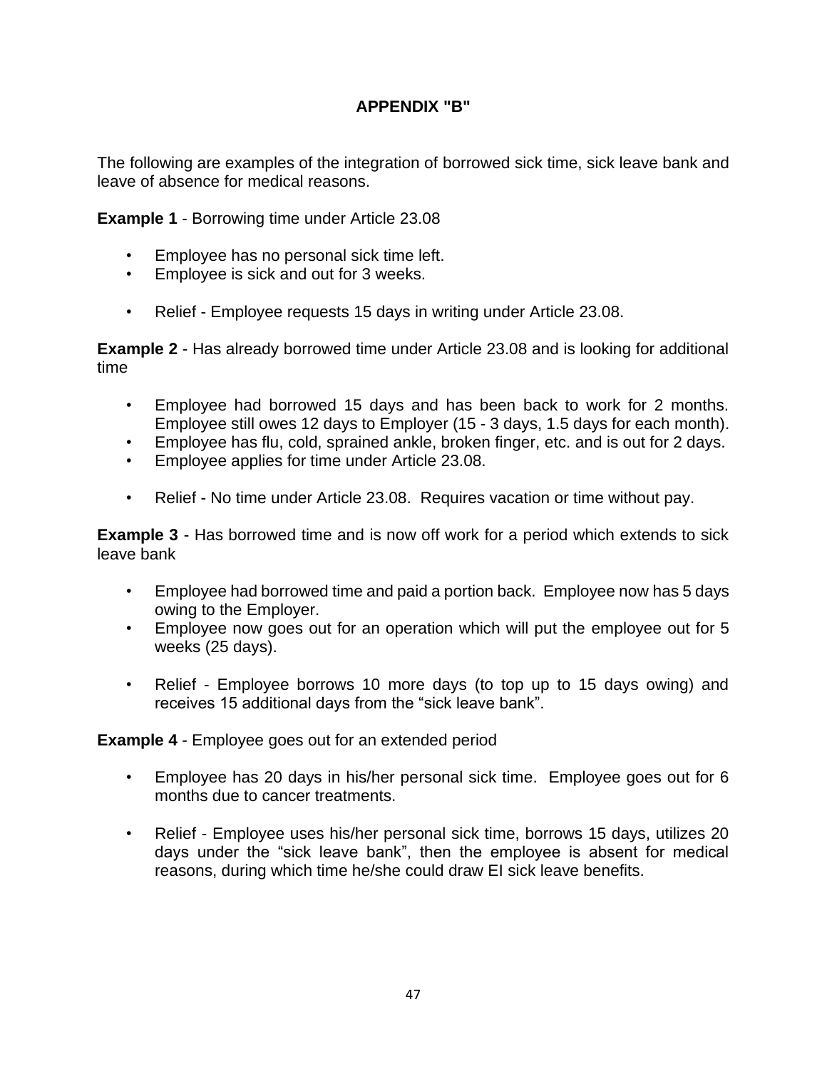## APPENDIX "B"

The following are examples of the integration of borrowed sick time, sick leave bank and leave of absence for medical reasons.

**Example 1** - Borrowing time under Article 23.08

- Employee has no personal sick time left.
- Employee is sick and out for 3 weeks.

- Relief - Employee requests 15 days in writing under Article 23.08.

**Example 2** - Has already borrowed time under Article 23.08 and is looking for additional time

- Employee had borrowed 15 days and has been back to work for 2 months. Employee still owes 12 days to Employer (15 - 3 days, 1.5 days for each month).
- Employee has flu, cold, sprained ankle, broken finger, etc. and is out for 2 days.
- Employee applies for time under Article 23.08.

- Relief - No time under Article 23.08. Requires vacation or time without pay.

**Example 3** - Has borrowed time and is now off work for a period which extends to sick leave bank

- Employee had borrowed time and paid a portion back. Employee now has 5 days owing to the Employer.
- Employee now goes out for an operation which will put the employee out for 5 weeks (25 days).

- Relief - Employee borrows 10 more days (to top up to 15 days owing) and receives 15 additional days from the "sick leave bank".

**Example 4** - Employee goes out for an extended period

- Employee has 20 days in his/her personal sick time. Employee goes out for 6 months due to cancer treatments.

- Relief - Employee uses his/her personal sick time, borrows 15 days, utilizes 20 days under the "sick leave bank", then the employee is absent for medical reasons, during which time he/she could draw EI sick leave benefits.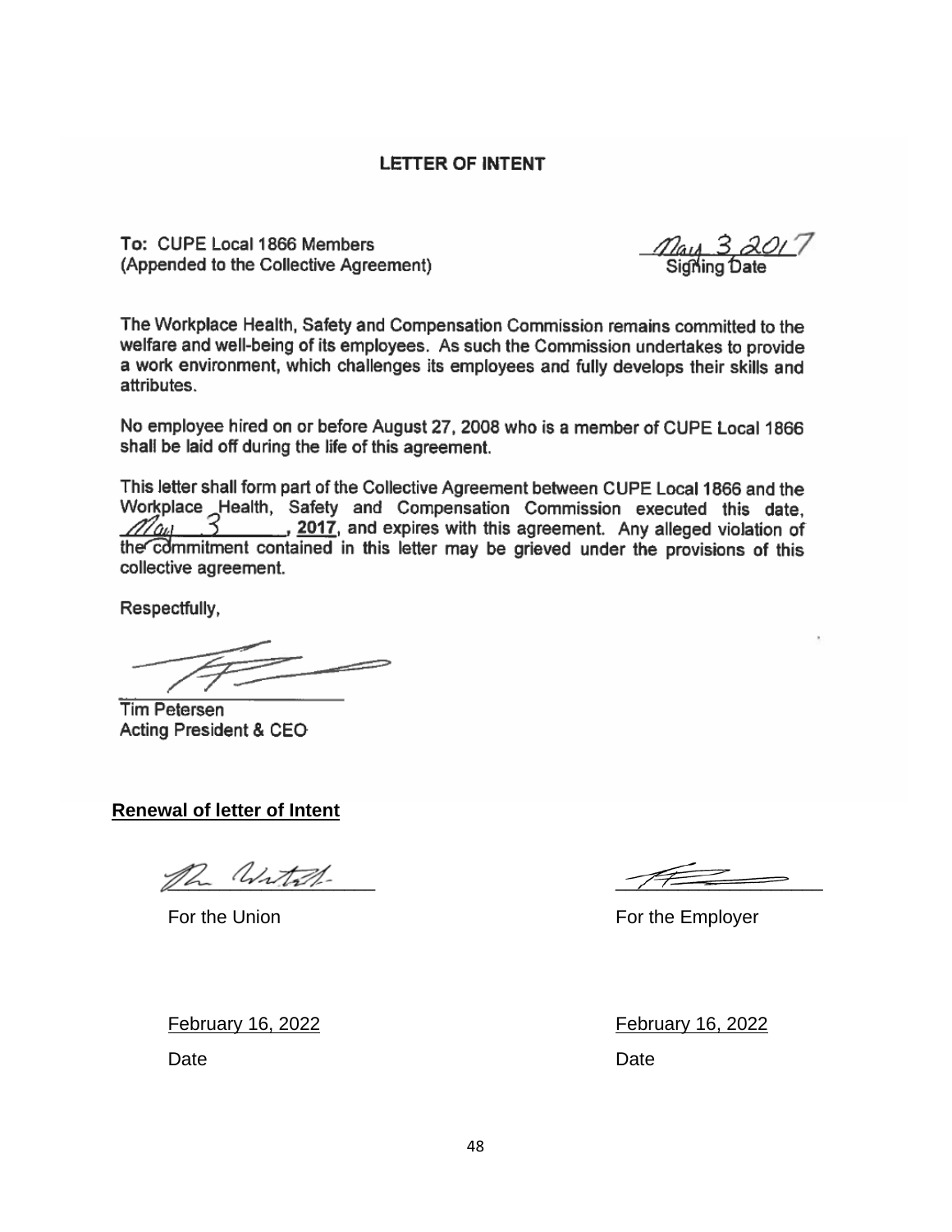# LETTER OF INTENT

**To:** CUPE Local 1866 Members
(Appended to the Collective Agreement)

May 3 2017
Signing Date

The Workplace Health, Safety and Compensation Commission remains committed to the welfare and well-being of its employees. As such the Commission undertakes to provide a work environment, which challenges its employees and fully develops their skills and attributes.

No employee hired on or before August 27, 2008 who is a member of CUPE Local 1866 shall be laid off during the life of this agreement.

This letter shall form part of the Collective Agreement between CUPE Local 1866 and the Workplace Health, Safety and Compensation Commission executed this date, May 3, **2017**, and expires with this agreement. Any alleged violation of the commitment contained in this letter may be grieved under the provisions of this collective agreement.

Respectfully,

Tim Petersen
Acting President & CEO

**Renewal of letter of Intent**

For the Union

February 16, 2022
Date

For the Employer

February 16, 2022
Date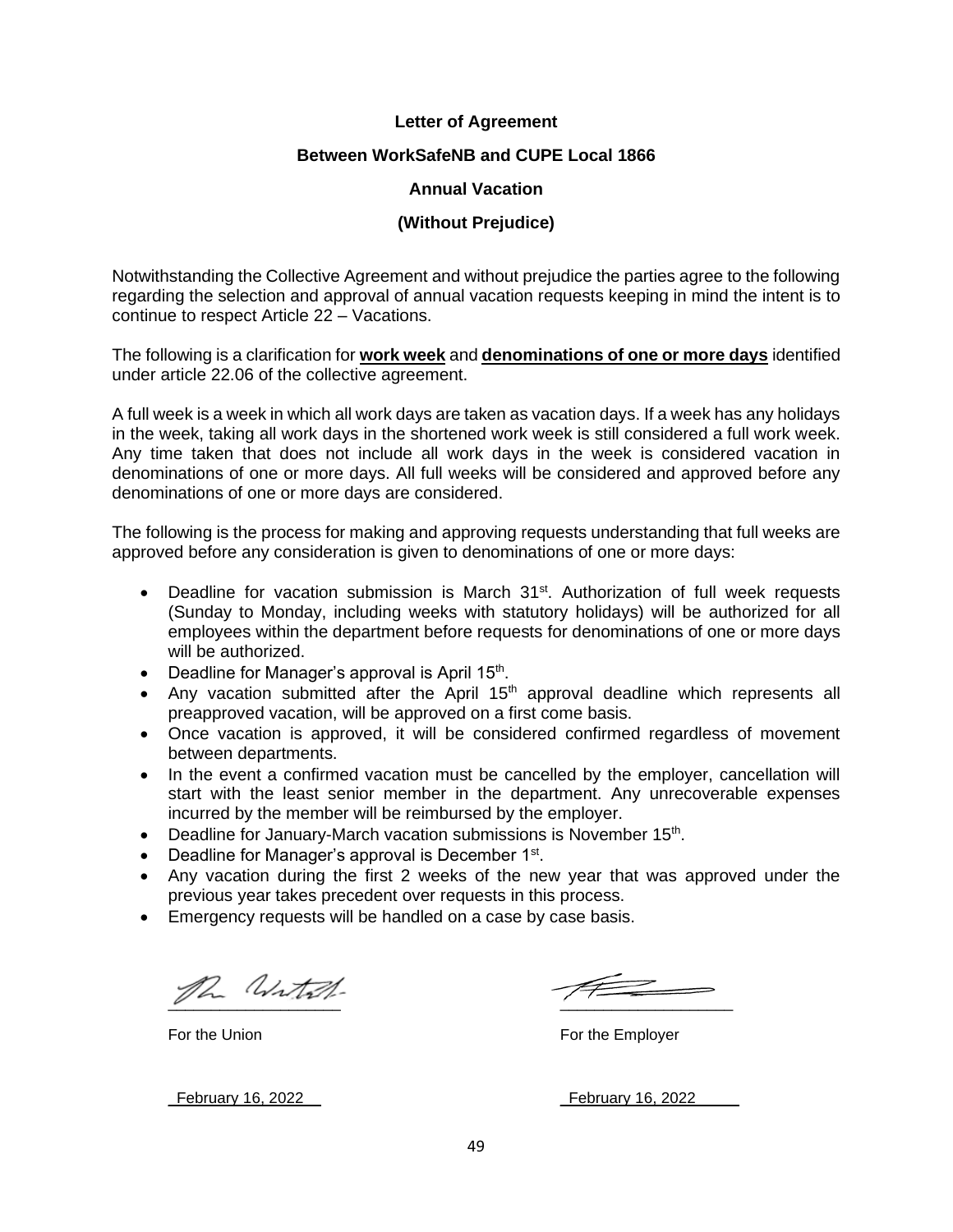**Letter of Agreement**

**Between WorkSafeNB and CUPE Local 1866**

**Annual Vacation**

**(Without Prejudice)**

Notwithstanding the Collective Agreement and without prejudice the parties agree to the following regarding the selection and approval of annual vacation requests keeping in mind the intent is to continue to respect Article 22 – Vacations.

The following is a clarification for **work week** and **denominations of one or more days** identified under article 22.06 of the collective agreement.

A full week is a week in which all work days are taken as vacation days. If a week has any holidays in the week, taking all work days in the shortened work week is still considered a full work week. Any time taken that does not include all work days in the week is considered vacation in denominations of one or more days. All full weeks will be considered and approved before any denominations of one or more days are considered.

The following is the process for making and approving requests understanding that full weeks are approved before any consideration is given to denominations of one or more days:

- Deadline for vacation submission is March 31st. Authorization of full week requests (Sunday to Monday, including weeks with statutory holidays) will be authorized for all employees within the department before requests for denominations of one or more days will be authorized.
- Deadline for Manager's approval is April 15th.
- Any vacation submitted after the April 15th approval deadline which represents all preapproved vacation, will be approved on a first come basis.
- Once vacation is approved, it will be considered confirmed regardless of movement between departments.
- In the event a confirmed vacation must be cancelled by the employer, cancellation will start with the least senior member in the department. Any unrecoverable expenses incurred by the member will be reimbursed by the employer.
- Deadline for January-March vacation submissions is November 15th.
- Deadline for Manager's approval is December 1st.
- Any vacation during the first 2 weeks of the new year that was approved under the previous year takes precedent over requests in this process.
- Emergency requests will be handled on a case by case basis.

| For the Union | For the Employer |
|---|---|
| February 16, 2022 | February 16, 2022 |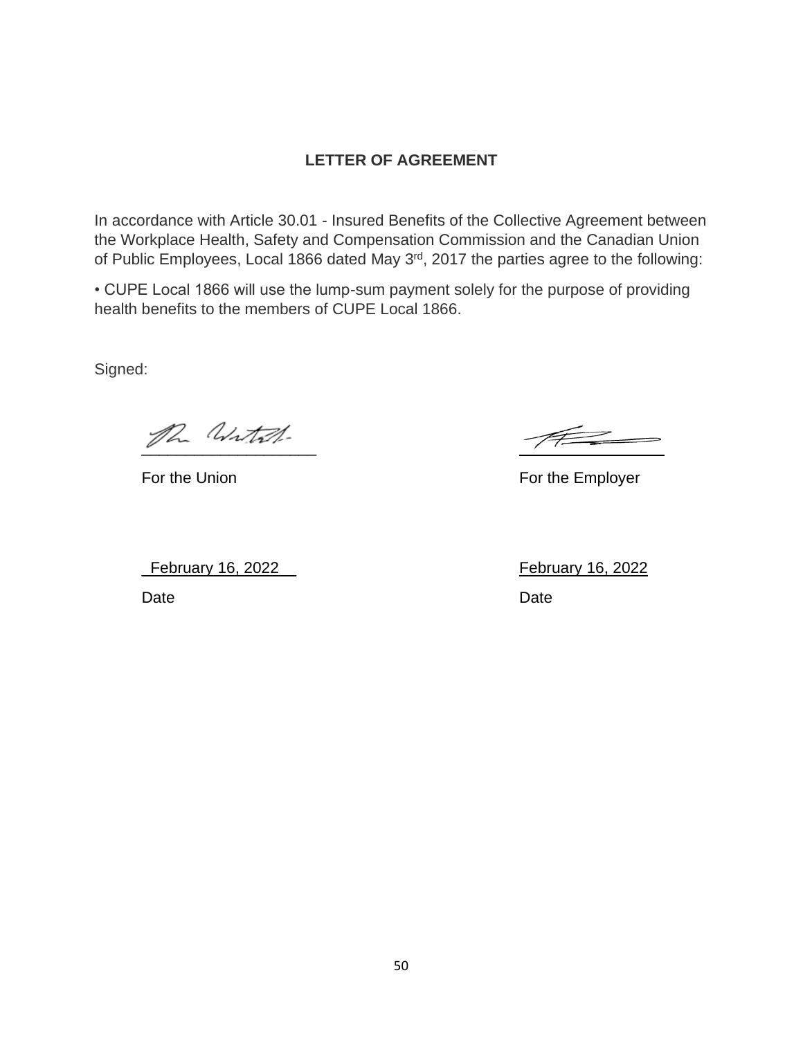## LETTER OF AGREEMENT

In accordance with Article 30.01 - Insured Benefits of the Collective Agreement between the Workplace Health, Safety and Compensation Commission and the Canadian Union of Public Employees, Local 1866 dated May 3rd, 2017 the parties agree to the following:

• CUPE Local 1866 will use the lump-sum payment solely for the purpose of providing health benefits to the members of CUPE Local 1866.

Signed:

| | |
|---|---|
| ____________________ | ____________________ |
| For the Union | For the Employer |
| February 16, 2022 | February 16, 2022 |
| Date | Date |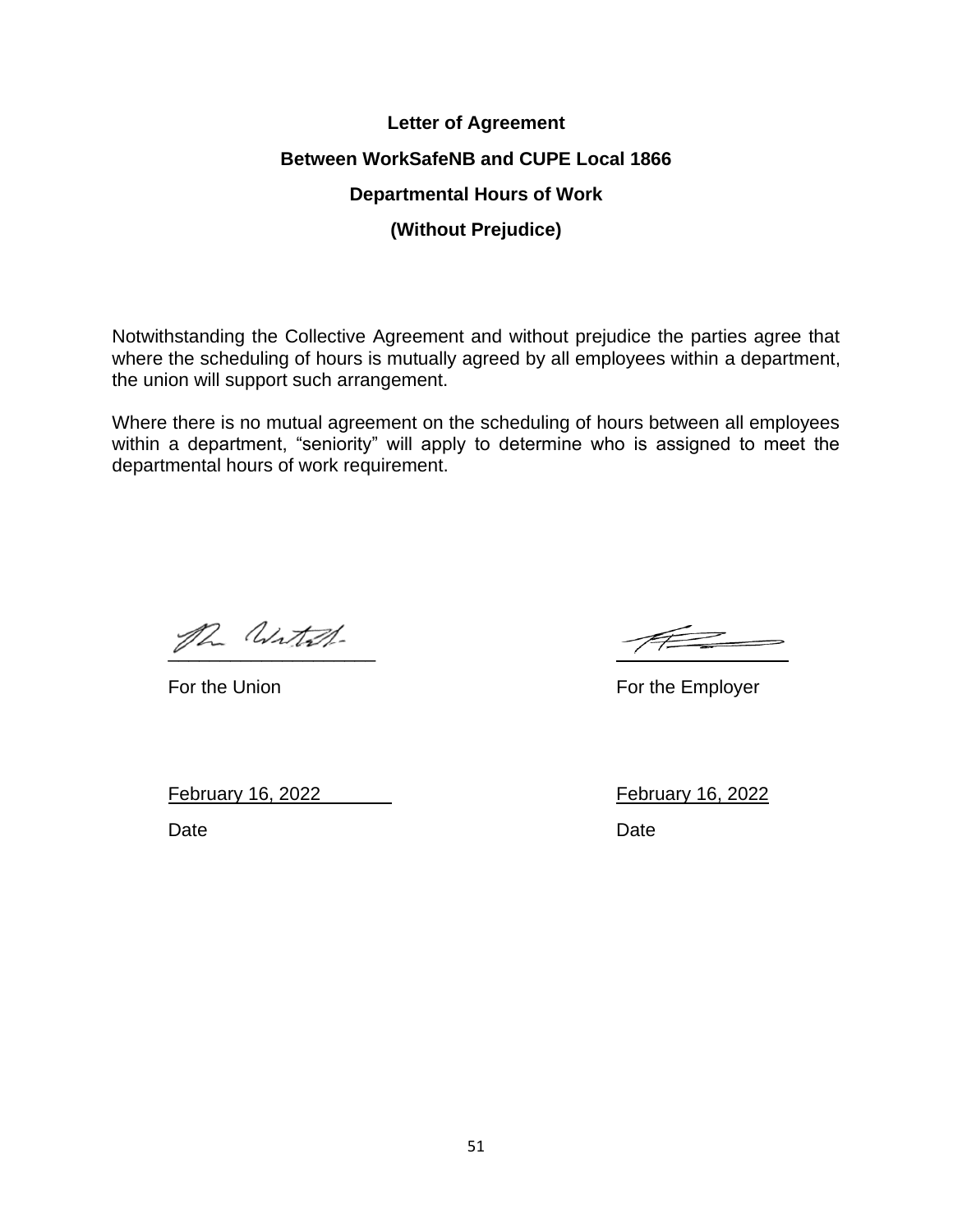**Letter of Agreement**

**Between WorkSafeNB and CUPE Local 1866**

**Departmental Hours of Work**

**(Without Prejudice)**

Notwithstanding the Collective Agreement and without prejudice the parties agree that where the scheduling of hours is mutually agreed by all employees within a department, the union will support such arrangement.

Where there is no mutual agreement on the scheduling of hours between all employees within a department, “seniority” will apply to determine who is assigned to meet the departmental hours of work requirement.

| | |
|---|---|
| \_\_\_\_\_\_\_\_\_\_\_\_\_\_\_\_\_\_\_\_ | \_\_\_\_\_\_\_\_\_\_\_\_\_\_\_\_\_\_\_\_ |
| For the Union | For the Employer |
| February 16, 2022 | February 16, 2022 |
| Date | Date |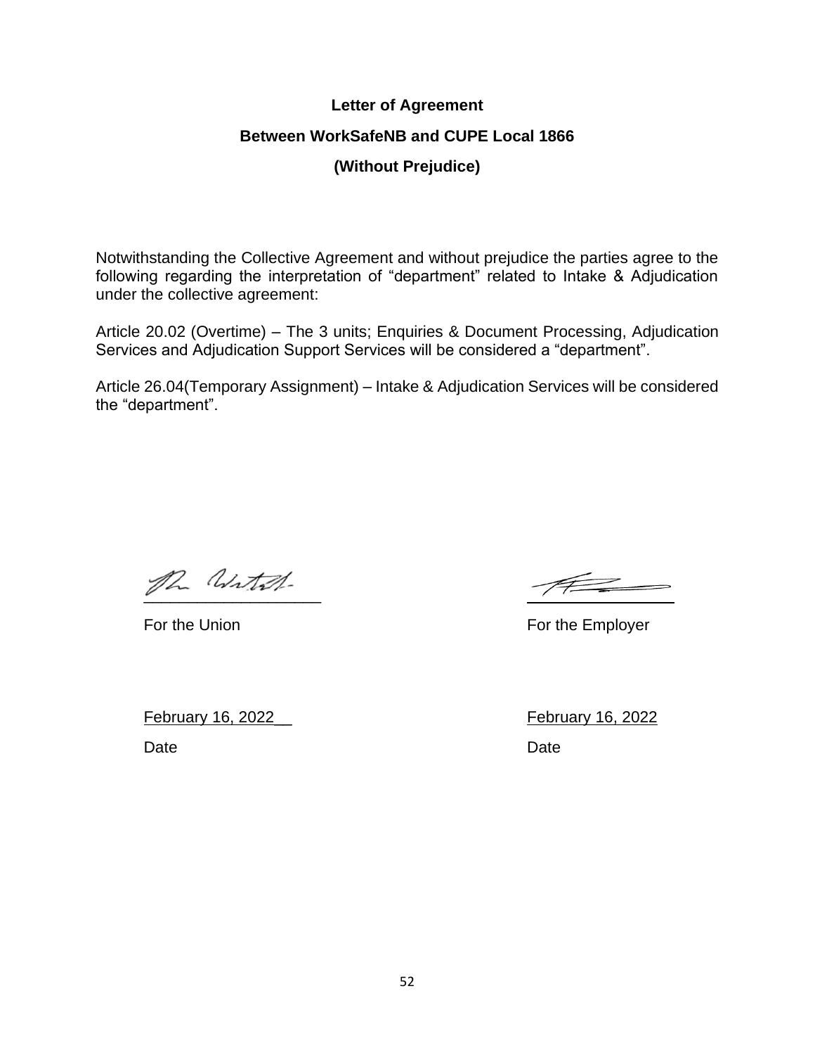# Letter of Agreement

## Between WorkSafeNB and CUPE Local 1866

## (Without Prejudice)

Notwithstanding the Collective Agreement and without prejudice the parties agree to the following regarding the interpretation of “department” related to Intake & Adjudication under the collective agreement:

Article 20.02 (Overtime) – The 3 units; Enquiries & Document Processing, Adjudication Services and Adjudication Support Services will be considered a “department”.

Article 26.04(Temporary Assignment) – Intake & Adjudication Services will be considered the “department”.

___________________
For the Union

___________________
For the Employer

February 16, 2022
Date

February 16, 2022
Date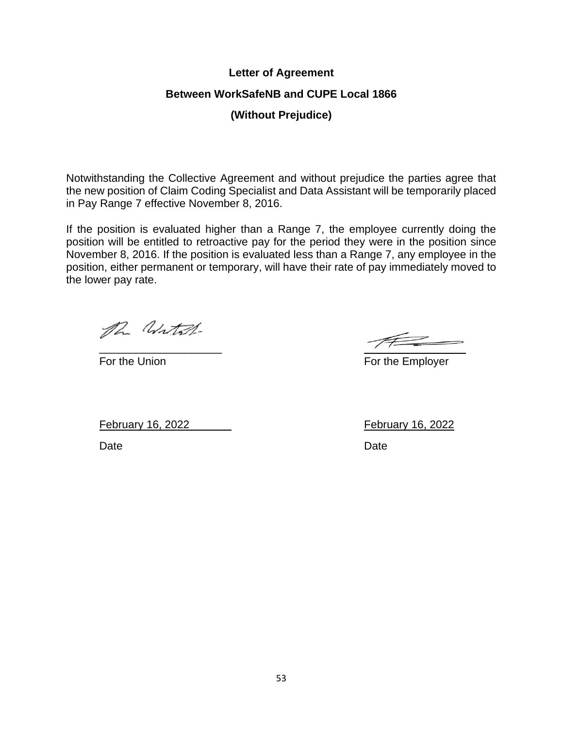**Letter of Agreement**

**Between WorkSafeNB and CUPE Local 1866**

**(Without Prejudice)**

Notwithstanding the Collective Agreement and without prejudice the parties agree that the new position of Claim Coding Specialist and Data Assistant will be temporarily placed in Pay Range 7 effective November 8, 2016.

If the position is evaluated higher than a Range 7, the employee currently doing the position will be entitled to retroactive pay for the period they were in the position since November 8, 2016. If the position is evaluated less than a Range 7, any employee in the position, either permanent or temporary, will have their rate of pay immediately moved to the lower pay rate.

| For the Union | For the Employer |
|---|---|
| February 16, 2022 | February 16, 2022 |
| Date | Date |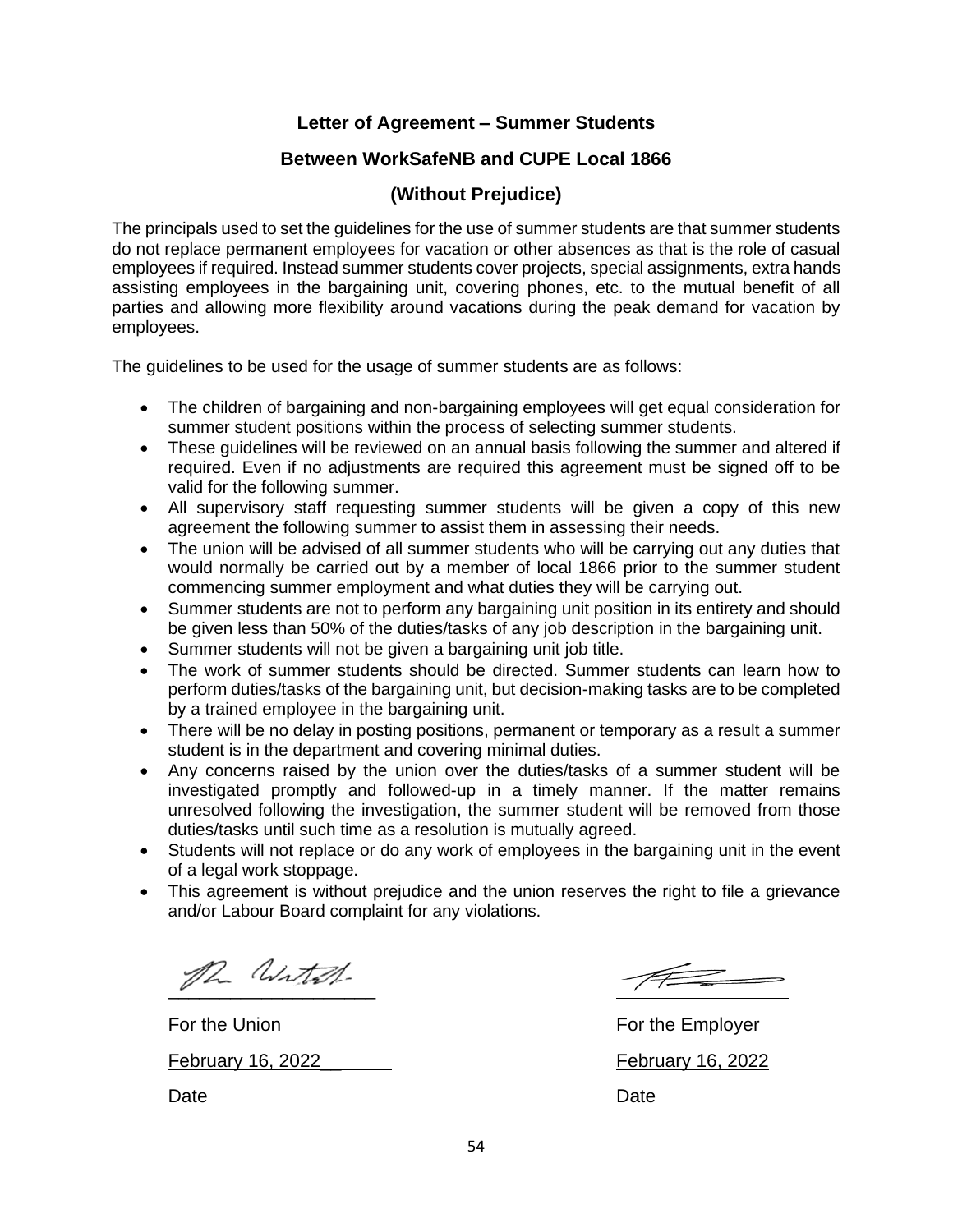**Letter of Agreement – Summer Students**

**Between WorkSafeNB and CUPE Local 1866**

**(Without Prejudice)**

The principals used to set the guidelines for the use of summer students are that summer students do not replace permanent employees for vacation or other absences as that is the role of casual employees if required. Instead summer students cover projects, special assignments, extra hands assisting employees in the bargaining unit, covering phones, etc. to the mutual benefit of all parties and allowing more flexibility around vacations during the peak demand for vacation by employees.

The guidelines to be used for the usage of summer students are as follows:

- The children of bargaining and non-bargaining employees will get equal consideration for summer student positions within the process of selecting summer students.
- These guidelines will be reviewed on an annual basis following the summer and altered if required. Even if no adjustments are required this agreement must be signed off to be valid for the following summer.
- All supervisory staff requesting summer students will be given a copy of this new agreement the following summer to assist them in assessing their needs.
- The union will be advised of all summer students who will be carrying out any duties that would normally be carried out by a member of local 1866 prior to the summer student commencing summer employment and what duties they will be carrying out.
- Summer students are not to perform any bargaining unit position in its entirety and should be given less than 50% of the duties/tasks of any job description in the bargaining unit.
- Summer students will not be given a bargaining unit job title.
- The work of summer students should be directed. Summer students can learn how to perform duties/tasks of the bargaining unit, but decision-making tasks are to be completed by a trained employee in the bargaining unit.
- There will be no delay in posting positions, permanent or temporary as a result a summer student is in the department and covering minimal duties.
- Any concerns raised by the union over the duties/tasks of a summer student will be investigated promptly and followed-up in a timely manner. If the matter remains unresolved following the investigation, the summer student will be removed from those duties/tasks until such time as a resolution is mutually agreed.
- Students will not replace or do any work of employees in the bargaining unit in the event of a legal work stoppage.
- This agreement is without prejudice and the union reserves the right to file a grievance and/or Labour Board complaint for any violations.

| | |
|---|---|
| For the Union | For the Employer |
| February 16, 2022 | February 16, 2022 |
| Date | Date |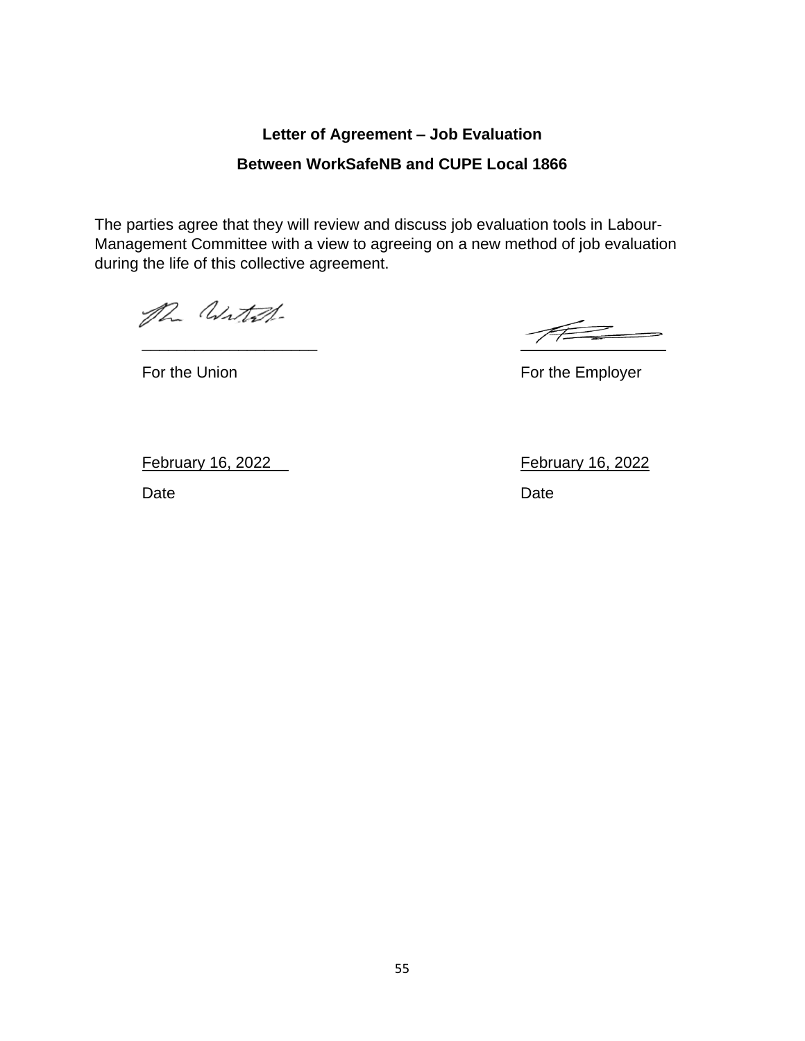### Letter of Agreement – Job Evaluation

### Between WorkSafeNB and CUPE Local 1866

The parties agree that they will review and discuss job evaluation tools in Labour-Management Committee with a view to agreeing on a new method of job evaluation during the life of this collective agreement.

____________________ ____________________

For the Union For the Employer

February 16, 2022 February 16, 2022

Date Date